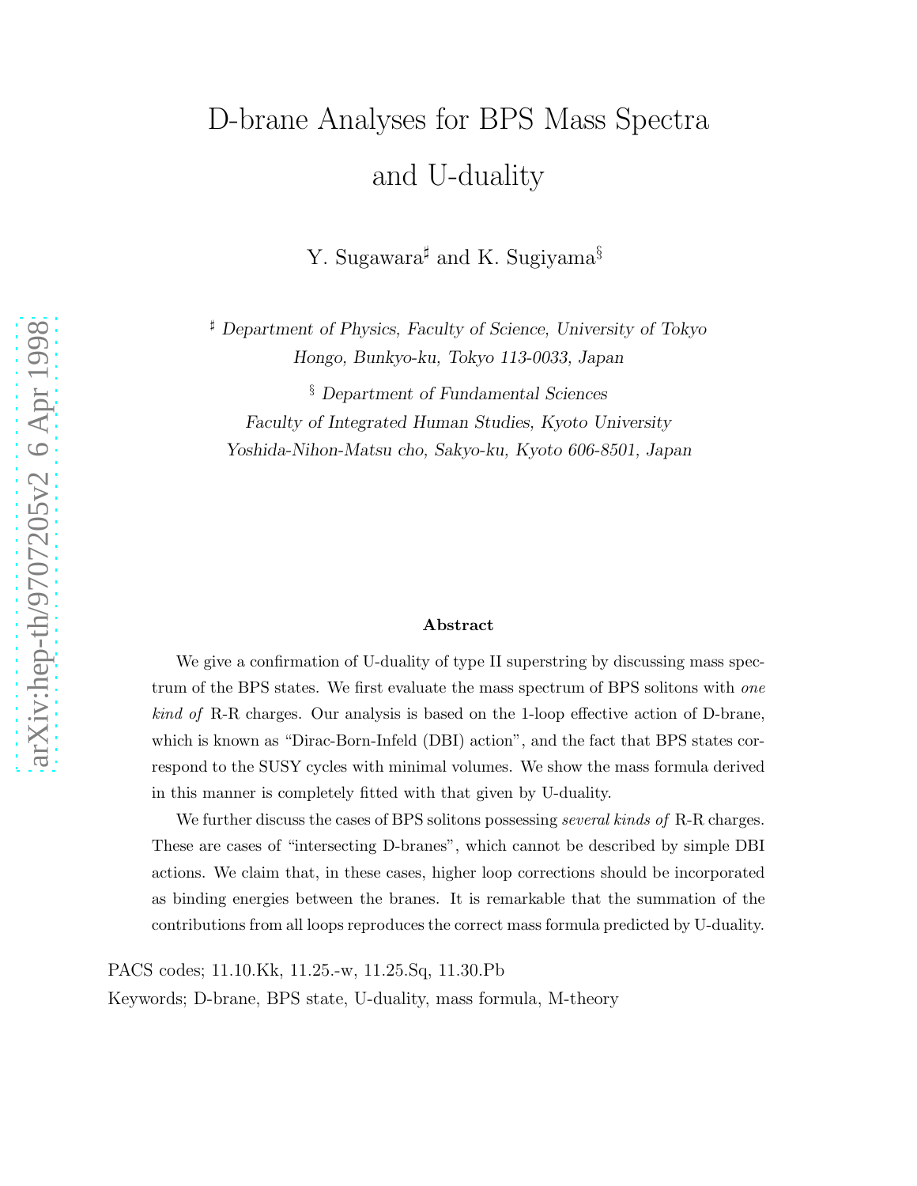# D-brane Analyses for BPS Mass Spectra and U-duality

Y. Sugawara[♯] and K. Sugiyama[§]

[♯] *Department of Physics, Faculty of Science, University of Tokyo*
*Hongo, Bunkyo-ku, Tokyo 113-0033, Japan*

[§] *Department of Fundamental Sciences*
*Faculty of Integrated Human Studies, Kyoto University*
*Yoshida-Nihon-Matsu cho, Sakyo-ku, Kyoto 606-8501, Japan*

**Abstract**

We give a confirmation of U-duality of type II superstring by discussing mass spectrum of the BPS states. We first evaluate the mass spectrum of BPS solitons with *one kind of* R-R charges. Our analysis is based on the 1-loop effective action of D-brane, which is known as "Dirac-Born-Infeld (DBI) action", and the fact that BPS states correspond to the SUSY cycles with minimal volumes. We show the mass formula derived in this manner is completely fitted with that given by U-duality.

We further discuss the cases of BPS solitons possessing *several kinds of* R-R charges. These are cases of "intersecting D-branes", which cannot be described by simple DBI actions. We claim that, in these cases, higher loop corrections should be incorporated as binding energies between the branes. It is remarkable that the summation of the contributions from all loops reproduces the correct mass formula predicted by U-duality.

PACS codes; 11.10.Kk, 11.25.-w, 11.25.Sq, 11.30.Pb

Keywords; D-brane, BPS state, U-duality, mass formula, M-theory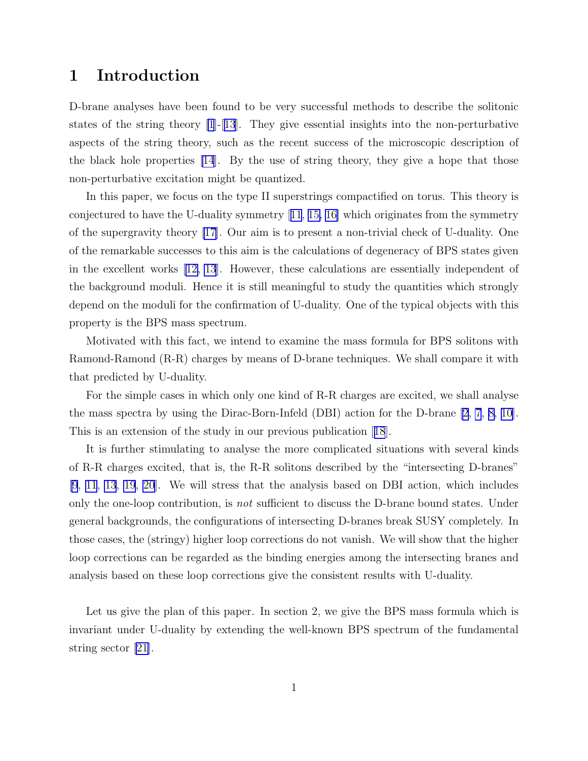# 1 Introduction

D-brane analyses have been found to be very successful methods to describe the solitonic states of the string theory [1]-[13]. They give essential insights into the non-perturbative aspects of the string theory, such as the recent success of the microscopic description of the black hole properties [14]. By the use of string theory, they give a hope that those non-perturbative excitation might be quantized.

In this paper, we focus on the type II superstrings compactified on torus. This theory is conjectured to have the U-duality symmetry [11, 15, 16] which originates from the symmetry of the supergravity theory [17]. Our aim is to present a non-trivial check of U-duality. One of the remarkable successes to this aim is the calculations of degeneracy of BPS states given in the excellent works [12, 13]. However, these calculations are essentially independent of the background moduli. Hence it is still meaningful to study the quantities which strongly depend on the moduli for the confirmation of U-duality. One of the typical objects with this property is the BPS mass spectrum.

Motivated with this fact, we intend to examine the mass formula for BPS solitons with Ramond-Ramond (R-R) charges by means of D-brane techniques. We shall compare it with that predicted by U-duality.

For the simple cases in which only one kind of R-R charges are excited, we shall analyse the mass spectra by using the Dirac-Born-Infeld (DBI) action for the D-brane [2, 7, 8, 10]. This is an extension of the study in our previous publication [18].

It is further stimulating to analyse the more complicated situations with several kinds of R-R charges excited, that is, the R-R solitons described by the "intersecting D-branes" [9, 11, 13, 19, 20]. We will stress that the analysis based on DBI action, which includes only the one-loop contribution, is *not* sufficient to discuss the D-brane bound states. Under general backgrounds, the configurations of intersecting D-branes break SUSY completely. In those cases, the (stringy) higher loop corrections do not vanish. We will show that the higher loop corrections can be regarded as the binding energies among the intersecting branes and analysis based on these loop corrections give the consistent results with U-duality.

Let us give the plan of this paper. In section 2, we give the BPS mass formula which is invariant under U-duality by extending the well-known BPS spectrum of the fundamental string sector [21].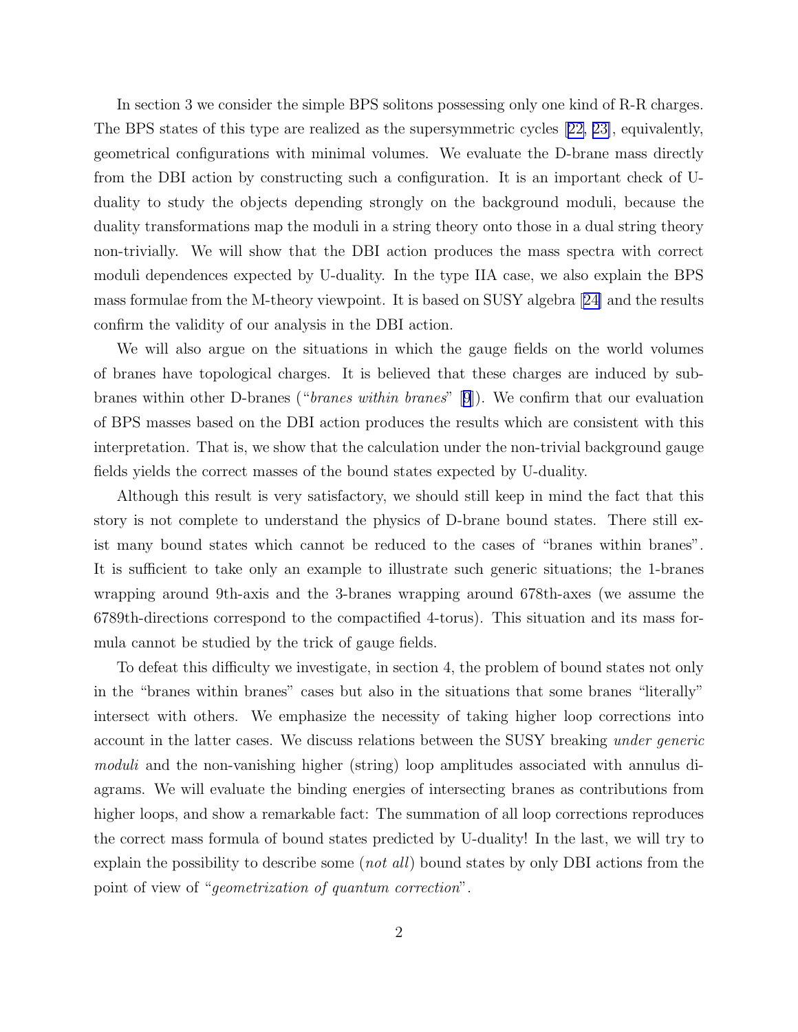In section 3 we consider the simple BPS solitons possessing only one kind of R-R charges. The BPS states of this type are realized as the supersymmetric cycles [22, 23], equivalently, geometrical configurations with minimal volumes. We evaluate the D-brane mass directly from the DBI action by constructing such a configuration. It is an important check of U-duality to study the objects depending strongly on the background moduli, because the duality transformations map the moduli in a string theory onto those in a dual string theory non-trivially. We will show that the DBI action produces the mass spectra with correct moduli dependences expected by U-duality. In the type IIA case, we also explain the BPS mass formulae from the M-theory viewpoint. It is based on SUSY algebra [24] and the results confirm the validity of our analysis in the DBI action.

We will also argue on the situations in which the gauge fields on the world volumes of branes have topological charges. It is believed that these charges are induced by sub-branes within other D-branes ("*branes within branes*" [9]). We confirm that our evaluation of BPS masses based on the DBI action produces the results which are consistent with this interpretation. That is, we show that the calculation under the non-trivial background gauge fields yields the correct masses of the bound states expected by U-duality.

Although this result is very satisfactory, we should still keep in mind the fact that this story is not complete to understand the physics of D-brane bound states. There still exist many bound states which cannot be reduced to the cases of "branes within branes". It is sufficient to take only an example to illustrate such generic situations; the 1-branes wrapping around 9th-axis and the 3-branes wrapping around 678th-axes (we assume the 6789th-directions correspond to the compactified 4-torus). This situation and its mass formula cannot be studied by the trick of gauge fields.

To defeat this difficulty we investigate, in section 4, the problem of bound states not only in the "branes within branes" cases but also in the situations that some branes "literally" intersect with others. We emphasize the necessity of taking higher loop corrections into account in the latter cases. We discuss relations between the SUSY breaking *under generic moduli* and the non-vanishing higher (string) loop amplitudes associated with annulus diagrams. We will evaluate the binding energies of intersecting branes as contributions from higher loops, and show a remarkable fact: The summation of all loop corrections reproduces the correct mass formula of bound states predicted by U-duality! In the last, we will try to explain the possibility to describe some (*not all*) bound states by only DBI actions from the point of view of "*geometrization of quantum correction*".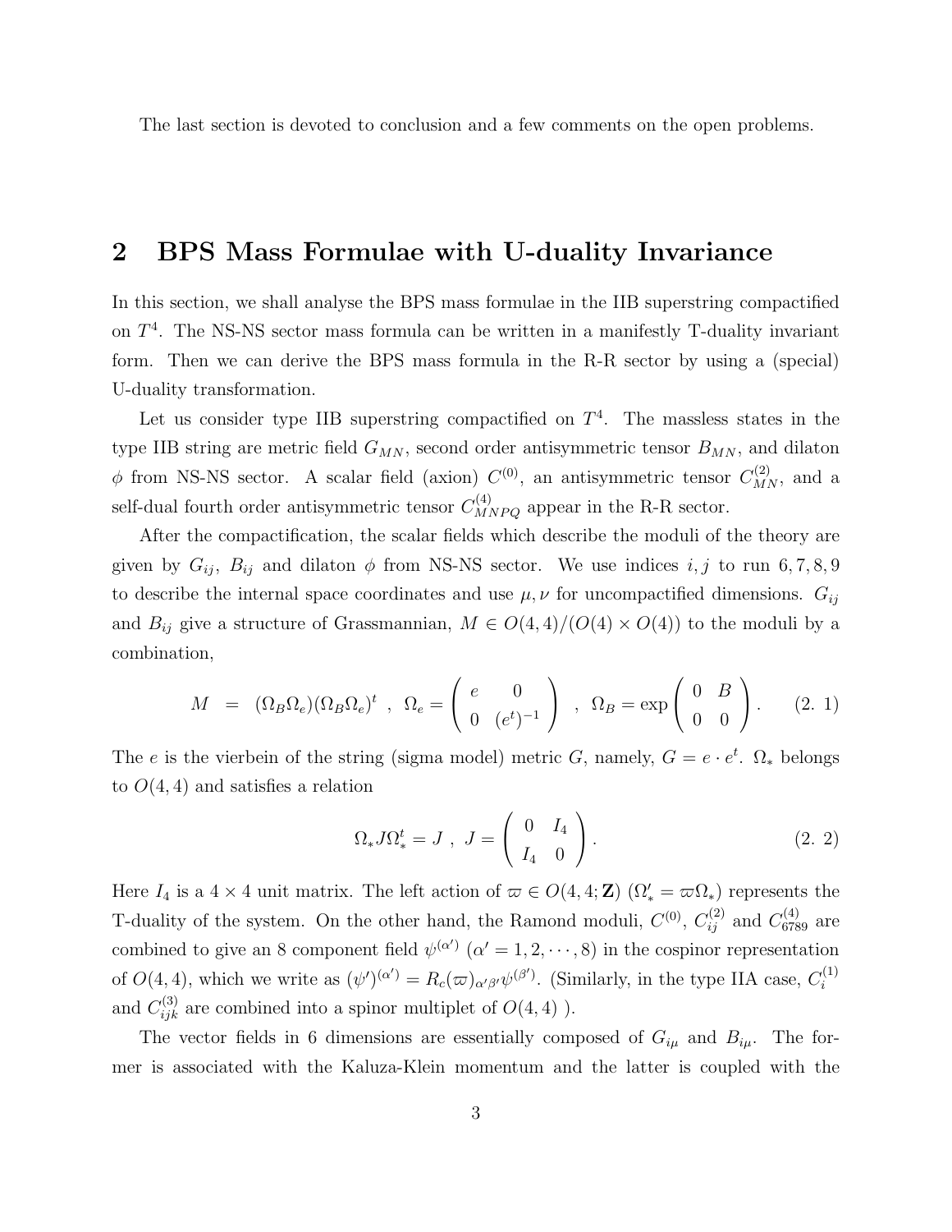The last section is devoted to conclusion and a few comments on the open problems.

## 2 BPS Mass Formulae with U-duality Invariance

In this section, we shall analyse the BPS mass formulae in the IIB superstring compactified on $T^4$. The NS-NS sector mass formula can be written in a manifestly T-duality invariant form. Then we can derive the BPS mass formula in the R-R sector by using a (special) U-duality transformation.

Let us consider type IIB superstring compactified on $T^4$. The massless states in the type IIB string are metric field $G_{MN}$, second order antisymmetric tensor $B_{MN}$, and dilaton $\phi$ from NS-NS sector. A scalar field (axion) $C^{(0)}$, an antisymmetric tensor $C^{(2)}_{MN}$, and a self-dual fourth order antisymmetric tensor $C^{(4)}_{MNPQ}$ appear in the R-R sector.

After the compactification, the scalar fields which describe the moduli of the theory are given by $G_{ij}$, $B_{ij}$ and dilaton $\phi$ from NS-NS sector. We use indices $i, j$ to run $6, 7, 8, 9$ to describe the internal space coordinates and use $\mu, \nu$ for uncompactified dimensions. $G_{ij}$ and $B_{ij}$ give a structure of Grassmannian, $M \in O(4,4)/(O(4) \times O(4))$ to the moduli by a combination,

$$M = (\Omega_B \Omega_e)(\Omega_B \Omega_e)^t \ , \ \Omega_e = \begin{pmatrix} e & 0 \\ 0 & (e^t)^{-1} \end{pmatrix} \ , \ \Omega_B = \exp \begin{pmatrix} 0 & B \\ 0 & 0 \end{pmatrix} . \qquad (2.\ 1)$$

The $e$ is the vierbein of the string (sigma model) metric $G$, namely, $G = e \cdot e^t$. $\Omega_*$ belongs to $O(4,4)$ and satisfies a relation

$$\Omega_* J \Omega_*^t = J \ , \ J = \begin{pmatrix} 0 & I_4 \\ I_4 & 0 \end{pmatrix} . \qquad (2.\ 2)$$

Here $I_4$ is a $4 \times 4$ unit matrix. The left action of $\varpi \in O(4,4;\mathbf{Z})$ ($\Omega'_* = \varpi \Omega_*$) represents the T-duality of the system. On the other hand, the Ramond moduli, $C^{(0)}$, $C^{(2)}_{ij}$ and $C^{(4)}_{6789}$ are combined to give an 8 component field $\psi^{(\alpha')}$ ($\alpha' = 1, 2, \cdots, 8$) in the cospinor representation of $O(4,4)$, which we write as $(\psi')^{(\alpha')} = R_c(\varpi)_{\alpha'\beta'} \psi^{(\beta')}$. (Similarly, in the type IIA case, $C^{(1)}_i$ and $C^{(3)}_{ijk}$ are combined into a spinor multiplet of $O(4,4)$ ).

The vector fields in 6 dimensions are essentially composed of $G_{i\mu}$ and $B_{i\mu}$. The former is associated with the Kaluza-Klein momentum and the latter is coupled with the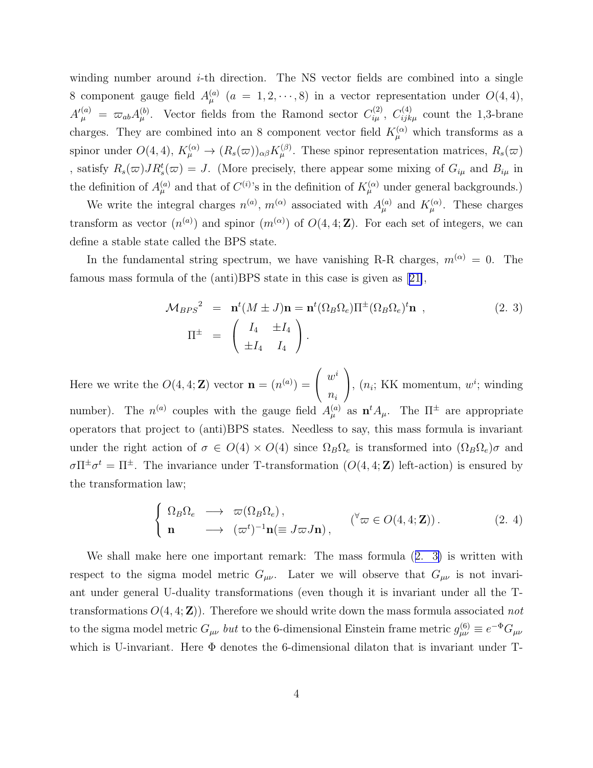winding number around $i$-th direction. The NS vector fields are combined into a single 8 component gauge field $A_\mu^{(a)}$ ($a = 1, 2, \cdots, 8$) in a vector representation under $O(4,4)$, $A'^{(a)}_\mu = \varpi_{ab} A_\mu^{(b)}$. Vector fields from the Ramond sector $C_{i\mu}^{(2)}$, $C_{ijk\mu}^{(4)}$ count the 1,3-brane charges. They are combined into an 8 component vector field $K_\mu^{(\alpha)}$ which transforms as a spinor under $O(4,4)$, $K_\mu^{(\alpha)} \to (R_s(\varpi))_{\alpha\beta} K_\mu^{(\beta)}$. These spinor representation matrices, $R_s(\varpi)$ , satisfy $R_s(\varpi) J R_s^t(\varpi) = J$. (More precisely, there appear some mixing of $G_{i\mu}$ and $B_{i\mu}$ in the definition of $A_\mu^{(a)}$ and that of $C^{(i)}$'s in the definition of $K_\mu^{(\alpha)}$ under general backgrounds.)

We write the integral charges $n^{(a)}$, $m^{(\alpha)}$ associated with $A_\mu^{(a)}$ and $K_\mu^{(\alpha)}$. These charges transform as vector ($n^{(a)}$) and spinor ($m^{(\alpha)}$) of $O(4,4;\mathbf{Z})$. For each set of integers, we can define a stable state called the BPS state.

In the fundamental string spectrum, we have vanishing R-R charges, $m^{(\alpha)} = 0$. The famous mass formula of the (anti)BPS state in this case is given as [21],

$$
\begin{aligned}
{\mathcal{M}_{BPS}}^2 &= \mathbf{n}^t (M \pm J) \mathbf{n} = \mathbf{n}^t (\Omega_B \Omega_e) \Pi^{\pm} (\Omega_B \Omega_e)^t \mathbf{n} \ , \\
\Pi^{\pm} &= \begin{pmatrix} I_4 & \pm I_4 \\ \pm I_4 & I_4 \end{pmatrix} .
\end{aligned}
\tag{2. 3}
$$

Here we write the $O(4,4;\mathbf{Z})$ vector $\mathbf{n} = (n^{(a)}) = \begin{pmatrix} w^i \\ n_i \end{pmatrix}$, ($n_i$; KK momentum, $w^i$; winding number). The $n^{(a)}$ couples with the gauge field $A_\mu^{(a)}$ as $\mathbf{n}^t A_\mu$. The $\Pi^{\pm}$ are appropriate operators that project to (anti)BPS states. Needless to say, this mass formula is invariant under the right action of $\sigma \in O(4) \times O(4)$ since $\Omega_B \Omega_e$ is transformed into $(\Omega_B \Omega_e)\sigma$ and $\sigma \Pi^{\pm} \sigma^t = \Pi^{\pm}$. The invariance under T-transformation ($O(4,4;\mathbf{Z})$ left-action) is ensured by the transformation law;

$$
\left\{
\begin{array}{lll}
\Omega_B \Omega_e & \longrightarrow & \varpi (\Omega_B \Omega_e) \, , \\
\mathbf{n} & \longrightarrow & (\varpi^t)^{-1} \mathbf{n} (\equiv J \varpi J \mathbf{n}) \, ,
\end{array}
\right.
\qquad ({}^{\forall}\varpi \in O(4,4;\mathbf{Z})) \, .
\tag{2. 4}
$$

We shall make here one important remark: The mass formula (2. 3) is written with respect to the sigma model metric $G_{\mu\nu}$. Later we will observe that $G_{\mu\nu}$ is not invariant under general U-duality transformations (even though it is invariant under all the T-transformations $O(4,4;\mathbf{Z})$). Therefore we should write down the mass formula associated *not* to the sigma model metric $G_{\mu\nu}$ *but* to the 6-dimensional Einstein frame metric $g_{\mu\nu}^{(6)} \equiv e^{-\Phi} G_{\mu\nu}$ which is U-invariant. Here $\Phi$ denotes the 6-dimensional dilaton that is invariant under T-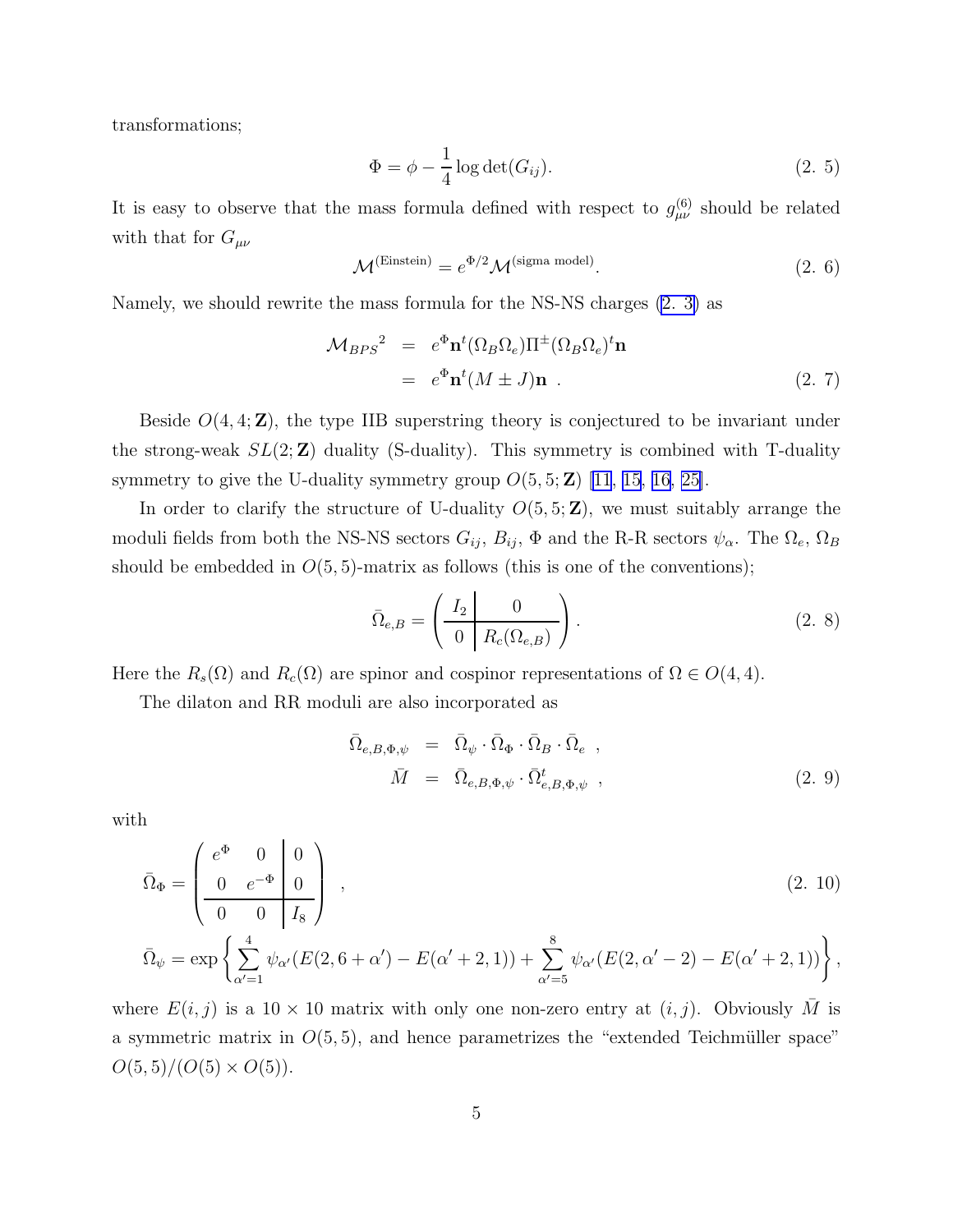transformations;

$$\Phi = \phi - \frac{1}{4}\log\det(G_{ij}). \tag{2. 5}$$

It is easy to observe that the mass formula defined with respect to $g^{(6)}_{\mu\nu}$ should be related with that for $G_{\mu\nu}$

$$\mathcal{M}^{(\text{Einstein})} = e^{\Phi/2}\mathcal{M}^{(\text{sigma model})}. \tag{2. 6}$$

Namely, we should rewrite the mass formula for the NS-NS charges (2. 3) as

$$\begin{aligned} {\mathcal{M}_{BPS}}^2 &= e^{\Phi}\mathbf{n}^t(\Omega_B\Omega_e)\Pi^{\pm}(\Omega_B\Omega_e)^t\mathbf{n} \\ &= e^{\Phi}\mathbf{n}^t(M \pm J)\mathbf{n} \ . \end{aligned} \tag{2. 7}$$

Beside $O(4,4;\mathbf{Z})$, the type IIB superstring theory is conjectured to be invariant under the strong-weak $SL(2;\mathbf{Z})$ duality (S-duality). This symmetry is combined with T-duality symmetry to give the U-duality symmetry group $O(5,5;\mathbf{Z})$ [11, 15, 16, 25].

In order to clarify the structure of U-duality $O(5,5;\mathbf{Z})$, we must suitably arrange the moduli fields from both the NS-NS sectors $G_{ij}$, $B_{ij}$, $\Phi$ and the R-R sectors $\psi_\alpha$. The $\Omega_e$, $\Omega_B$ should be embedded in $O(5,5)$-matrix as follows (this is one of the conventions);

$$\bar{\Omega}_{e,B} = \left(\begin{array}{c|c} I_2 & 0 \\ \hline 0 & R_c(\Omega_{e,B}) \end{array}\right). \tag{2. 8}$$

Here the $R_s(\Omega)$ and $R_c(\Omega)$ are spinor and cospinor representations of $\Omega \in O(4,4)$.

The dilaton and RR moduli are also incorporated as

$$\begin{aligned} \bar{\Omega}_{e,B,\Phi,\psi} &= \bar{\Omega}_\psi \cdot \bar{\Omega}_\Phi \cdot \bar{\Omega}_B \cdot \bar{\Omega}_e \ , \\ \bar{M} &= \bar{\Omega}_{e,B,\Phi,\psi} \cdot \bar{\Omega}^t_{e,B,\Phi,\psi} \ , \end{aligned} \tag{2. 9}$$

with

$$\bar{\Omega}_\Phi = \left(\begin{array}{cc|c} e^{\Phi} & 0 & 0 \\ 0 & e^{-\Phi} & 0 \\ \hline 0 & 0 & I_8 \end{array}\right) \ , \tag{2. 10}$$

$$\bar{\Omega}_\psi = \exp\left\{\sum_{\alpha'=1}^{4}\psi_{\alpha'}(E(2,6+\alpha') - E(\alpha'+2,1)) + \sum_{\alpha'=5}^{8}\psi_{\alpha'}(E(2,\alpha'-2) - E(\alpha'+2,1))\right\},$$

where $E(i,j)$ is a $10\times 10$ matrix with only one non-zero entry at $(i,j)$. Obviously $\bar{M}$ is a symmetric matrix in $O(5,5)$, and hence parametrizes the "extended Teichmüller space" $O(5,5)/(O(5)\times O(5))$.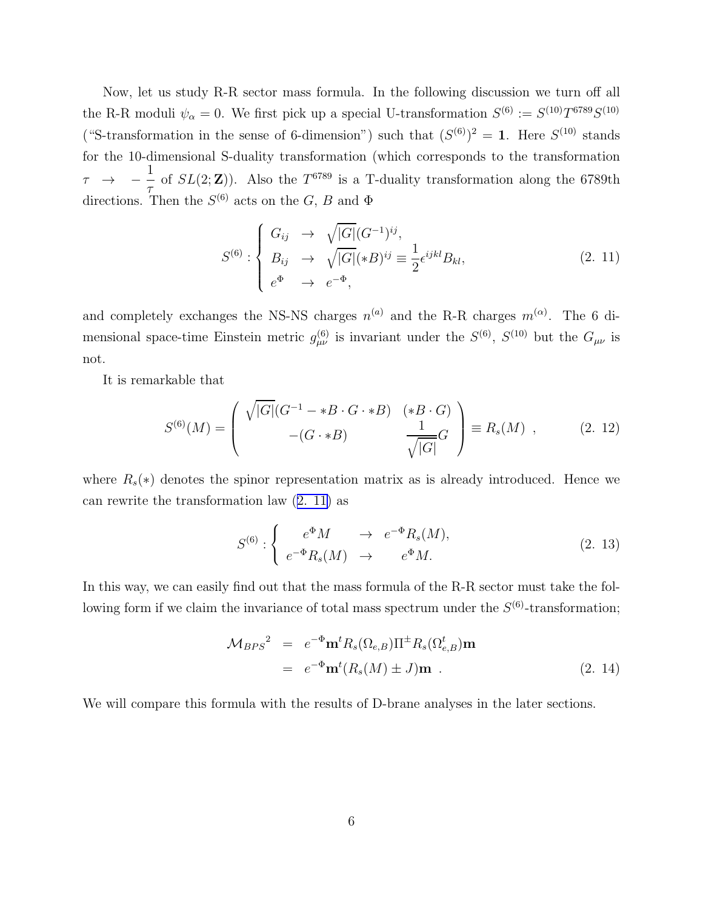Now, let us study R-R sector mass formula. In the following discussion we turn off all the R-R moduli $\psi_\alpha = 0$. We first pick up a special U-transformation $S^{(6)} := S^{(10)} T^{6789} S^{(10)}$ ("S-transformation in the sense of 6-dimension") such that $(S^{(6)})^2 = \mathbf{1}$. Here $S^{(10)}$ stands for the 10-dimensional S-duality transformation (which corresponds to the transformation $\tau \;\to\; -\dfrac{1}{\tau}$ of $SL(2;\mathbf{Z})$). Also the $T^{6789}$ is a T-duality transformation along the 6789th directions. Then the $S^{(6)}$ acts on the $G$, $B$ and $\Phi$

$$
S^{(6)} : \left\{ \begin{array}{lcl} G_{ij} & \to & \sqrt{|G|}(G^{-1})^{ij}, \\ B_{ij} & \to & \sqrt{|G|}(*B)^{ij} \equiv \dfrac{1}{2}\epsilon^{ijkl}B_{kl}, \\ e^{\Phi} & \to & e^{-\Phi}, \end{array} \right. \tag{2. 11}
$$

and completely exchanges the NS-NS charges $n^{(a)}$ and the R-R charges $m^{(\alpha)}$. The 6 dimensional space-time Einstein metric $g^{(6)}_{\mu\nu}$ is invariant under the $S^{(6)}$, $S^{(10)}$ but the $G_{\mu\nu}$ is not.

It is remarkable that

$$
S^{(6)}(M) = \left( \begin{array}{cc} \sqrt{|G|}(G^{-1} - *B \cdot G \cdot *B) & (*B \cdot G) \\ -(G \cdot *B) & \dfrac{1}{\sqrt{|G|}}G \end{array} \right) \equiv R_s(M) \ , \tag{2. 12}
$$

where $R_s(*)$ denotes the spinor representation matrix as is already introduced. Hence we can rewrite the transformation law (2. 11) as

$$
S^{(6)} : \left\{ \begin{array}{lcl} e^{\Phi}M & \to & e^{-\Phi}R_s(M), \\ e^{-\Phi}R_s(M) & \to & e^{\Phi}M. \end{array} \right. \tag{2. 13}
$$

In this way, we can easily find out that the mass formula of the R-R sector must take the following form if we claim the invariance of total mass spectrum under the $S^{(6)}$-transformation;

$$
\begin{aligned}
{\mathcal{M}_{BPS}}^2 &= e^{-\Phi}\mathbf{m}^t R_s(\Omega_{e,B})\Pi^{\pm} R_s(\Omega_{e,B}^t)\mathbf{m} \\
&= e^{-\Phi}\mathbf{m}^t (R_s(M) \pm J)\mathbf{m} \ .
\end{aligned} \tag{2. 14}
$$

We will compare this formula with the results of D-brane analyses in the later sections.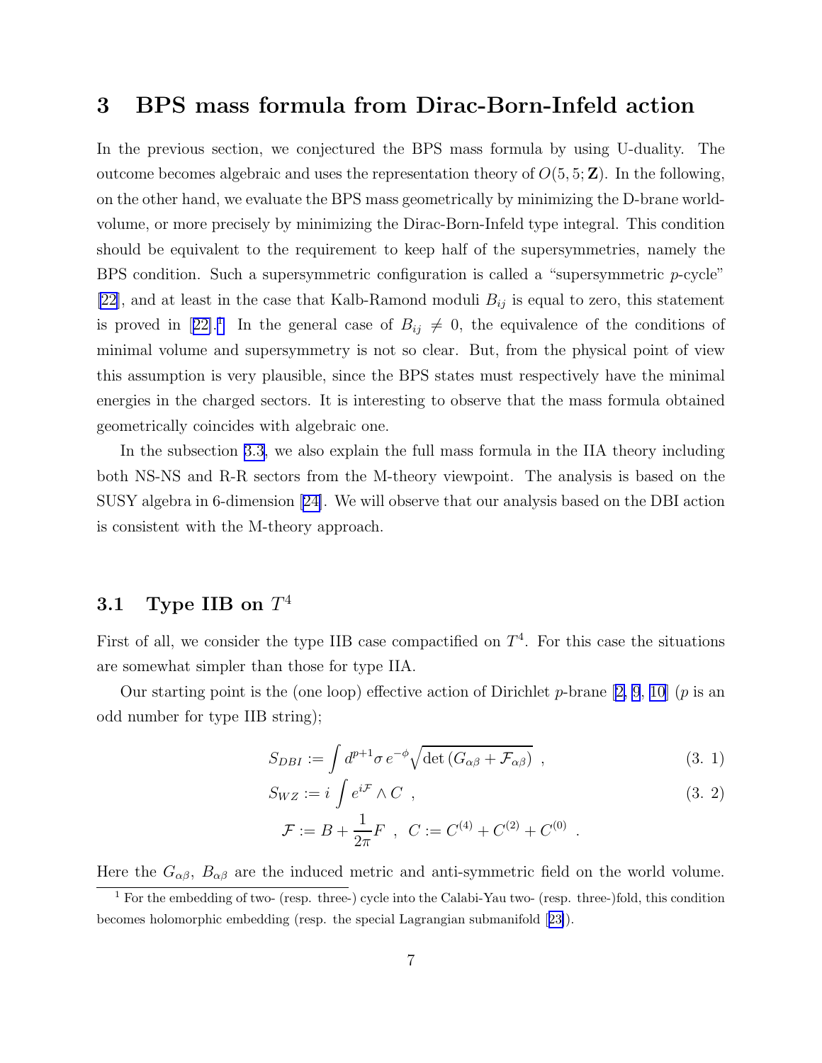## 3 BPS mass formula from Dirac-Born-Infeld action

In the previous section, we conjectured the BPS mass formula by using U-duality. The outcome becomes algebraic and uses the representation theory of $O(5,5;\mathbf{Z})$. In the following, on the other hand, we evaluate the BPS mass geometrically by minimizing the D-brane world-volume, or more precisely by minimizing the Dirac-Born-Infeld type integral. This condition should be equivalent to the requirement to keep half of the supersymmetries, namely the BPS condition. Such a supersymmetric configuration is called a "supersymmetric $p$-cycle" [22], and at least in the case that Kalb-Ramond moduli $B_{ij}$ is equal to zero, this statement is proved in [22].[1] In the general case of $B_{ij} \neq 0$, the equivalence of the conditions of minimal volume and supersymmetry is not so clear. But, from the physical point of view this assumption is very plausible, since the BPS states must respectively have the minimal energies in the charged sectors. It is interesting to observe that the mass formula obtained geometrically coincides with algebraic one.

In the subsection 3.3, we also explain the full mass formula in the IIA theory including both NS-NS and R-R sectors from the M-theory viewpoint. The analysis is based on the SUSY algebra in 6-dimension [24]. We will observe that our analysis based on the DBI action is consistent with the M-theory approach.

### 3.1 Type IIB on $T^4$

First of all, we consider the type IIB case compactified on $T^4$. For this case the situations are somewhat simpler than those for type IIA.

Our starting point is the (one loop) effective action of Dirichlet $p$-brane [2, 9, 10] ($p$ is an odd number for type IIB string);

$$S_{DBI} := \int d^{p+1}\sigma \, e^{-\phi} \sqrt{\det\left(G_{\alpha\beta} + \mathcal{F}_{\alpha\beta}\right)} \ , \tag{3. 1}$$

$$S_{WZ} := i \int e^{i\mathcal{F}} \wedge C \ , \tag{3. 2}$$

$$\mathcal{F} := B + \frac{1}{2\pi} F \ , \ \ C := C^{(4)} + C^{(2)} + C^{(0)} \ .$$

Here the $G_{\alpha\beta}$, $B_{\alpha\beta}$ are the induced metric and anti-symmetric field on the world volume.

[1] For the embedding of two- (resp. three-) cycle into the Calabi-Yau two- (resp. three-)fold, this condition becomes holomorphic embedding (resp. the special Lagrangian submanifold [23]).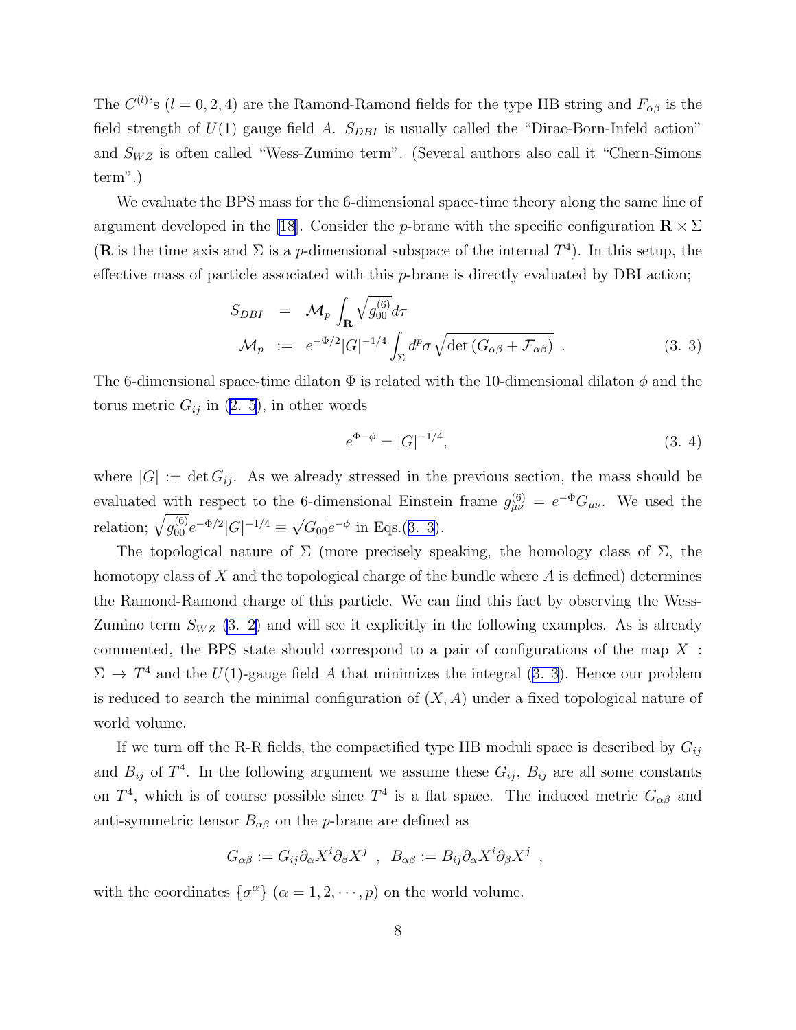The $C^{(l)}$'s ($l = 0, 2, 4$) are the Ramond-Ramond fields for the type IIB string and $F_{\alpha\beta}$ is the field strength of $U(1)$ gauge field $A$. $S_{DBI}$ is usually called the "Dirac-Born-Infeld action" and $S_{WZ}$ is often called "Wess-Zumino term". (Several authors also call it "Chern-Simons term".)

We evaluate the BPS mass for the 6-dimensional space-time theory along the same line of argument developed in the [18]. Consider the $p$-brane with the specific configuration $\mathbf{R} \times \Sigma$ ($\mathbf{R}$ is the time axis and $\Sigma$ is a $p$-dimensional subspace of the internal $T^4$). In this setup, the effective mass of particle associated with this $p$-brane is directly evaluated by DBI action;

$$
\begin{aligned}
S_{DBI} &= \mathcal{M}_p \int_{\mathbf{R}} \sqrt{g^{(6)}_{00}}\, d\tau \\
\mathcal{M}_p &:= e^{-\Phi/2} |G|^{-1/4} \int_{\Sigma} d^p\sigma \sqrt{\det\left(G_{\alpha\beta} + \mathcal{F}_{\alpha\beta}\right)} \ .
\end{aligned}
\tag{3. 3}
$$

The 6-dimensional space-time dilaton $\Phi$ is related with the 10-dimensional dilaton $\phi$ and the torus metric $G_{ij}$ in (2. 5), in other words

$$
e^{\Phi - \phi} = |G|^{-1/4}, \tag{3. 4}
$$

where $|G| := \det G_{ij}$. As we already stressed in the previous section, the mass should be evaluated with respect to the 6-dimensional Einstein frame $g^{(6)}_{\mu\nu} = e^{-\Phi} G_{\mu\nu}$. We used the relation; $\sqrt{g^{(6)}_{00}} e^{-\Phi/2} |G|^{-1/4} \equiv \sqrt{G_{00}} e^{-\phi}$ in Eqs.(3. 3).

The topological nature of $\Sigma$ (more precisely speaking, the homology class of $\Sigma$, the homotopy class of $X$ and the topological charge of the bundle where $A$ is defined) determines the Ramond-Ramond charge of this particle. We can find this fact by observing the Wess-Zumino term $S_{WZ}$ (3. 2) and will see it explicitly in the following examples. As is already commented, the BPS state should correspond to a pair of configurations of the map $X : \Sigma \to T^4$ and the $U(1)$-gauge field $A$ that minimizes the integral (3. 3). Hence our problem is reduced to search the minimal configuration of $(X, A)$ under a fixed topological nature of world volume.

If we turn off the R-R fields, the compactified type IIB moduli space is described by $G_{ij}$ and $B_{ij}$ of $T^4$. In the following argument we assume these $G_{ij}$, $B_{ij}$ are all some constants on $T^4$, which is of course possible since $T^4$ is a flat space. The induced metric $G_{\alpha\beta}$ and anti-symmetric tensor $B_{\alpha\beta}$ on the $p$-brane are defined as

$$
G_{\alpha\beta} := G_{ij} \partial_\alpha X^i \partial_\beta X^j \ , \ \ B_{\alpha\beta} := B_{ij} \partial_\alpha X^i \partial_\beta X^j \ ,
$$

with the coordinates $\{\sigma^\alpha\}$ ($\alpha = 1, 2, \cdots, p$) on the world volume.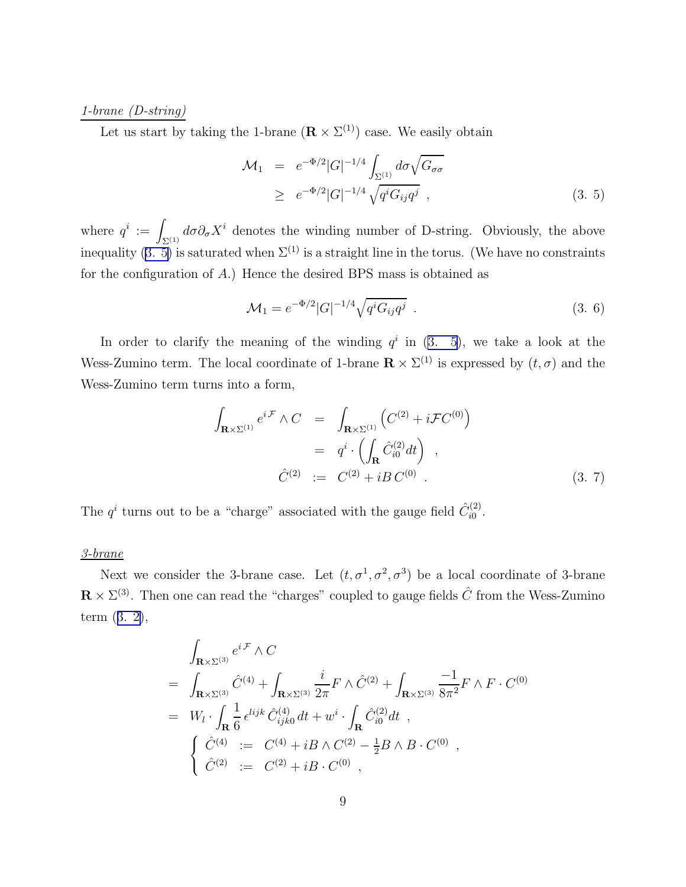*1-brane (D-string)*

Let us start by taking the 1-brane ($\mathbf{R} \times \Sigma^{(1)}$) case. We easily obtain

$$
\begin{aligned}
\mathcal{M}_1 &= e^{-\Phi/2} |G|^{-1/4} \int_{\Sigma^{(1)}} d\sigma \sqrt{G_{\sigma\sigma}} \\
&\geq e^{-\Phi/2} |G|^{-1/4} \sqrt{q^i G_{ij} q^j} \ ,
\end{aligned}
\tag{3. 5}
$$

where $q^i := \int_{\Sigma^{(1)}} d\sigma \partial_\sigma X^i$ denotes the winding number of D-string. Obviously, the above inequality (3. 5) is saturated when $\Sigma^{(1)}$ is a straight line in the torus. (We have no constraints for the configuration of $A$.) Hence the desired BPS mass is obtained as

$$
\mathcal{M}_1 = e^{-\Phi/2} |G|^{-1/4} \sqrt{q^i G_{ij} q^j} \ . \tag{3. 6}
$$

In order to clarify the meaning of the winding $q^i$ in (3. 5), we take a look at the Wess-Zumino term. The local coordinate of 1-brane $\mathbf{R} \times \Sigma^{(1)}$ is expressed by $(t, \sigma)$ and the Wess-Zumino term turns into a form,

$$
\begin{aligned}
\int_{\mathbf{R} \times \Sigma^{(1)}} e^{i\mathcal{F}} \wedge C &= \int_{\mathbf{R} \times \Sigma^{(1)}} \left( C^{(2)} + i\mathcal{F} C^{(0)} \right) \\
&= q^i \cdot \left( \int_{\mathbf{R}} \hat{C}^{(2)}_{i0} dt \right) \ , \\
\hat{C}^{(2)} &:= C^{(2)} + iB \, C^{(0)} \ .
\end{aligned}
\tag{3. 7}
$$

The $q^i$ turns out to be a "charge" associated with the gauge field $\hat{C}^{(2)}_{i0}$.

*3-brane*

Next we consider the 3-brane case. Let $(t, \sigma^1, \sigma^2, \sigma^3)$ be a local coordinate of 3-brane $\mathbf{R} \times \Sigma^{(3)}$. Then one can read the "charges" coupled to gauge fields $\hat{C}$ from the Wess-Zumino term (3. 2),

$$
\begin{aligned}
&\int_{\mathbf{R} \times \Sigma^{(3)}} e^{i\mathcal{F}} \wedge C \\
&= \int_{\mathbf{R} \times \Sigma^{(3)}} \hat{C}^{(4)} + \int_{\mathbf{R} \times \Sigma^{(3)}} \frac{i}{2\pi} F \wedge \hat{C}^{(2)} + \int_{\mathbf{R} \times \Sigma^{(3)}} \frac{-1}{8\pi^2} F \wedge F \cdot C^{(0)} \\
&= W_l \cdot \int_{\mathbf{R}} \frac{1}{6} \epsilon^{lijk} \hat{C}^{(4)}_{ijk0} \, dt + w^i \cdot \int_{\mathbf{R}} \hat{C}^{(2)}_{i0} dt \ , \\
&\quad \left\{
\begin{array}{lcl}
\hat{C}^{(4)} &:=& C^{(4)} + iB \wedge C^{(2)} - \frac{1}{2} B \wedge B \cdot C^{(0)} \ , \\
\hat{C}^{(2)} &:=& C^{(2)} + iB \cdot C^{(0)} \ ,
\end{array}
\right.
\end{aligned}
$$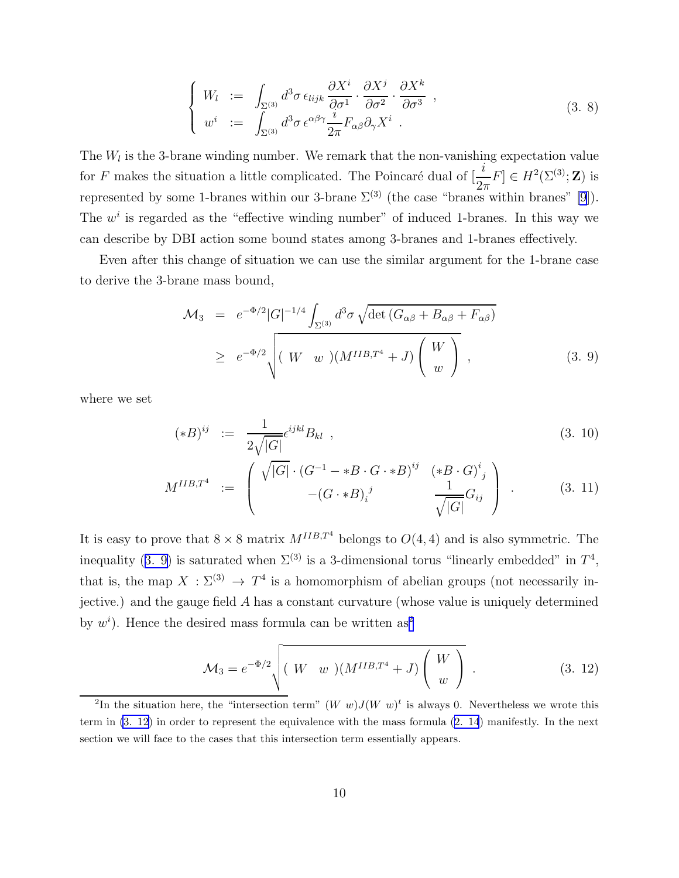$$
\left\{
\begin{array}{lcl}
W_l & := & \displaystyle\int_{\Sigma^{(3)}} d^3\sigma \, \epsilon_{lijk} \frac{\partial X^i}{\partial \sigma^1} \cdot \frac{\partial X^j}{\partial \sigma^2} \cdot \frac{\partial X^k}{\partial \sigma^3} \ , \\
w^i & := & \displaystyle\int_{\Sigma^{(3)}} d^3\sigma \, \epsilon^{\alpha\beta\gamma} \frac{i}{2\pi} F_{\alpha\beta} \partial_\gamma X^i \ .
\end{array}
\right.
\tag{3. 8}
$$

The $W_l$ is the 3-brane winding number. We remark that the non-vanishing expectation value for $F$ makes the situation a little complicated. The Poincaré dual of $[\frac{i}{2\pi}F] \in H^2(\Sigma^{(3)}; \mathbf{Z})$ is represented by some 1-branes within our 3-brane $\Sigma^{(3)}$ (the case "branes within branes" [9]). The $w^i$ is regarded as the "effective winding number" of induced 1-branes. In this way we can describe by DBI action some bound states among 3-branes and 1-branes effectively.

Even after this change of situation we can use the similar argument for the 1-brane case to derive the 3-brane mass bound,

$$
\begin{aligned}
\mathcal{M}_3 &= e^{-\Phi/2} |G|^{-1/4} \int_{\Sigma^{(3)}} d^3\sigma \sqrt{\det\left(G_{\alpha\beta} + B_{\alpha\beta} + F_{\alpha\beta}\right)} \\
&\geq e^{-\Phi/2} \sqrt{\left(\begin{array}{cc} W & w \end{array}\right) (M^{IIB,T^4} + J) \left(\begin{array}{c} W \\ w \end{array}\right)} \ ,
\end{aligned}
\tag{3. 9}
$$

where we set

$$
(*B)^{ij} := \frac{1}{2\sqrt{|G|}} \epsilon^{ijkl} B_{kl} \ ,
\tag{3. 10}
$$

$$
M^{IIB,T^4} := \left(\begin{array}{cc} \sqrt{|G|} \cdot (G^{-1} - *B \cdot G \cdot *B)^{ij} & (*B \cdot G)^i{}_j \\ -(G \cdot *B)_i{}^j & \dfrac{1}{\sqrt{|G|}} G_{ij} \end{array}\right) \ .
\tag{3. 11}
$$

It is easy to prove that $8 \times 8$ matrix $M^{IIB,T^4}$ belongs to $O(4,4)$ and is also symmetric. The inequality (3. 9) is saturated when $\Sigma^{(3)}$ is a 3-dimensional torus "linearly embedded" in $T^4$, that is, the map $X : \Sigma^{(3)} \to T^4$ is a homomorphism of abelian groups (not necessarily injective.) and the gauge field $A$ has a constant curvature (whose value is uniquely determined by $w^i$). Hence the desired mass formula can be written as[2]

$$
\mathcal{M}_3 = e^{-\Phi/2} \sqrt{\left(\begin{array}{cc} W & w \end{array}\right) (M^{IIB,T^4} + J) \left(\begin{array}{c} W \\ w \end{array}\right)} \ .
\tag{3. 12}
$$

[2] In the situation here, the "intersection term" $(W \ w)J(W \ w)^t$ is always 0. Nevertheless we wrote this term in (3. 12) in order to represent the equivalence with the mass formula (2. 14) manifestly. In the next section we will face to the cases that this intersection term essentially appears.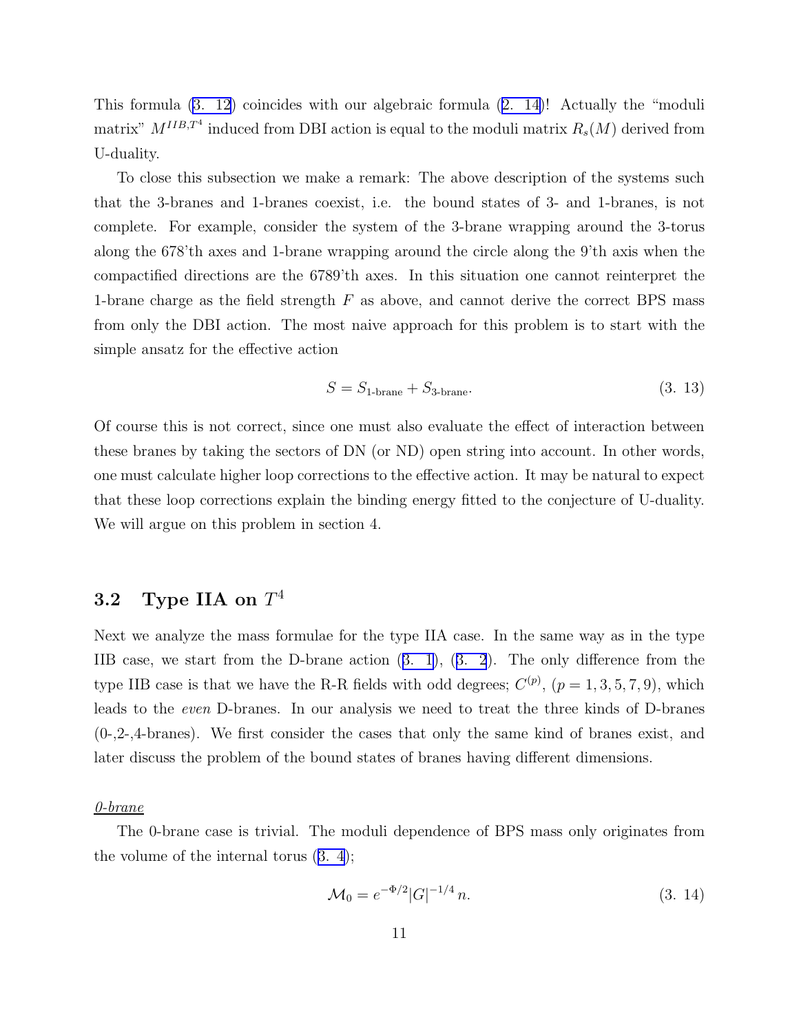This formula (3. 12) coincides with our algebraic formula (2. 14)! Actually the "moduli matrix" $M^{IIB,T^4}$ induced from DBI action is equal to the moduli matrix $R_s(M)$ derived from U-duality.

To close this subsection we make a remark: The above description of the systems such that the 3-branes and 1-branes coexist, i.e. the bound states of 3- and 1-branes, is not complete. For example, consider the system of the 3-brane wrapping around the 3-torus along the 678'th axes and 1-brane wrapping around the circle along the 9'th axis when the compactified directions are the 6789'th axes. In this situation one cannot reinterpret the 1-brane charge as the field strength $F$ as above, and cannot derive the correct BPS mass from only the DBI action. The most naive approach for this problem is to start with the simple ansatz for the effective action

$$S = S_{\text{1-brane}} + S_{\text{3-brane}}. \tag{3. 13}$$

Of course this is not correct, since one must also evaluate the effect of interaction between these branes by taking the sectors of DN (or ND) open string into account. In other words, one must calculate higher loop corrections to the effective action. It may be natural to expect that these loop corrections explain the binding energy fitted to the conjecture of U-duality. We will argue on this problem in section 4.

### 3.2 Type IIA on $T^4$

Next we analyze the mass formulae for the type IIA case. In the same way as in the type IIB case, we start from the D-brane action (3. 1), (3. 2). The only difference from the type IIB case is that we have the R-R fields with odd degrees; $C^{(p)}$, $(p = 1, 3, 5, 7, 9)$, which leads to the *even* D-branes. In our analysis we need to treat the three kinds of D-branes (0-,2-,4-branes). We first consider the cases that only the same kind of branes exist, and later discuss the problem of the bound states of branes having different dimensions.

<u>*0-brane*</u>

The 0-brane case is trivial. The moduli dependence of BPS mass only originates from the volume of the internal torus (3. 4);

$$\mathcal{M}_0 = e^{-\Phi/2}|G|^{-1/4}\, n. \tag{3. 14}$$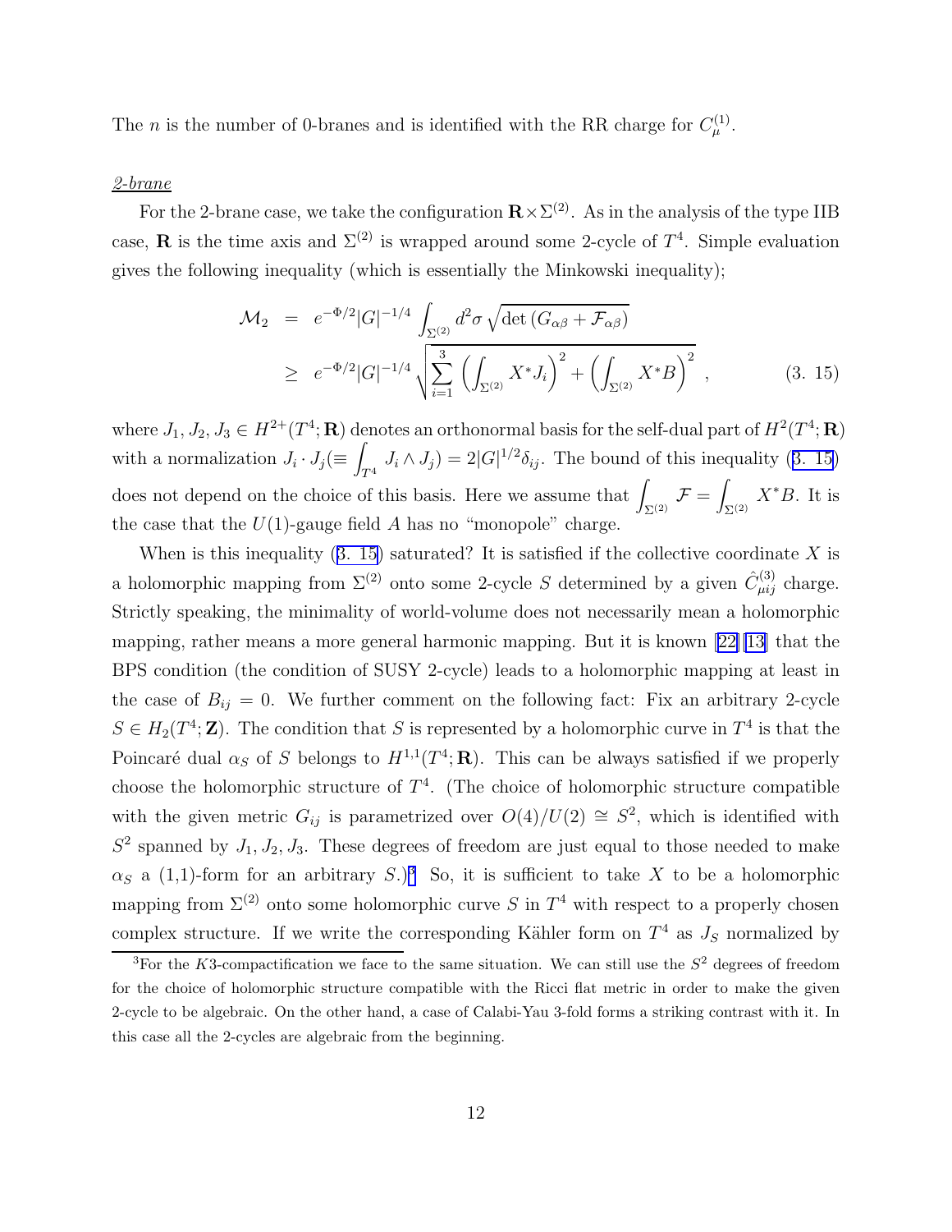The $n$ is the number of 0-branes and is identified with the RR charge for $C^{(1)}_\mu$.

*2-brane*

For the 2-brane case, we take the configuration $\mathbf{R}\times\Sigma^{(2)}$. As in the analysis of the type IIB case, $\mathbf{R}$ is the time axis and $\Sigma^{(2)}$ is wrapped around some 2-cycle of $T^4$. Simple evaluation gives the following inequality (which is essentially the Minkowski inequality);

$$
\begin{aligned}
\mathcal{M}_2 &= e^{-\Phi/2}|G|^{-1/4}\int_{\Sigma^{(2)}} d^2\sigma\,\sqrt{\det\left(G_{\alpha\beta}+\mathcal{F}_{\alpha\beta}\right)} \\
&\geq e^{-\Phi/2}|G|^{-1/4}\sqrt{\sum_{i=1}^{3}\left(\int_{\Sigma^{(2)}} X^*J_i\right)^2+\left(\int_{\Sigma^{(2)}} X^*B\right)^2}\ ,
\end{aligned}
\qquad (3.\ 15)
$$

where $J_1, J_2, J_3 \in H^{2+}(T^4;\mathbf{R})$ denotes an orthonormal basis for the self-dual part of $H^2(T^4;\mathbf{R})$ with a normalization $J_i\cdot J_j(\equiv \int_{T^4} J_i\wedge J_j) = 2|G|^{1/2}\delta_{ij}$. The bound of this inequality (3. 15) does not depend on the choice of this basis. Here we assume that $\int_{\Sigma^{(2)}}\mathcal{F} = \int_{\Sigma^{(2)}} X^*B$. It is the case that the $U(1)$-gauge field $A$ has no "monopole" charge.

When is this inequality (3. 15) saturated? It is satisfied if the collective coordinate $X$ is a holomorphic mapping from $\Sigma^{(2)}$ onto some 2-cycle $S$ determined by a given $\hat{C}^{(3)}_{\mu ij}$ charge. Strictly speaking, the minimality of world-volume does not necessarily mean a holomorphic mapping, rather means a more general harmonic mapping. But it is known [22][13] that the BPS condition (the condition of SUSY 2-cycle) leads to a holomorphic mapping at least in the case of $B_{ij}=0$. We further comment on the following fact: Fix an arbitrary 2-cycle $S\in H_2(T^4;\mathbf{Z})$. The condition that $S$ is represented by a holomorphic curve in $T^4$ is that the Poincaré dual $\alpha_S$ of $S$ belongs to $H^{1,1}(T^4;\mathbf{R})$. This can be always satisfied if we properly choose the holomorphic structure of $T^4$. (The choice of holomorphic structure compatible with the given metric $G_{ij}$ is parametrized over $O(4)/U(2)\cong S^2$, which is identified with $S^2$ spanned by $J_1, J_2, J_3$. These degrees of freedom are just equal to those needed to make $\alpha_S$ a (1,1)-form for an arbitrary $S$.)[3] So, it is sufficient to take $X$ to be a holomorphic mapping from $\Sigma^{(2)}$ onto some holomorphic curve $S$ in $T^4$ with respect to a properly chosen complex structure. If we write the corresponding Kähler form on $T^4$ as $J_S$ normalized by

[3] For the $K3$-compactification we face to the same situation. We can still use the $S^2$ degrees of freedom for the choice of holomorphic structure compatible with the Ricci flat metric in order to make the given 2-cycle to be algebraic. On the other hand, a case of Calabi-Yau 3-fold forms a striking contrast with it. In this case all the 2-cycles are algebraic from the beginning.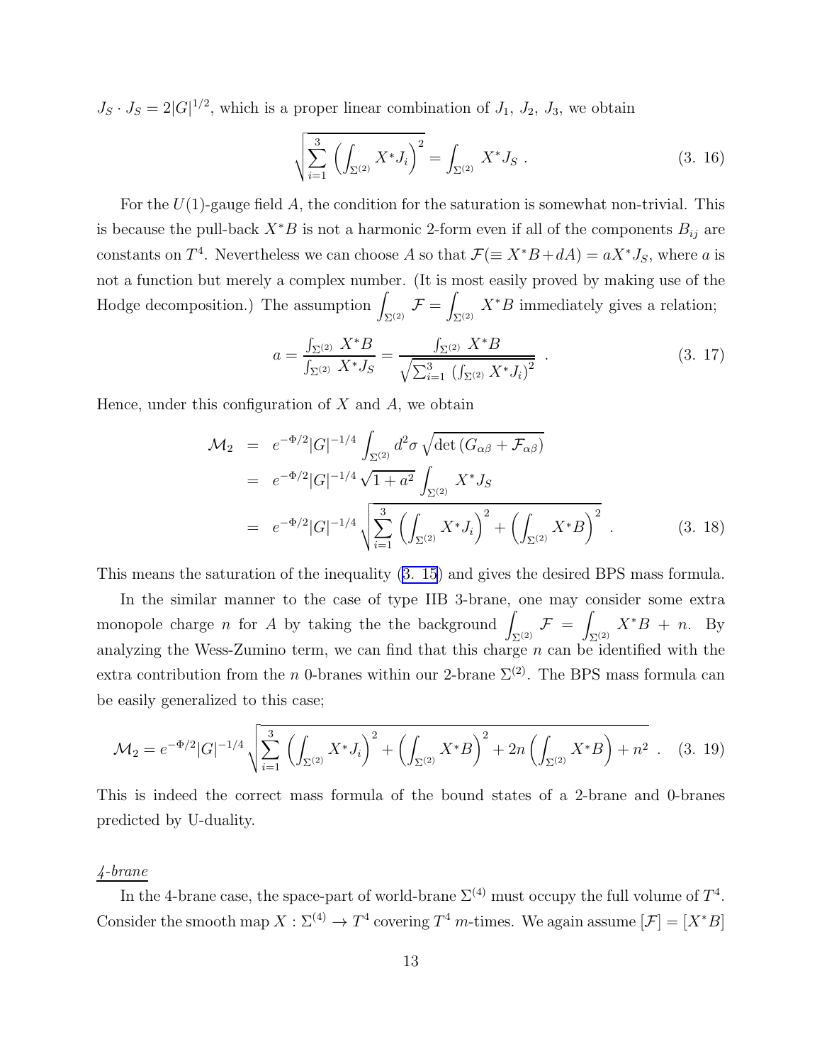$J_S \cdot J_S = 2|G|^{1/2}$, which is a proper linear combination of $J_1$, $J_2$, $J_3$, we obtain

$$\sqrt{\sum_{i=1}^{3} \left(\int_{\Sigma^{(2)}} X^* J_i\right)^2} = \int_{\Sigma^{(2)}} X^* J_S \ . \tag{3. 16}$$

For the $U(1)$-gauge field $A$, the condition for the saturation is somewhat non-trivial. This is because the pull-back $X^*B$ is not a harmonic 2-form even if all of the components $B_{ij}$ are constants on $T^4$. Nevertheless we can choose $A$ so that $\mathcal{F}(\equiv X^*B + dA) = aX^*J_S$, where $a$ is not a function but merely a complex number. (It is most easily proved by making use of the Hodge decomposition.) The assumption $\int_{\Sigma^{(2)}} \mathcal{F} = \int_{\Sigma^{(2)}} X^*B$ immediately gives a relation;

$$a = \frac{\int_{\Sigma^{(2)}} X^*B}{\int_{\Sigma^{(2)}} X^*J_S} = \frac{\int_{\Sigma^{(2)}} X^*B}{\sqrt{\sum_{i=1}^{3} \left(\int_{\Sigma^{(2)}} X^*J_i\right)^2}} \ . \tag{3. 17}$$

Hence, under this configuration of $X$ and $A$, we obtain

$$\begin{aligned} \mathcal{M}_2 &= e^{-\Phi/2}|G|^{-1/4} \int_{\Sigma^{(2)}} d^2\sigma \sqrt{\det\left(G_{\alpha\beta} + \mathcal{F}_{\alpha\beta}\right)} \\ &= e^{-\Phi/2}|G|^{-1/4} \sqrt{1+a^2} \int_{\Sigma^{(2)}} X^*J_S \\ &= e^{-\Phi/2}|G|^{-1/4} \sqrt{\sum_{i=1}^{3} \left(\int_{\Sigma^{(2)}} X^*J_i\right)^2 + \left(\int_{\Sigma^{(2)}} X^*B\right)^2} \ . \end{aligned} \tag{3. 18}$$

This means the saturation of the inequality (3. 15) and gives the desired BPS mass formula.

In the similar manner to the case of type IIB 3-brane, one may consider some extra monopole charge $n$ for $A$ by taking the the background $\int_{\Sigma^{(2)}} \mathcal{F} = \int_{\Sigma^{(2)}} X^*B + n$. By analyzing the Wess-Zumino term, we can find that this charge $n$ can be identified with the extra contribution from the $n$ 0-branes within our 2-brane $\Sigma^{(2)}$. The BPS mass formula can be easily generalized to this case;

$$\mathcal{M}_2 = e^{-\Phi/2}|G|^{-1/4} \sqrt{\sum_{i=1}^{3} \left(\int_{\Sigma^{(2)}} X^*J_i\right)^2 + \left(\int_{\Sigma^{(2)}} X^*B\right)^2 + 2n\left(\int_{\Sigma^{(2)}} X^*B\right) + n^2} \ . \tag{3. 19}$$

This is indeed the correct mass formula of the bound states of a 2-brane and 0-branes predicted by U-duality.

*4-brane*

In the 4-brane case, the space-part of world-brane $\Sigma^{(4)}$ must occupy the full volume of $T^4$. Consider the smooth map $X : \Sigma^{(4)} \rightarrow T^4$ covering $T^4$ $m$-times. We again assume $[\mathcal{F}] = [X^*B]$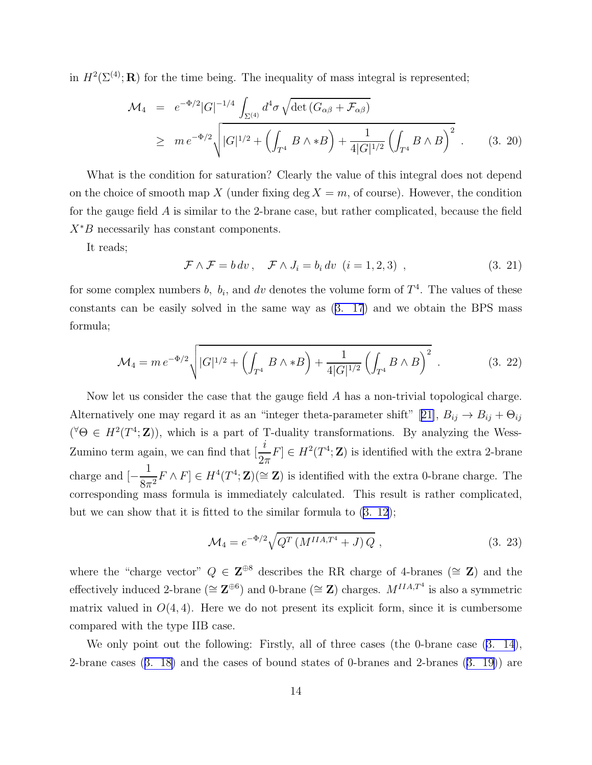in $H^2(\Sigma^{(4)};\mathbf{R})$ for the time being. The inequality of mass integral is represented;

$$
\begin{aligned}
\mathcal{M}_4 &= e^{-\Phi/2}|G|^{-1/4}\int_{\Sigma^{(4)}} d^4\sigma\,\sqrt{\det\left(G_{\alpha\beta}+\mathcal{F}_{\alpha\beta}\right)} \\
&\geq m\,e^{-\Phi/2}\sqrt{|G|^{1/2}+\left(\int_{T^4} B\wedge *B\right)+\frac{1}{4|G|^{1/2}}\left(\int_{T^4} B\wedge B\right)^2}\;. \qquad (3.\ 20)
\end{aligned}
$$

What is the condition for saturation? Clearly the value of this integral does not depend on the choice of smooth map $X$ (under fixing $\deg X = m$, of course). However, the condition for the gauge field $A$ is similar to the 2-brane case, but rather complicated, because the field $X^*B$ necessarily has constant components.

It reads;

$$
\mathcal{F}\wedge\mathcal{F} = b\,dv\,, \quad \mathcal{F}\wedge J_i = b_i\,dv \;\; (i=1,2,3)\;, \qquad (3.\ 21)
$$

for some complex numbers $b,\ b_i$, and $dv$ denotes the volume form of $T^4$. The values of these constants can be easily solved in the same way as (3. 17) and we obtain the BPS mass formula;

$$
\mathcal{M}_4 = m\,e^{-\Phi/2}\sqrt{|G|^{1/2}+\left(\int_{T^4} B\wedge *B\right)+\frac{1}{4|G|^{1/2}}\left(\int_{T^4} B\wedge B\right)^2}\;. \qquad (3.\ 22)
$$

Now let us consider the case that the gauge field $A$ has a non-trivial topological charge. Alternatively one may regard it as an "integer theta-parameter shift" [21], $B_{ij}\to B_{ij}+\Theta_{ij}$ ($^\forall\Theta\in H^2(T^4;\mathbf{Z})$), which is a part of T-duality transformations. By analyzing the Wess-Zumino term again, we can find that $[\frac{i}{2\pi}F]\in H^2(T^4;\mathbf{Z})$ is identified with the extra 2-brane charge and $[-\frac{1}{8\pi^2}F\wedge F]\in H^4(T^4;\mathbf{Z})(\cong\mathbf{Z})$ is identified with the extra 0-brane charge. The corresponding mass formula is immediately calculated. This result is rather complicated, but we can show that it is fitted to the similar formula to (3. 12);

$$
\mathcal{M}_4 = e^{-\Phi/2}\sqrt{Q^T\left(M^{IIA,T^4}+J\right)Q}\;, \qquad (3.\ 23)
$$

where the "charge vector" $Q\in\mathbf{Z}^{\oplus 8}$ describes the RR charge of 4-branes ($\cong\mathbf{Z}$) and the effectively induced 2-brane ($\cong\mathbf{Z}^{\oplus 6}$) and 0-brane ($\cong\mathbf{Z}$) charges. $M^{IIA,T^4}$ is also a symmetric matrix valued in $O(4,4)$. Here we do not present its explicit form, since it is cumbersome compared with the type IIB case.

We only point out the following: Firstly, all of three cases (the 0-brane case (3. 14), 2-brane cases (3. 18) and the cases of bound states of 0-branes and 2-branes (3. 19)) are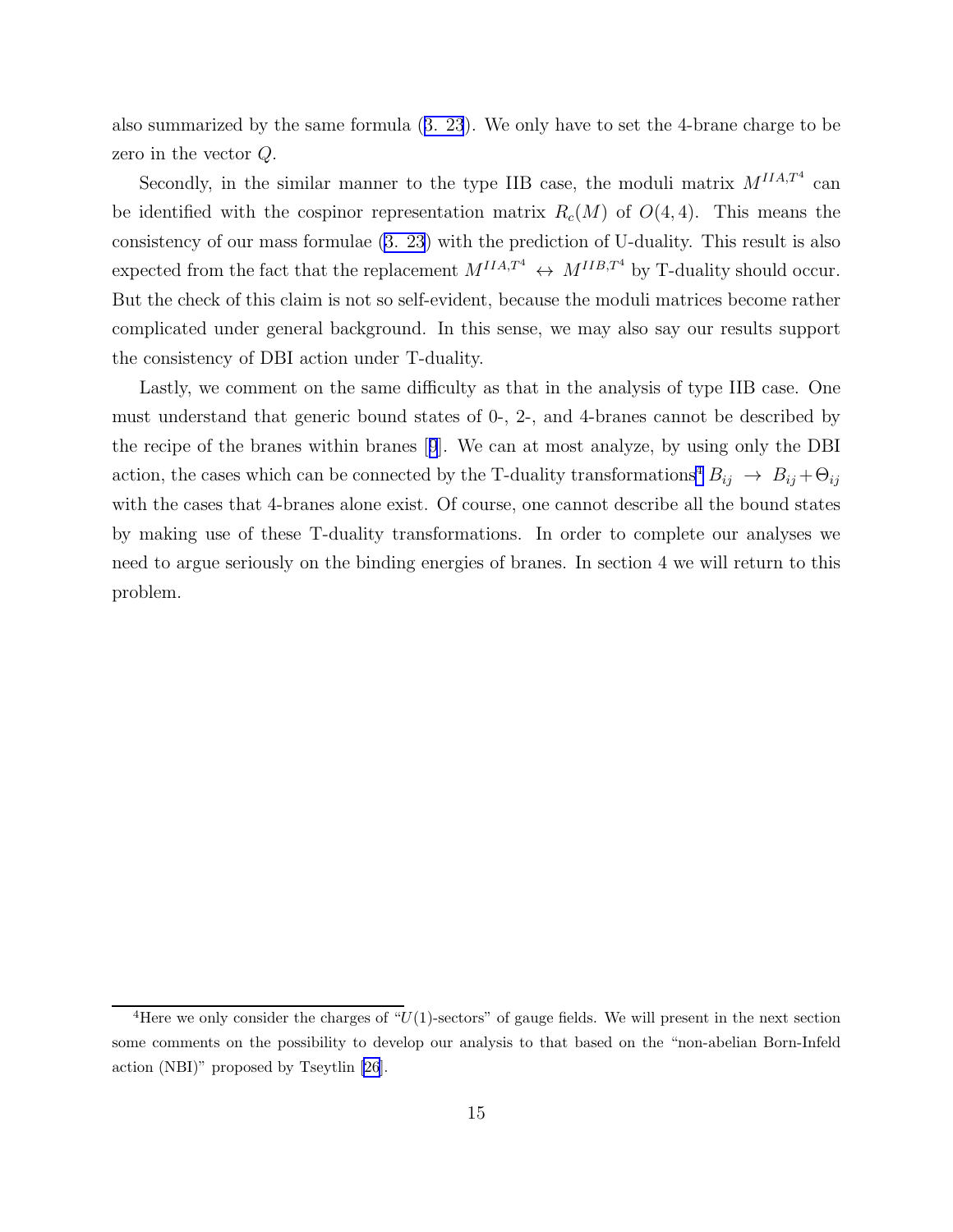also summarized by the same formula (3. 23). We only have to set the 4-brane charge to be zero in the vector $Q$.

Secondly, in the similar manner to the type IIB case, the moduli matrix $M^{IIA,T^4}$ can be identified with the cospinor representation matrix $R_c(M)$ of $O(4,4)$. This means the consistency of our mass formulae (3. 23) with the prediction of U-duality. This result is also expected from the fact that the replacement $M^{IIA,T^4} \leftrightarrow M^{IIB,T^4}$ by T-duality should occur. But the check of this claim is not so self-evident, because the moduli matrices become rather complicated under general background. In this sense, we may also say our results support the consistency of DBI action under T-duality.

Lastly, we comment on the same difficulty as that in the analysis of type IIB case. One must understand that generic bound states of 0-, 2-, and 4-branes cannot be described by the recipe of the branes within branes [9]. We can at most analyze, by using only the DBI action, the cases which can be connected by the T-duality transformations[4] $B_{ij} \rightarrow B_{ij} + \Theta_{ij}$ with the cases that 4-branes alone exist. Of course, one cannot describe all the bound states by making use of these T-duality transformations. In order to complete our analyses we need to argue seriously on the binding energies of branes. In section 4 we will return to this problem.

---

[4]Here we only consider the charges of "$U(1)$-sectors" of gauge fields. We will present in the next section some comments on the possibility to develop our analysis to that based on the "non-abelian Born-Infeld action (NBI)" proposed by Tseytlin [26].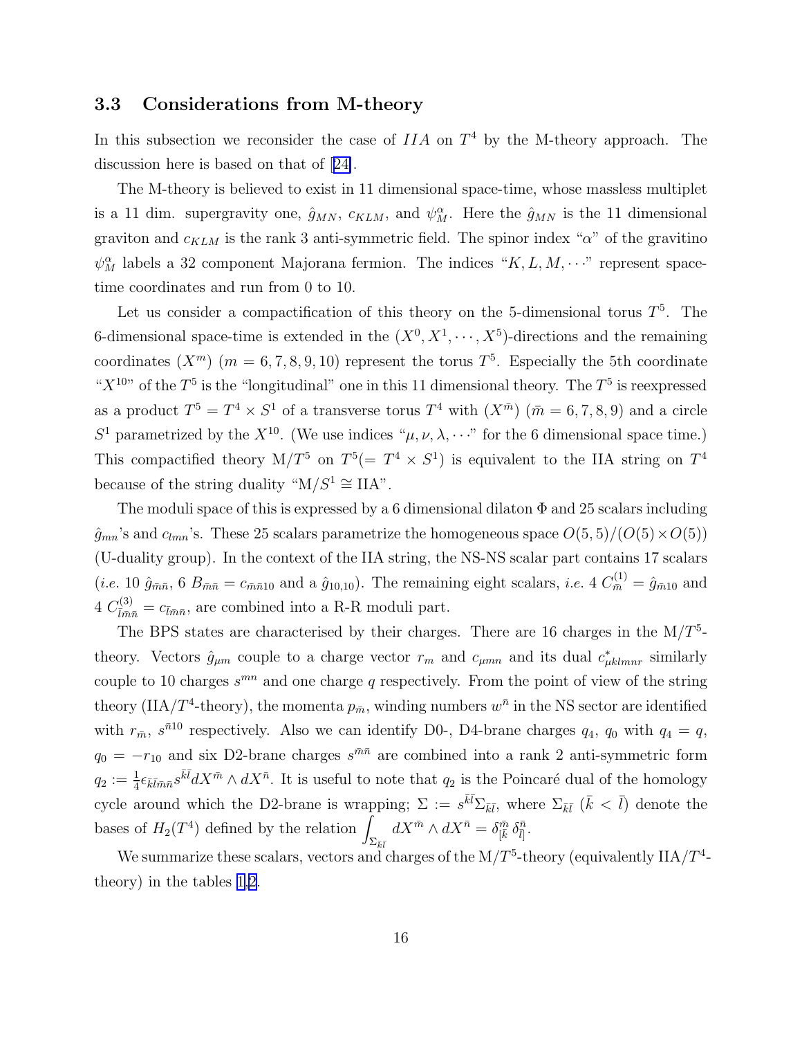### 3.3 Considerations from M-theory

In this subsection we reconsider the case of $IIA$ on $T^4$ by the M-theory approach. The discussion here is based on that of [24].

The M-theory is believed to exist in 11 dimensional space-time, whose massless multiplet is a 11 dim. supergravity one, $\hat{g}_{MN}$, $c_{KLM}$, and $\psi^{\alpha}_{M}$. Here the $\hat{g}_{MN}$ is the 11 dimensional graviton and $c_{KLM}$ is the rank 3 anti-symmetric field. The spinor index "$\alpha$" of the gravitino $\psi^{\alpha}_{M}$ labels a 32 component Majorana fermion. The indices "$K, L, M, \cdots$" represent space-time coordinates and run from 0 to 10.

Let us consider a compactification of this theory on the 5-dimensional torus $T^5$. The 6-dimensional space-time is extended in the $(X^0, X^1, \cdots, X^5)$-directions and the remaining coordinates $(X^m)$ $(m = 6, 7, 8, 9, 10)$ represent the torus $T^5$. Especially the 5th coordinate "$X^{10}$" of the $T^5$ is the "longitudinal" one in this 11 dimensional theory. The $T^5$ is reexpressed as a product $T^5 = T^4 \times S^1$ of a transverse torus $T^4$ with $(X^{\bar{m}})$ $(\bar{m} = 6, 7, 8, 9)$ and a circle $S^1$ parametrized by the $X^{10}$. (We use indices "$\mu, \nu, \lambda, \cdots$" for the 6 dimensional space time.) This compactified theory M/$T^5$ on $T^5 (= T^4 \times S^1)$ is equivalent to the IIA string on $T^4$ because of the string duality "M/$S^1 \cong$ IIA".

The moduli space of this is expressed by a 6 dimensional dilaton $\Phi$ and 25 scalars including $\hat{g}_{mn}$'s and $c_{lmn}$'s. These 25 scalars parametrize the homogeneous space $O(5,5)/(O(5)\times O(5))$ (U-duality group). In the context of the IIA string, the NS-NS scalar part contains 17 scalars (*i.e.* 10 $\hat{g}_{\bar{m}\bar{n}}$, 6 $B_{\bar{m}\bar{n}} = c_{\bar{m}\bar{n}10}$ and a $\hat{g}_{10,10}$). The remaining eight scalars, *i.e.* 4 $C^{(1)}_{\bar{m}} = \hat{g}_{\bar{m}10}$ and 4 $C^{(3)}_{\bar{l}\bar{m}\bar{n}} = c_{\bar{l}\bar{m}\bar{n}}$, are combined into a R-R moduli part.

The BPS states are characterised by their charges. There are 16 charges in the M/$T^5$-theory. Vectors $\hat{g}_{\mu m}$ couple to a charge vector $r_m$ and $c_{\mu mn}$ and its dual $c^*_{\mu klmnr}$ similarly couple to 10 charges $s^{mn}$ and one charge $q$ respectively. From the point of view of the string theory (IIA/$T^4$-theory), the momenta $p_{\bar{m}}$, winding numbers $w^{\bar{n}}$ in the NS sector are identified with $r_{\bar{m}}$, $s^{\bar{n}10}$ respectively. Also we can identify D0-, D4-brane charges $q_4$, $q_0$ with $q_4 = q$, $q_0 = -r_{10}$ and six D2-brane charges $s^{\bar{m}\bar{n}}$ are combined into a rank 2 anti-symmetric form $q_2 := \frac{1}{4}\epsilon_{\bar{k}\bar{l}\bar{m}\bar{n}} s^{\bar{k}\bar{l}} dX^{\bar{m}} \wedge dX^{\bar{n}}$. It is useful to note that $q_2$ is the Poincaré dual of the homology cycle around which the D2-brane is wrapping; $\Sigma := s^{\bar{k}\bar{l}}\Sigma_{\bar{k}\bar{l}}$, where $\Sigma_{\bar{k}\bar{l}}$ $(\bar{k} < \bar{l})$ denote the bases of $H_2(T^4)$ defined by the relation $\int_{\Sigma_{\bar{k}\bar{l}}} dX^{\bar{m}} \wedge dX^{\bar{n}} = \delta^{\bar{m}}_{[\bar{k}}\, \delta^{\bar{n}}_{\bar{l}]}$.

We summarize these scalars, vectors and charges of the M/$T^5$-theory (equivalently IIA/$T^4$-theory) in the tables 1,2.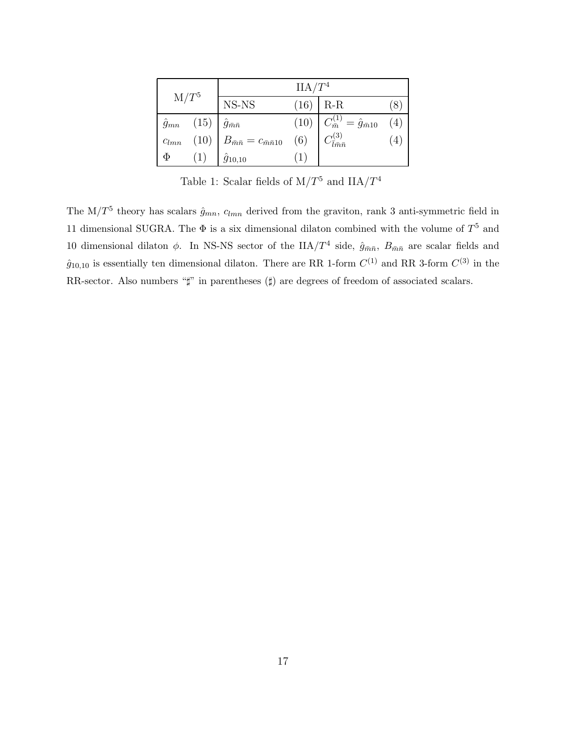| $\mathrm{M}/T^5$ | | $\mathrm{IIA}/T^4$ | | | |
|---|---|---|---|---|---|
| | | NS-NS | (16) | R-R | (8) |
| $\hat{g}_{mn}$ | (15) | $\hat{g}_{\bar{m}\bar{n}}$ | (10) | $C^{(1)}_{\bar{m}} = \hat{g}_{\bar{m}10}$ | (4) |
| $c_{lmn}$ | (10) | $B_{\bar{m}\bar{n}} = c_{\bar{m}\bar{n}10}$ | (6) | $C^{(3)}_{\bar{l}\bar{m}\bar{n}}$ | (4) |
| $\Phi$ | (1) | $\hat{g}_{10,10}$ | (1) | | |

Table 1: Scalar fields of $\mathrm{M}/T^5$ and $\mathrm{IIA}/T^4$

The $\mathrm{M}/T^5$ theory has scalars $\hat{g}_{mn}$, $c_{lmn}$ derived from the graviton, rank 3 anti-symmetric field in 11 dimensional SUGRA. The $\Phi$ is a six dimensional dilaton combined with the volume of $T^5$ and 10 dimensional dilaton $\phi$. In NS-NS sector of the $\mathrm{IIA}/T^4$ side, $\hat{g}_{\bar{m}\bar{n}}$, $B_{\bar{m}\bar{n}}$ are scalar fields and $\hat{g}_{10,10}$ is essentially ten dimensional dilaton. There are RR 1-form $C^{(1)}$ and RR 3-form $C^{(3)}$ in the RR-sector. Also numbers "$\sharp$" in parentheses ($\sharp$) are degrees of freedom of associated scalars.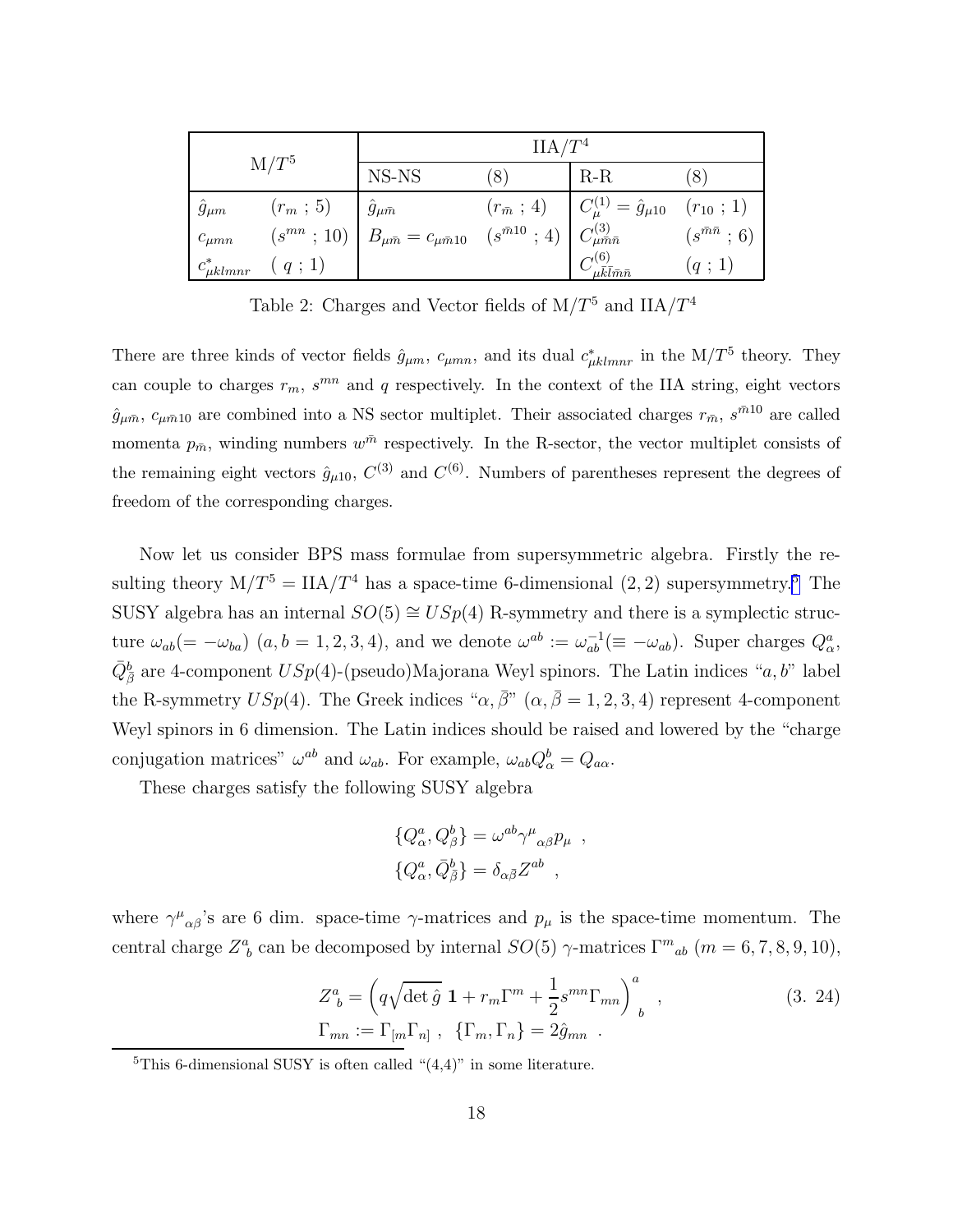| $M/T^5$ | | $IIA/T^4$ | | | |
|---|---|---|---|---|---|
| | | NS-NS | (8) | R-R | (8) |
| $\hat{g}_{\mu m}$ | $(r_m \ ; 5)$ | $\hat{g}_{\mu \bar{m}}$ | $(r_{\bar{m}} \ ; 4)$ | $C^{(1)}_{\mu} = \hat{g}_{\mu 10}$ | $(r_{10} \ ; 1)$ |
| $c_{\mu mn}$ | $(s^{mn} \ ; 10)$ | $B_{\mu \bar{m}} = c_{\mu \bar{m} 10}$ | $(s^{\bar{m}10} \ ; 4)$ | $C^{(3)}_{\mu \bar{m} \bar{n}}$ | $(s^{\bar{m}\bar{n}} \ ; 6)$ |
| $c^*_{\mu klmnr}$ | $( q \ ; 1)$ | | | $C^{(6)}_{\mu \bar{k} \bar{l} \bar{m} \bar{n}}$ | $(q \ ; 1)$ |

Table 2: Charges and Vector fields of $M/T^5$ and $IIA/T^4$

There are three kinds of vector fields $\hat{g}_{\mu m}$, $c_{\mu mn}$, and its dual $c^*_{\mu klmnr}$ in the $M/T^5$ theory. They can couple to charges $r_m$, $s^{mn}$ and $q$ respectively. In the context of the IIA string, eight vectors $\hat{g}_{\mu \bar{m}}$, $c_{\mu \bar{m} 10}$ are combined into a NS sector multiplet. Their associated charges $r_{\bar{m}}$, $s^{\bar{m}10}$ are called momenta $p_{\bar{m}}$, winding numbers $w^{\bar{m}}$ respectively. In the R-sector, the vector multiplet consists of the remaining eight vectors $\hat{g}_{\mu 10}$, $C^{(3)}$ and $C^{(6)}$. Numbers of parentheses represent the degrees of freedom of the corresponding charges.

Now let us consider BPS mass formulae from supersymmetric algebra. Firstly the resulting theory $M/T^5 = IIA/T^4$ has a space-time 6-dimensional $(2,2)$ supersymmetry.[5] The SUSY algebra has an internal $SO(5) \cong USp(4)$ R-symmetry and there is a symplectic structure $\omega_{ab} (= -\omega_{ba})$ $(a, b = 1, 2, 3, 4)$, and we denote $\omega^{ab} := \omega^{-1}_{ab} (\equiv -\omega_{ab})$. Super charges $Q^a_\alpha$, $\bar{Q}^b_{\bar{\beta}}$ are 4-component $USp(4)$-(pseudo)Majorana Weyl spinors. The Latin indices "$a, b$" label the R-symmetry $USp(4)$. The Greek indices "$\alpha, \bar{\beta}$" $(\alpha, \bar{\beta} = 1, 2, 3, 4)$ represent 4-component Weyl spinors in 6 dimension. The Latin indices should be raised and lowered by the "charge conjugation matrices" $\omega^{ab}$ and $\omega_{ab}$. For example, $\omega_{ab} Q^b_\alpha = Q_{a\alpha}$.

These charges satisfy the following SUSY algebra

$$
\begin{aligned}
\{Q^a_\alpha, Q^b_\beta\} &= \omega^{ab} {\gamma^\mu}_{\alpha\beta} p_\mu \ , \\
\{Q^a_\alpha, \bar{Q}^b_{\bar{\beta}}\} &= \delta_{\alpha\bar{\beta}} Z^{ab} \ ,
\end{aligned}
$$

where ${\gamma^\mu}_{\alpha\beta}$'s are 6 dim. space-time $\gamma$-matrices and $p_\mu$ is the space-time momentum. The central charge $Z^a{}_b$ can be decomposed by internal $SO(5)$ $\gamma$-matrices ${\Gamma^m}_{ab}$ $(m = 6, 7, 8, 9, 10)$,

$$
\begin{aligned}
Z^a{}_b &= \left( q\sqrt{\det \hat{g}} \ \mathbf{1} + r_m \Gamma^m + \frac{1}{2} s^{mn} \Gamma_{mn} \right)^a{}_b \ , \qquad (3.\ 24) \\
\Gamma_{mn} &:= \Gamma_{[m}\Gamma_{n]} \ , \ \ \{\Gamma_m, \Gamma_n\} = 2\hat{g}_{mn} \ .
\end{aligned}
$$

[5] This 6-dimensional SUSY is often called "(4,4)" in some literature.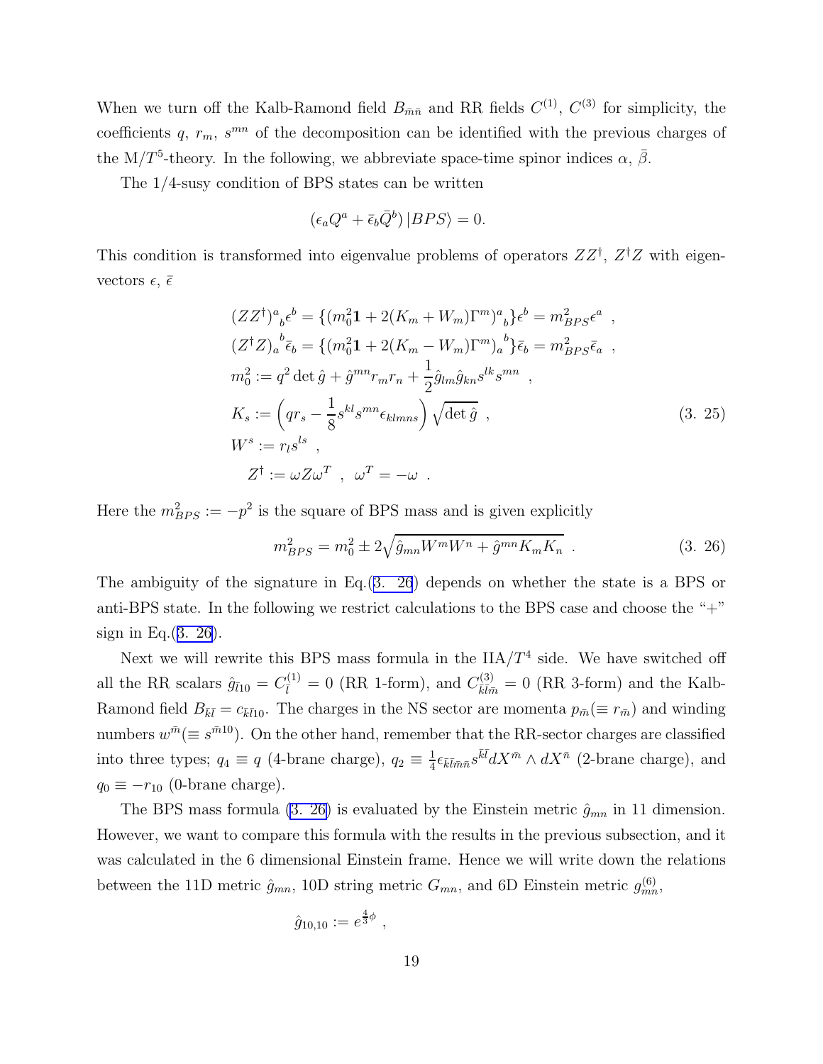When we turn off the Kalb-Ramond field $B_{\bar{m}\bar{n}}$ and RR fields $C^{(1)}$, $C^{(3)}$ for simplicity, the coefficients $q$, $r_m$, $s^{mn}$ of the decomposition can be identified with the previous charges of the M/$T^5$-theory. In the following, we abbreviate space-time spinor indices $\alpha$, $\bar{\beta}$.

The 1/4-susy condition of BPS states can be written

$$
(\epsilon_a Q^a + \bar{\epsilon}_b \bar{Q}^b)\,|BPS\rangle = 0.
$$

This condition is transformed into eigenvalue problems of operators $ZZ^\dagger$, $Z^\dagger Z$ with eigenvectors $\epsilon$, $\bar{\epsilon}$

$$
\begin{aligned}
(ZZ^\dagger)^a{}_b\epsilon^b &= \{(m_0^2\mathbf{1} + 2(K_m + W_m)\Gamma^m)^a{}_b\}\epsilon^b = m_{BPS}^2\epsilon^a \ , \\
(Z^\dagger Z)_a{}^b\bar{\epsilon}_b &= \{(m_0^2\mathbf{1} + 2(K_m - W_m)\Gamma^m)_a{}^b\}\bar{\epsilon}_b = m_{BPS}^2\bar{\epsilon}_a \ , \\
m_0^2 &:= q^2\det\hat{g} + \hat{g}^{mn}r_m r_n + \frac{1}{2}\hat{g}_{lm}\hat{g}_{kn}s^{lk}s^{mn} \ , \\
K_s &:= \left(qr_s - \frac{1}{8}s^{kl}s^{mn}\epsilon_{klmns}\right)\sqrt{\det\hat{g}} \ , \\
W^s &:= r_l s^{ls} \ , \\
Z^\dagger &:= \omega Z\omega^T \ , \ \ \omega^T = -\omega \ .
\end{aligned}
\tag{3. 25}
$$

Here the $m_{BPS}^2 := -p^2$ is the square of BPS mass and is given explicitly

$$
m_{BPS}^2 = m_0^2 \pm 2\sqrt{\hat{g}_{mn}W^m W^n + \hat{g}^{mn}K_m K_n} \ . \tag{3. 26}
$$

The ambiguity of the signature in Eq.(3. 26) depends on whether the state is a BPS or anti-BPS state. In the following we restrict calculations to the BPS case and choose the "+" sign in Eq.(3. 26).

Next we will rewrite this BPS mass formula in the IIA/$T^4$ side. We have switched off all the RR scalars $\hat{g}_{\bar{l}10} = C^{(1)}_{\bar{l}} = 0$ (RR 1-form), and $C^{(3)}_{\bar{k}\bar{l}\bar{m}} = 0$ (RR 3-form) and the Kalb-Ramond field $B_{\bar{k}\bar{l}} = c_{\bar{k}\bar{l}10}$. The charges in the NS sector are momenta $p_{\bar{m}}(\equiv r_{\bar{m}})$ and winding numbers $w^{\bar{m}}(\equiv s^{\bar{m}10})$. On the other hand, remember that the RR-sector charges are classified into three types; $q_4 \equiv q$ (4-brane charge), $q_2 \equiv \frac{1}{4}\epsilon_{\bar{k}\bar{l}\bar{m}\bar{n}}s^{\bar{k}\bar{l}}dX^{\bar{m}} \wedge dX^{\bar{n}}$ (2-brane charge), and $q_0 \equiv -r_{10}$ (0-brane charge).

The BPS mass formula (3. 26) is evaluated by the Einstein metric $\hat{g}_{mn}$ in 11 dimension. However, we want to compare this formula with the results in the previous subsection, and it was calculated in the 6 dimensional Einstein frame. Hence we will write down the relations between the 11D metric $\hat{g}_{mn}$, 10D string metric $G_{mn}$, and 6D Einstein metric $g^{(6)}_{mn}$,

$$
\hat{g}_{10,10} := e^{\frac{4}{3}\phi} \ ,
$$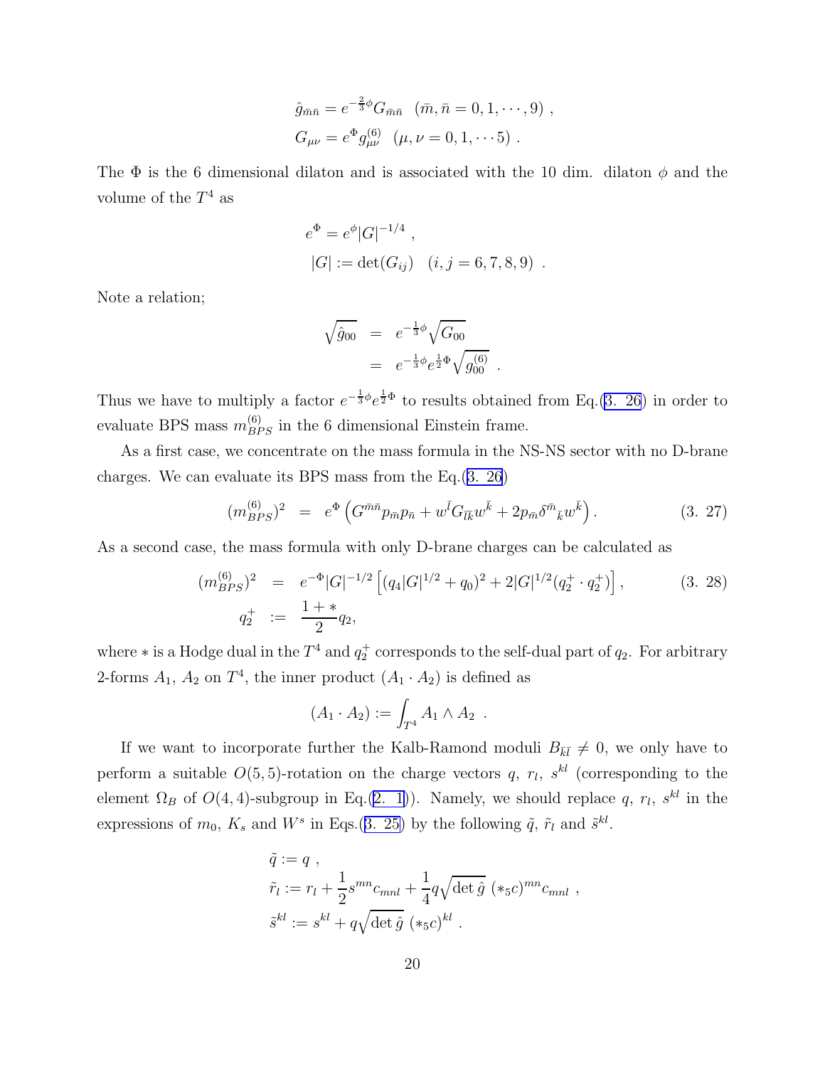$$\hat{g}_{\bar{m}\bar{n}} = e^{-\frac{2}{3}\phi} G_{\bar{m}\bar{n}} \quad (\bar{m}, \bar{n} = 0, 1, \cdots, 9) \ ,$$
$$G_{\mu\nu} = e^{\Phi} g^{(6)}_{\mu\nu} \quad (\mu, \nu = 0, 1, \cdots 5) \ .$$

The $\Phi$ is the 6 dimensional dilaton and is associated with the 10 dim. dilaton $\phi$ and the volume of the $T^4$ as

$$e^{\Phi} = e^{\phi} |G|^{-1/4} \ ,$$
$$|G| := \det(G_{ij}) \quad (i, j = 6, 7, 8, 9) \ .$$

Note a relation;

$$\begin{aligned}
\sqrt{\hat{g}_{00}} &= e^{-\frac{1}{3}\phi} \sqrt{G_{00}} \\
&= e^{-\frac{1}{3}\phi} e^{\frac{1}{2}\Phi} \sqrt{g^{(6)}_{00}} \ .
\end{aligned}$$

Thus we have to multiply a factor $e^{-\frac{1}{3}\phi} e^{\frac{1}{2}\Phi}$ to results obtained from Eq.(3. 26) in order to evaluate BPS mass $m^{(6)}_{BPS}$ in the 6 dimensional Einstein frame.

As a first case, we concentrate on the mass formula in the NS-NS sector with no D-brane charges. We can evaluate its BPS mass from the Eq.(3. 26)

$$(m^{(6)}_{BPS})^2 = e^{\Phi} \left( G^{\bar{m}\bar{n}} p_{\bar{m}} p_{\bar{n}} + w^{\bar{l}} G_{\bar{l}\bar{k}} w^{\bar{k}} + 2 p_{\bar{m}} \delta^{\bar{m}}{}_{\bar{k}} w^{\bar{k}} \right). \tag{3. 27}$$

As a second case, the mass formula with only D-brane charges can be calculated as

$$\begin{aligned}
(m^{(6)}_{BPS})^2 &= e^{-\Phi} |G|^{-1/2} \left[ (q_4 |G|^{1/2} + q_0)^2 + 2|G|^{1/2} (q_2^+ \cdot q_2^+) \right], \qquad (3.\ 28) \\
q_2^+ &:= \frac{1 + *}{2} q_2,
\end{aligned}$$

where $*$ is a Hodge dual in the $T^4$ and $q_2^+$ corresponds to the self-dual part of $q_2$. For arbitrary 2-forms $A_1$, $A_2$ on $T^4$, the inner product $(A_1 \cdot A_2)$ is defined as

$$(A_1 \cdot A_2) := \int_{T^4} A_1 \wedge A_2 \ .$$

If we want to incorporate further the Kalb-Ramond moduli $B_{\bar{k}\bar{l}} \neq 0$, we only have to perform a suitable $O(5,5)$-rotation on the charge vectors $q$, $r_l$, $s^{kl}$ (corresponding to the element $\Omega_B$ of $O(4,4)$-subgroup in Eq.(2. 1)). Namely, we should replace $q$, $r_l$, $s^{kl}$ in the expressions of $m_0$, $K_s$ and $W^s$ in Eqs.(3. 25) by the following $\tilde{q}$, $\tilde{r}_l$ and $\tilde{s}^{kl}$.

$$\begin{aligned}
&\tilde{q} := q \ , \\
&\tilde{r}_l := r_l + \frac{1}{2} s^{mn} c_{mnl} + \frac{1}{4} q \sqrt{\det \hat{g}} \ (*_5 c)^{mn} c_{mnl} \ , \\
&\tilde{s}^{kl} := s^{kl} + q \sqrt{\det \hat{g}} \ (*_5 c)^{kl} \ .
\end{aligned}$$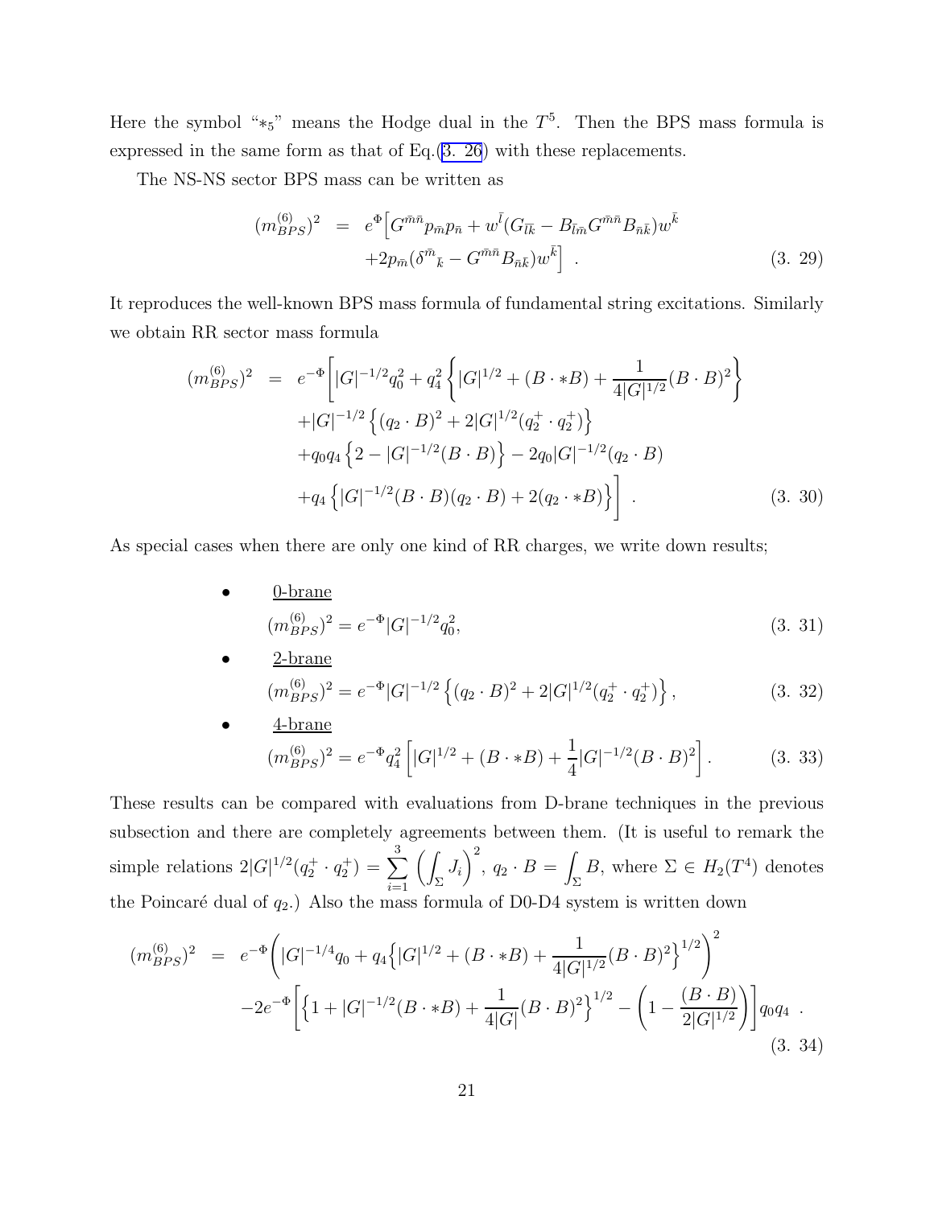Here the symbol "$*_5$" means the Hodge dual in the $T^5$. Then the BPS mass formula is expressed in the same form as that of Eq.(3. 26) with these replacements.

The NS-NS sector BPS mass can be written as

$$
\begin{aligned}
(m_{BPS}^{(6)})^2 &= e^{\Phi}\Big[G^{\bar{m}\bar{n}}p_{\bar{m}}p_{\bar{n}} + w^{\bar{l}}(G_{\bar{l}\bar{k}} - B_{\bar{l}\bar{m}}G^{\bar{m}\bar{n}}B_{\bar{n}\bar{k}})w^{\bar{k}} \\
&\quad + 2p_{\bar{m}}(\delta^{\bar{m}}{}_{\bar{k}} - G^{\bar{m}\bar{n}}B_{\bar{n}\bar{k}})w^{\bar{k}}\Big] \ . 
\end{aligned} \tag{3. 29}
$$

It reproduces the well-known BPS mass formula of fundamental string excitations. Similarly we obtain RR sector mass formula

$$
\begin{aligned}
(m_{BPS}^{(6)})^2 &= e^{-\Phi}\Bigg[|G|^{-1/2}q_0^2 + q_4^2\left\{|G|^{1/2} + (B\cdot *B) + \frac{1}{4|G|^{1/2}}(B\cdot B)^2\right\} \\
&\quad + |G|^{-1/2}\left\{(q_2\cdot B)^2 + 2|G|^{1/2}(q_2^+\cdot q_2^+)\right\} \\
&\quad + q_0 q_4\left\{2 - |G|^{-1/2}(B\cdot B)\right\} - 2q_0|G|^{-1/2}(q_2\cdot B) \\
&\quad + q_4\left\{|G|^{-1/2}(B\cdot B)(q_2\cdot B) + 2(q_2\cdot *B)\right\}\Bigg] \ . 
\end{aligned} \tag{3. 30}
$$

As special cases when there are only one kind of RR charges, we write down results;

- <u>0-brane</u>
$$
(m_{BPS}^{(6)})^2 = e^{-\Phi}|G|^{-1/2}q_0^2, \tag{3. 31}
$$

- <u>2-brane</u>
$$
(m_{BPS}^{(6)})^2 = e^{-\Phi}|G|^{-1/2}\left\{(q_2\cdot B)^2 + 2|G|^{1/2}(q_2^+\cdot q_2^+)\right\}, \tag{3. 32}
$$

- <u>4-brane</u>
$$
(m_{BPS}^{(6)})^2 = e^{-\Phi}q_4^2\left[|G|^{1/2} + (B\cdot *B) + \frac{1}{4}|G|^{-1/2}(B\cdot B)^2\right]. \tag{3. 33}
$$

These results can be compared with evaluations from D-brane techniques in the previous subsection and there are completely agreements between them. (It is useful to remark the simple relations $2|G|^{1/2}(q_2^+\cdot q_2^+) = \sum_{i=1}^{3}\left(\int_\Sigma J_i\right)^2$, $q_2\cdot B = \int_\Sigma B$, where $\Sigma \in H_2(T^4)$ denotes the Poincaré dual of $q_2$.) Also the mass formula of D0-D4 system is written down

$$
\begin{aligned}
(m_{BPS}^{(6)})^2 &= e^{-\Phi}\left(|G|^{-1/4}q_0 + q_4\Big\{|G|^{1/2} + (B\cdot *B) + \frac{1}{4|G|^{1/2}}(B\cdot B)^2\Big\}^{1/2}\right)^2 \\
&\quad - 2e^{-\Phi}\left[\Big\{1 + |G|^{-1/2}(B\cdot *B) + \frac{1}{4|G|}(B\cdot B)^2\Big\}^{1/2} - \left(1 - \frac{(B\cdot B)}{2|G|^{1/2}}\right)\right]q_0 q_4 \ . 
\end{aligned} \tag{3. 34}
$$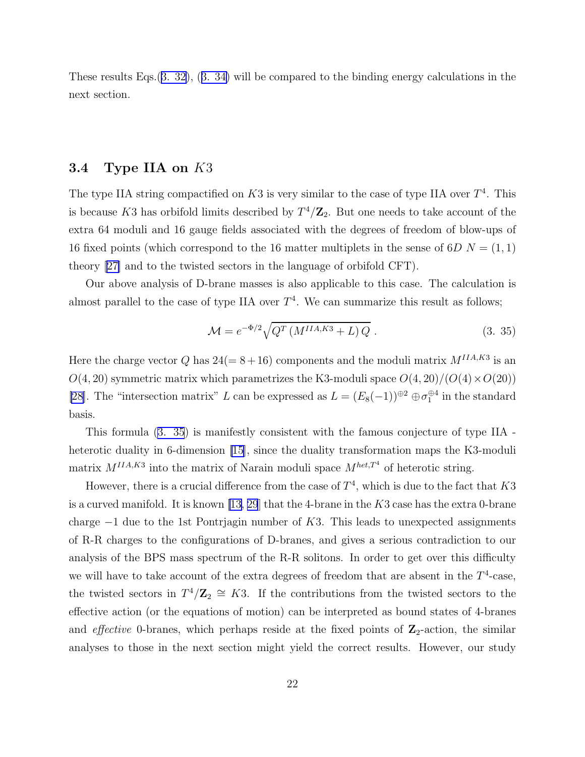These results Eqs.(3. 32), (3. 34) will be compared to the binding energy calculations in the next section.

### 3.4 Type IIA on $K3$

The type IIA string compactified on $K3$ is very similar to the case of type IIA over $T^4$. This is because $K3$ has orbifold limits described by $T^4/\mathbf{Z}_2$. But one needs to take account of the extra 64 moduli and 16 gauge fields associated with the degrees of freedom of blow-ups of 16 fixed points (which correspond to the 16 matter multiplets in the sense of $6D$ $N=(1,1)$ theory [27] and to the twisted sectors in the language of orbifold CFT).

Our above analysis of D-brane masses is also applicable to this case. The calculation is almost parallel to the case of type IIA over $T^4$. We can summarize this result as follows;

$$\mathcal{M} = e^{-\Phi/2}\sqrt{Q^T\left(M^{IIA,K3}+L\right)Q} \ . \tag{3. 35}$$

Here the charge vector $Q$ has $24(=8+16)$ components and the moduli matrix $M^{IIA,K3}$ is an $O(4,20)$ symmetric matrix which parametrizes the K3-moduli space $O(4,20)/(O(4)\times O(20))$ [28]. The "intersection matrix" $L$ can be expressed as $L=(E_8(-1))^{\oplus 2}\oplus\sigma_1^{\oplus 4}$ in the standard basis.

This formula (3. 35) is manifestly consistent with the famous conjecture of type IIA - heterotic duality in 6-dimension [15], since the duality transformation maps the K3-moduli matrix $M^{IIA,K3}$ into the matrix of Narain moduli space $M^{het,T^4}$ of heterotic string.

However, there is a crucial difference from the case of $T^4$, which is due to the fact that $K3$ is a curved manifold. It is known [13, 29] that the 4-brane in the $K3$ case has the extra 0-brane charge $-1$ due to the 1st Pontrjagin number of $K3$. This leads to unexpected assignments of R-R charges to the configurations of D-branes, and gives a serious contradiction to our analysis of the BPS mass spectrum of the R-R solitons. In order to get over this difficulty we will have to take account of the extra degrees of freedom that are absent in the $T^4$-case, the twisted sectors in $T^4/\mathbf{Z}_2\cong K3$. If the contributions from the twisted sectors to the effective action (or the equations of motion) can be interpreted as bound states of 4-branes and *effective* 0-branes, which perhaps reside at the fixed points of $\mathbf{Z}_2$-action, the similar analyses to those in the next section might yield the correct results. However, our study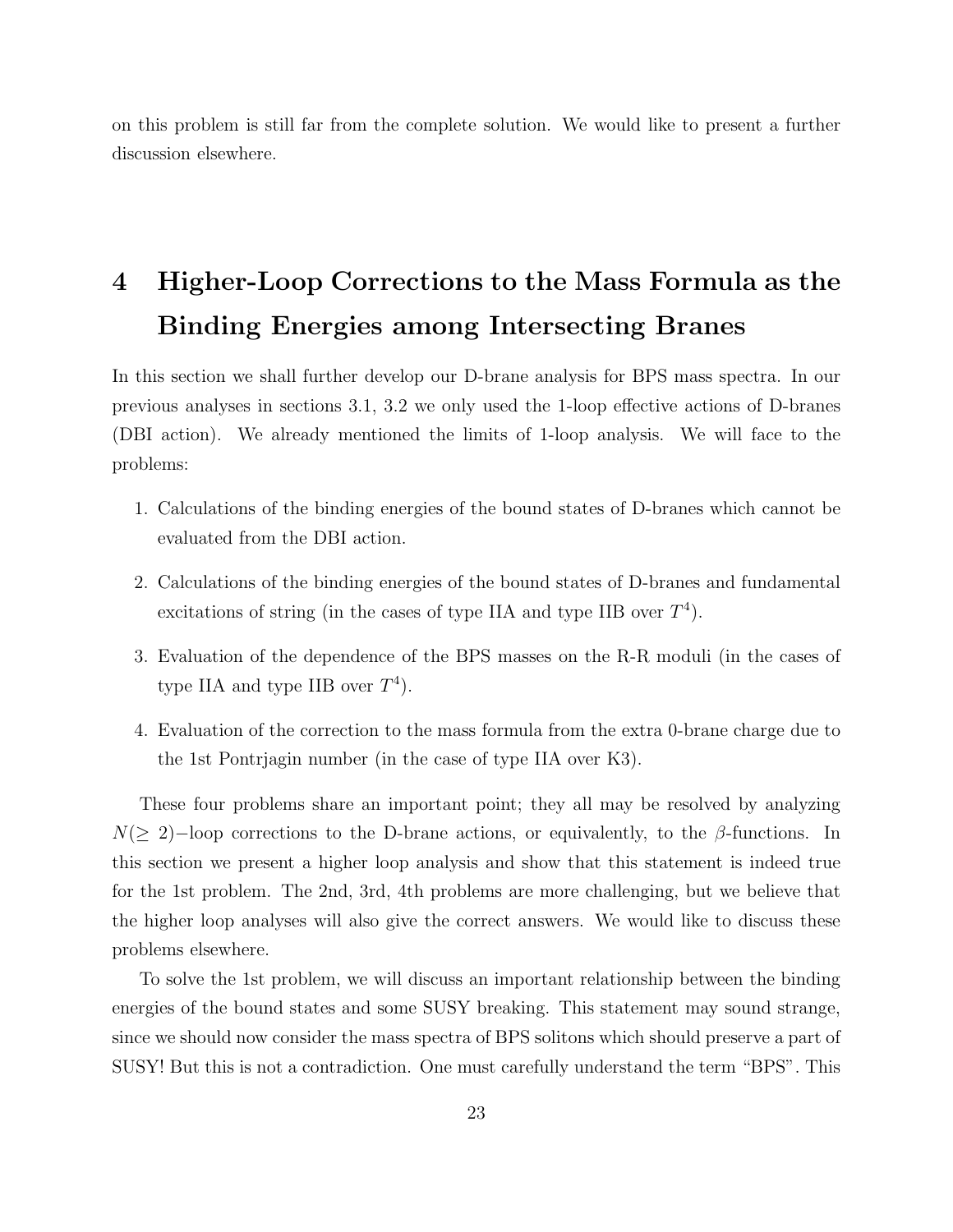on this problem is still far from the complete solution. We would like to present a further discussion elsewhere.

# 4 Higher-Loop Corrections to the Mass Formula as the Binding Energies among Intersecting Branes

In this section we shall further develop our D-brane analysis for BPS mass spectra. In our previous analyses in sections 3.1, 3.2 we only used the 1-loop effective actions of D-branes (DBI action). We already mentioned the limits of 1-loop analysis. We will face to the problems:

1. Calculations of the binding energies of the bound states of D-branes which cannot be evaluated from the DBI action.
2. Calculations of the binding energies of the bound states of D-branes and fundamental excitations of string (in the cases of type IIA and type IIB over $T^4$).
3. Evaluation of the dependence of the BPS masses on the R-R moduli (in the cases of type IIA and type IIB over $T^4$).
4. Evaluation of the correction to the mass formula from the extra 0-brane charge due to the 1st Pontrjagin number (in the case of type IIA over K3).

These four problems share an important point; they all may be resolved by analyzing $N(\geq 2)-$loop corrections to the D-brane actions, or equivalently, to the $\beta$-functions. In this section we present a higher loop analysis and show that this statement is indeed true for the 1st problem. The 2nd, 3rd, 4th problems are more challenging, but we believe that the higher loop analyses will also give the correct answers. We would like to discuss these problems elsewhere.

To solve the 1st problem, we will discuss an important relationship between the binding energies of the bound states and some SUSY breaking. This statement may sound strange, since we should now consider the mass spectra of BPS solitons which should preserve a part of SUSY! But this is not a contradiction. One must carefully understand the term "BPS". This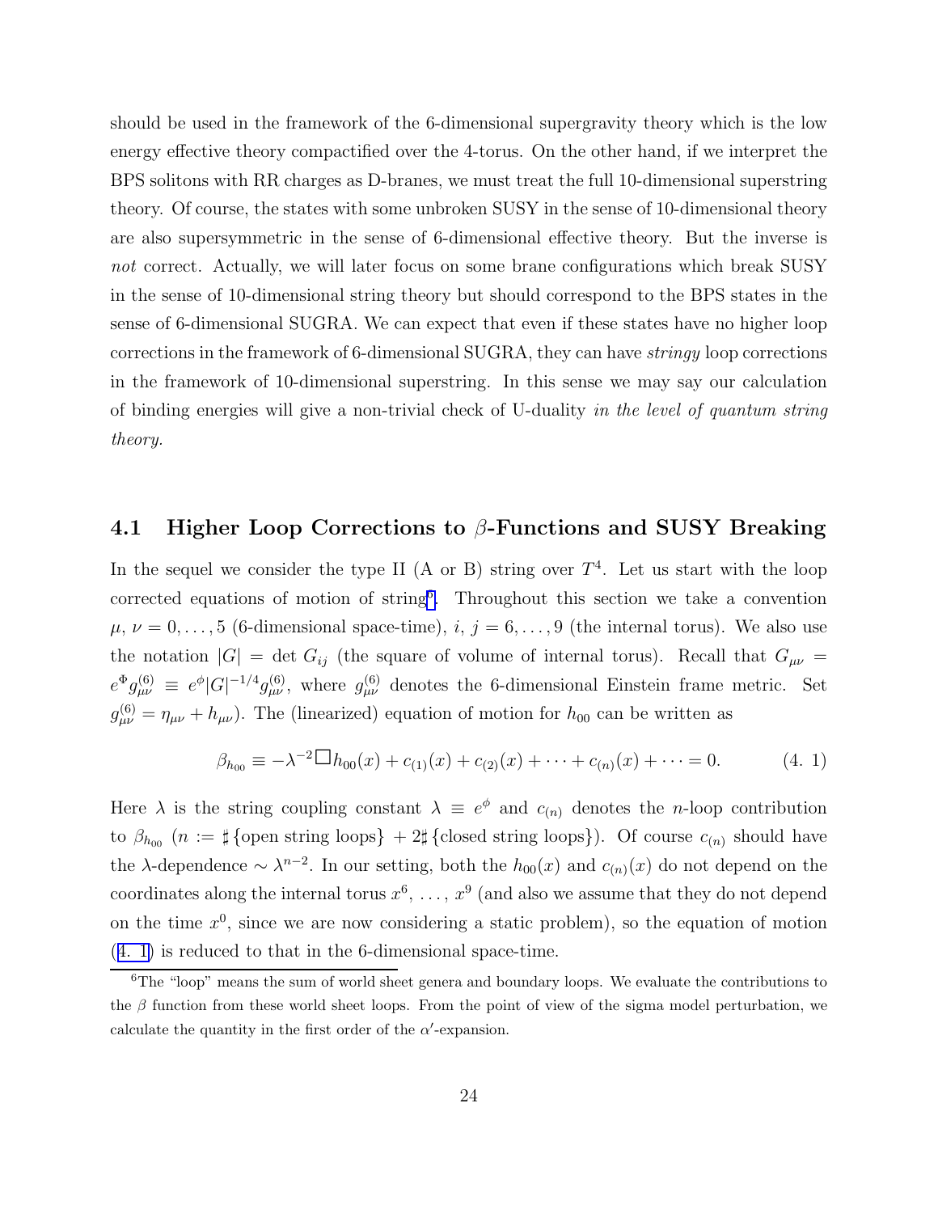should be used in the framework of the 6-dimensional supergravity theory which is the low energy effective theory compactified over the 4-torus. On the other hand, if we interpret the BPS solitons with RR charges as D-branes, we must treat the full 10-dimensional superstring theory. Of course, the states with some unbroken SUSY in the sense of 10-dimensional theory are also supersymmetric in the sense of 6-dimensional effective theory. But the inverse is *not* correct. Actually, we will later focus on some brane configurations which break SUSY in the sense of 10-dimensional string theory but should correspond to the BPS states in the sense of 6-dimensional SUGRA. We can expect that even if these states have no higher loop corrections in the framework of 6-dimensional SUGRA, they can have *stringy* loop corrections in the framework of 10-dimensional superstring. In this sense we may say our calculation of binding energies will give a non-trivial check of U-duality *in the level of quantum string theory.*

## 4.1 Higher Loop Corrections to $\beta$-Functions and SUSY Breaking

In the sequel we consider the type II (A or B) string over $T^4$. Let us start with the loop corrected equations of motion of string[6]. Throughout this section we take a convention $\mu,\, \nu = 0, \ldots, 5$ (6-dimensional space-time), $i,\, j = 6, \ldots, 9$ (the internal torus). We also use the notation $|G| = \det G_{ij}$ (the square of volume of internal torus). Recall that $G_{\mu\nu} = e^{\Phi} g^{(6)}_{\mu\nu} \equiv e^{\phi}|G|^{-1/4} g^{(6)}_{\mu\nu}$, where $g^{(6)}_{\mu\nu}$ denotes the 6-dimensional Einstein frame metric. Set $g^{(6)}_{\mu\nu} = \eta_{\mu\nu} + h_{\mu\nu}$). The (linearized) equation of motion for $h_{00}$ can be written as

$$\beta_{h_{00}} \equiv -\lambda^{-2} \Box h_{00}(x) + c_{(1)}(x) + c_{(2)}(x) + \cdots + c_{(n)}(x) + \cdots = 0. \tag{4. 1}$$

Here $\lambda$ is the string coupling constant $\lambda \equiv e^{\phi}$ and $c_{(n)}$ denotes the $n$-loop contribution to $\beta_{h_{00}}$ ($n := \sharp\,\{\text{open string loops}\} + 2\sharp\,\{\text{closed string loops}\}$). Of course $c_{(n)}$ should have the $\lambda$-dependence $\sim \lambda^{n-2}$. In our setting, both the $h_{00}(x)$ and $c_{(n)}(x)$ do not depend on the coordinates along the internal torus $x^6, \ldots, x^9$ (and also we assume that they do not depend on the time $x^0$, since we are now considering a static problem), so the equation of motion (4. 1) is reduced to that in the 6-dimensional space-time.

[6] The "loop" means the sum of world sheet genera and boundary loops. We evaluate the contributions to the $\beta$ function from these world sheet loops. From the point of view of the sigma model perturbation, we calculate the quantity in the first order of the $\alpha'$-expansion.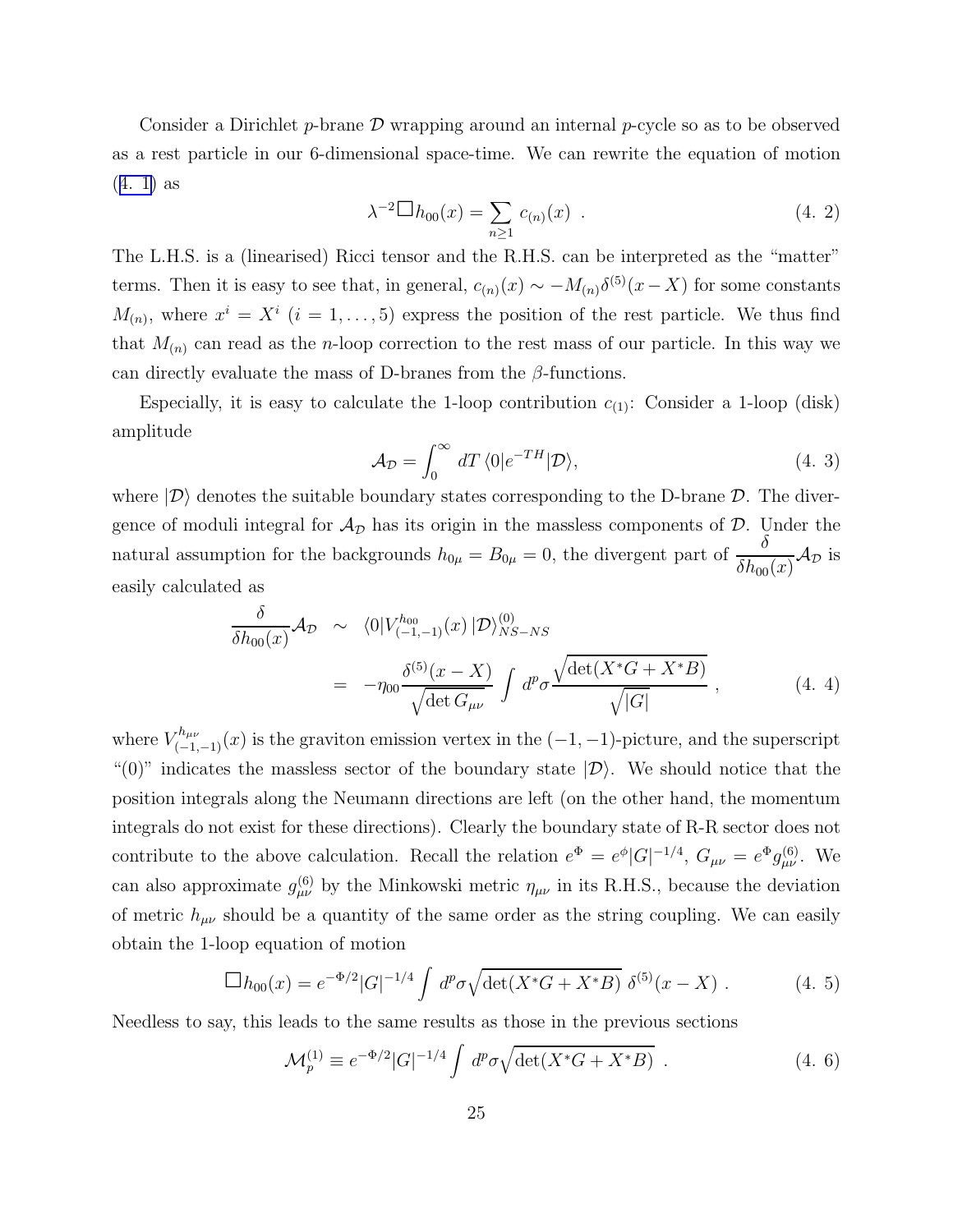Consider a Dirichlet $p$-brane $\mathcal{D}$ wrapping around an internal $p$-cycle so as to be observed as a rest particle in our 6-dimensional space-time. We can rewrite the equation of motion (4. 1) as

$$\lambda^{-2}\Box h_{00}(x) = \sum_{n\geq 1} c_{(n)}(x) \ . \tag{4. 2}$$

The L.H.S. is a (linearised) Ricci tensor and the R.H.S. can be interpreted as the "matter" terms. Then it is easy to see that, in general, $c_{(n)}(x) \sim -M_{(n)}\delta^{(5)}(x-X)$ for some constants $M_{(n)}$, where $x^i = X^i$ $(i=1,\ldots,5)$ express the position of the rest particle. We thus find that $M_{(n)}$ can read as the $n$-loop correction to the rest mass of our particle. In this way we can directly evaluate the mass of D-branes from the $\beta$-functions.

Especially, it is easy to calculate the 1-loop contribution $c_{(1)}$: Consider a 1-loop (disk) amplitude

$$\mathcal{A}_{\mathcal{D}} = \int_0^\infty dT\, \langle 0|e^{-TH}|\mathcal{D}\rangle, \tag{4. 3}$$

where $|\mathcal{D}\rangle$ denotes the suitable boundary states corresponding to the D-brane $\mathcal{D}$. The divergence of moduli integral for $\mathcal{A}_{\mathcal{D}}$ has its origin in the massless components of $\mathcal{D}$. Under the natural assumption for the backgrounds $h_{0\mu} = B_{0\mu} = 0$, the divergent part of $\dfrac{\delta}{\delta h_{00}(x)}\mathcal{A}_{\mathcal{D}}$ is easily calculated as

$$\begin{aligned}
\frac{\delta}{\delta h_{00}(x)}\mathcal{A}_{\mathcal{D}} &\sim \langle 0|V^{h_{00}}_{(-1,-1)}(x)\,|\mathcal{D}\rangle^{(0)}_{NS-NS} \\
&= -\eta_{00}\frac{\delta^{(5)}(x-X)}{\sqrt{\det G_{\mu\nu}}}\int d^p\sigma \frac{\sqrt{\det(X^*G + X^*B)}}{\sqrt{|G|}} \ ,
\end{aligned} \tag{4. 4}$$

where $V^{h_{\mu\nu}}_{(-1,-1)}(x)$ is the graviton emission vertex in the $(-1,-1)$-picture, and the superscript "(0)" indicates the massless sector of the boundary state $|\mathcal{D}\rangle$. We should notice that the position integrals along the Neumann directions are left (on the other hand, the momentum integrals do not exist for these directions). Clearly the boundary state of R-R sector does not contribute to the above calculation. Recall the relation $e^{\Phi} = e^{\phi}|G|^{-1/4}$, $G_{\mu\nu} = e^{\Phi}g^{(6)}_{\mu\nu}$. We can also approximate $g^{(6)}_{\mu\nu}$ by the Minkowski metric $\eta_{\mu\nu}$ in its R.H.S., because the deviation of metric $h_{\mu\nu}$ should be a quantity of the same order as the string coupling. We can easily obtain the 1-loop equation of motion

$$\Box h_{00}(x) = e^{-\Phi/2}|G|^{-1/4}\int d^p\sigma \sqrt{\det(X^*G + X^*B)}\ \delta^{(5)}(x-X) \ . \tag{4. 5}$$

Needless to say, this leads to the same results as those in the previous sections

$$\mathcal{M}^{(1)}_p \equiv e^{-\Phi/2}|G|^{-1/4}\int d^p\sigma \sqrt{\det(X^*G + X^*B)} \ . \tag{4. 6}$$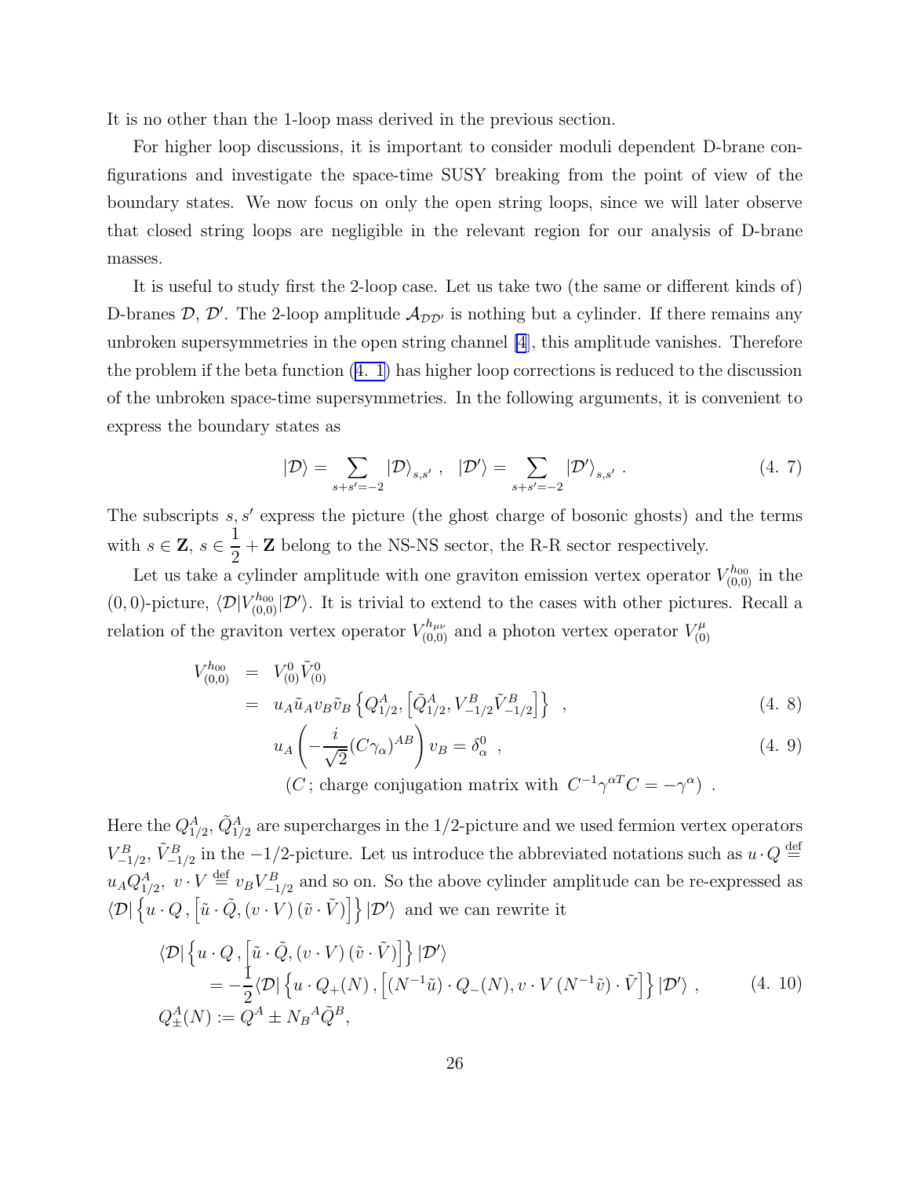It is no other than the 1-loop mass derived in the previous section.

For higher loop discussions, it is important to consider moduli dependent D-brane configurations and investigate the space-time SUSY breaking from the point of view of the boundary states. We now focus on only the open string loops, since we will later observe that closed string loops are negligible in the relevant region for our analysis of D-brane masses.

It is useful to study first the 2-loop case. Let us take two (the same or different kinds of) D-branes $\mathcal{D}$, $\mathcal{D}'$. The 2-loop amplitude $\mathcal{A}_{\mathcal{D}\mathcal{D}'}$ is nothing but a cylinder. If there remains any unbroken supersymmetries in the open string channel [4], this amplitude vanishes. Therefore the problem if the beta function (4. 1) has higher loop corrections is reduced to the discussion of the unbroken space-time supersymmetries. In the following arguments, it is convenient to express the boundary states as

$$|\mathcal{D}\rangle = \sum_{s+s'=-2} |\mathcal{D}\rangle_{s,s'} \ , \quad |\mathcal{D}'\rangle = \sum_{s+s'=-2} |\mathcal{D}'\rangle_{s,s'} \ . \tag{4. 7}$$

The subscripts $s, s'$ express the picture (the ghost charge of bosonic ghosts) and the terms with $s \in \mathbf{Z}$, $s \in \frac{1}{2} + \mathbf{Z}$ belong to the NS-NS sector, the R-R sector respectively.

Let us take a cylinder amplitude with one graviton emission vertex operator $V^{h_{00}}_{(0,0)}$ in the $(0,0)$-picture, $\langle \mathcal{D}|V^{h_{00}}_{(0,0)}|\mathcal{D}'\rangle$. It is trivial to extend to the cases with other pictures. Recall a relation of the graviton vertex operator $V^{h_{\mu\nu}}_{(0,0)}$ and a photon vertex operator $V^{\mu}_{(0)}$

$$\begin{aligned}
V^{h_{00}}_{(0,0)} &= V^{0}_{(0)} \tilde{V}^{0}_{(0)} \\
&= u_A \tilde{u}_A v_B \tilde{v}_B \left\{ Q^A_{1/2}, \left[ \tilde{Q}^A_{1/2}, V^B_{-1/2} \tilde{V}^B_{-1/2} \right] \right\} \ ,
\end{aligned} \tag{4. 8}$$

$$u_A \left( -\frac{i}{\sqrt{2}} (C\gamma_\alpha)^{AB} \right) v_B = \delta^0_\alpha \ , \tag{4. 9}$$

$$(C\,;\ \text{charge conjugation matrix with}\ \ C^{-1}\gamma^{\alpha T} C = -\gamma^\alpha) \ .$$

Here the $Q^A_{1/2}$, $\tilde{Q}^A_{1/2}$ are supercharges in the 1/2-picture and we used fermion vertex operators $V^B_{-1/2}$, $\tilde{V}^B_{-1/2}$ in the $-1/2$-picture. Let us introduce the abbreviated notations such as $u \cdot Q \stackrel{\text{def}}{=} u_A Q^A_{1/2}$, $v \cdot V \stackrel{\text{def}}{=} v_B V^B_{-1/2}$ and so on. So the above cylinder amplitude can be re-expressed as $\langle \mathcal{D}| \left\{ u \cdot Q \,, \left[ \tilde{u} \cdot \tilde{Q}, (v \cdot V)\, (\tilde{v} \cdot \tilde{V}) \right] \right\} |\mathcal{D}'\rangle$ and we can rewrite it

$$\begin{aligned}
&\langle \mathcal{D}| \left\{ u \cdot Q \,, \left[ \tilde{u} \cdot \tilde{Q}, (v \cdot V)\, (\tilde{v} \cdot \tilde{V}) \right] \right\} |\mathcal{D}'\rangle \\
&\qquad = -\frac{1}{2} \langle \mathcal{D}| \left\{ u \cdot Q_+(N) \,, \left[ (N^{-1}\tilde{u}) \cdot Q_-(N), v \cdot V\, (N^{-1}\tilde{v}) \cdot \tilde{V} \right] \right\} |\mathcal{D}'\rangle \ , \\
&Q^A_\pm(N) := Q^A \pm N_B{}^A \tilde{Q}^B,
\end{aligned} \tag{4. 10}$$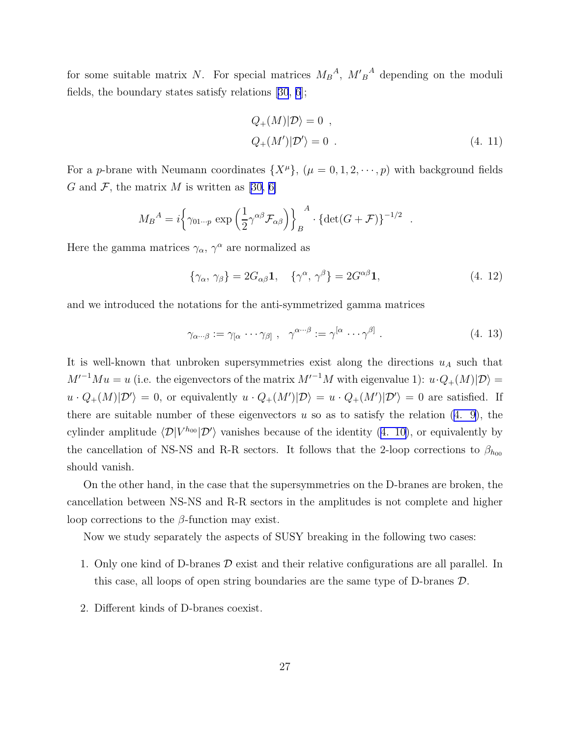for some suitable matrix $N$. For special matrices ${M_B}^A$, ${M'_B}^A$ depending on the moduli fields, the boundary states satisfy relations [30, 6];

$$
\begin{aligned}
&Q_+(M)|\mathcal{D}\rangle = 0 \ , \\
&Q_+(M')|\mathcal{D}'\rangle = 0 \ .
\end{aligned}
\tag{4. 11}
$$

For a $p$-brane with Neumann coordinates $\{X^\mu\}$, $(\mu = 0, 1, 2, \cdots, p)$ with background fields $G$ and $\mathcal{F}$, the matrix $M$ is written as [30, 6]

$$
{M_B}^A = i\Big\{\gamma_{01\cdots p}\, \exp\left(\frac{1}{2}\gamma^{\alpha\beta}\mathcal{F}_{\alpha\beta}\right)\Big\}_B^{\ A} \cdot \{\det(G + \mathcal{F})\}^{-1/2} \ .
$$

Here the gamma matrices $\gamma_\alpha$, $\gamma^\alpha$ are normalized as

$$
\{\gamma_\alpha, \gamma_\beta\} = 2G_{\alpha\beta}\mathbf{1}, \quad \{\gamma^\alpha, \gamma^\beta\} = 2G^{\alpha\beta}\mathbf{1},
\tag{4. 12}
$$

and we introduced the notations for the anti-symmetrized gamma matrices

$$
\gamma_{\alpha\cdots\beta} := \gamma_{[\alpha}\cdots\gamma_{\beta]} \ , \quad \gamma^{\alpha\cdots\beta} := \gamma^{[\alpha}\cdots\gamma^{\beta]} \ .
\tag{4. 13}
$$

It is well-known that unbroken supersymmetries exist along the directions $u_A$ such that $M'^{-1}Mu = u$ (i.e. the eigenvectors of the matrix $M'^{-1}M$ with eigenvalue 1): $u \cdot Q_+(M)|\mathcal{D}\rangle = u \cdot Q_+(M)|\mathcal{D}'\rangle = 0$, or equivalently $u \cdot Q_+(M')|\mathcal{D}\rangle = u \cdot Q_+(M')|\mathcal{D}'\rangle = 0$ are satisfied. If there are suitable number of these eigenvectors $u$ so as to satisfy the relation (4. 9), the cylinder amplitude $\langle\mathcal{D}|V^{h_{00}}|\mathcal{D}'\rangle$ vanishes because of the identity (4. 10), or equivalently by the cancellation of NS-NS and R-R sectors. It follows that the 2-loop corrections to $\beta_{h_{00}}$ should vanish.

On the other hand, in the case that the supersymmetries on the D-branes are broken, the cancellation between NS-NS and R-R sectors in the amplitudes is not complete and higher loop corrections to the $\beta$-function may exist.

Now we study separately the aspects of SUSY breaking in the following two cases:

1. Only one kind of D-branes $\mathcal{D}$ exist and their relative configurations are all parallel. In this case, all loops of open string boundaries are the same type of D-branes $\mathcal{D}$.

2. Different kinds of D-branes coexist.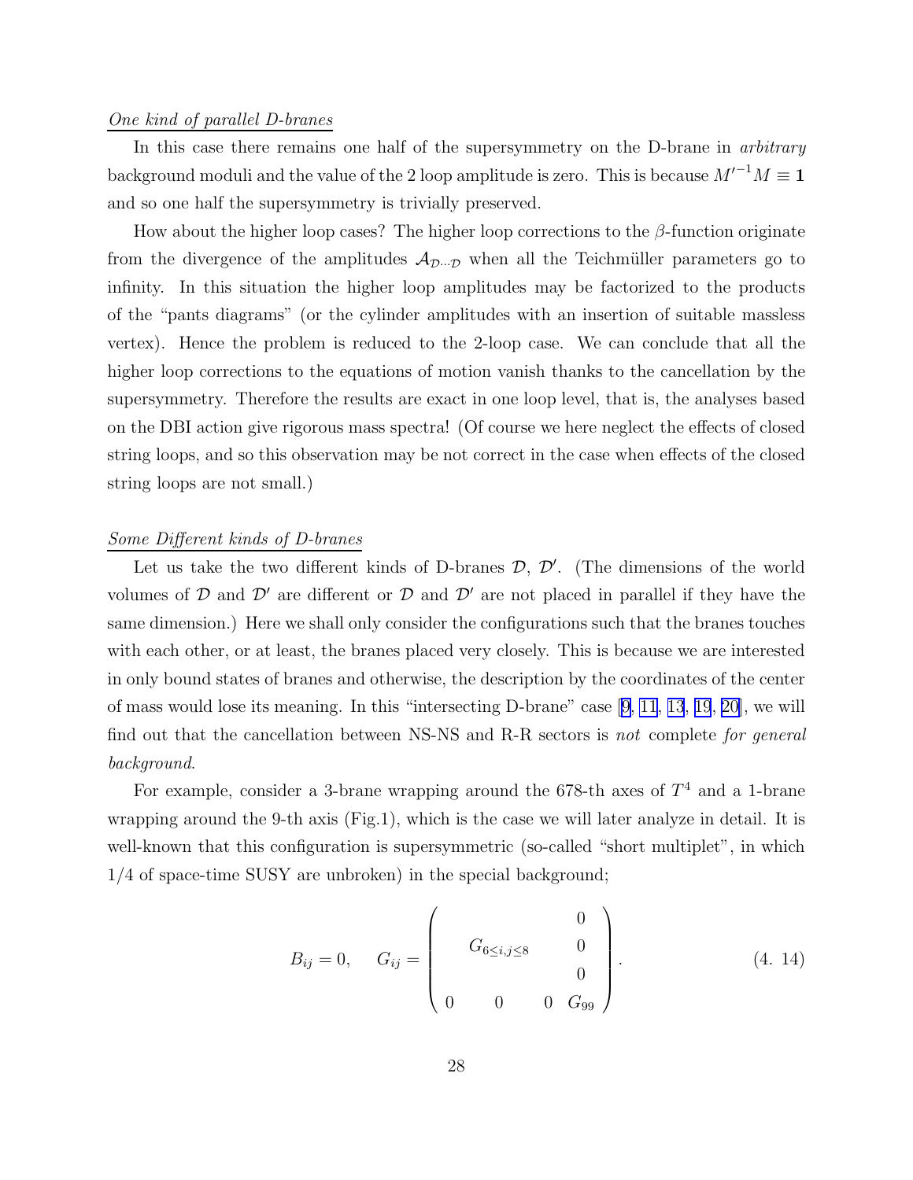*One kind of parallel D-branes*

In this case there remains one half of the supersymmetry on the D-brane in *arbitrary* background moduli and the value of the 2 loop amplitude is zero. This is because $M'^{-1}M \equiv \mathbf{1}$ and so one half the supersymmetry is trivially preserved.

How about the higher loop cases? The higher loop corrections to the $\beta$-function originate from the divergence of the amplitudes $\mathcal{A}_{\mathcal{D}\cdots\mathcal{D}}$ when all the Teichmüller parameters go to infinity. In this situation the higher loop amplitudes may be factorized to the products of the "pants diagrams" (or the cylinder amplitudes with an insertion of suitable massless vertex). Hence the problem is reduced to the 2-loop case. We can conclude that all the higher loop corrections to the equations of motion vanish thanks to the cancellation by the supersymmetry. Therefore the results are exact in one loop level, that is, the analyses based on the DBI action give rigorous mass spectra! (Of course we here neglect the effects of closed string loops, and so this observation may be not correct in the case when effects of the closed string loops are not small.)

*Some Different kinds of D-branes*

Let us take the two different kinds of D-branes $\mathcal{D}$, $\mathcal{D}'$. (The dimensions of the world volumes of $\mathcal{D}$ and $\mathcal{D}'$ are different or $\mathcal{D}$ and $\mathcal{D}'$ are not placed in parallel if they have the same dimension.) Here we shall only consider the configurations such that the branes touches with each other, or at least, the branes placed very closely. This is because we are interested in only bound states of branes and otherwise, the description by the coordinates of the center of mass would lose its meaning. In this "intersecting D-brane" case [9, 11, 13, 19, 20], we will find out that the cancellation between NS-NS and R-R sectors is *not* complete *for general background*.

For example, consider a 3-brane wrapping around the 678-th axes of $T^4$ and a 1-brane wrapping around the 9-th axis (Fig.1), which is the case we will later analyze in detail. It is well-known that this configuration is supersymmetric (so-called "short multiplet", in which 1/4 of space-time SUSY are unbroken) in the special background;

$$
B_{ij} = 0, \qquad G_{ij} = \begin{pmatrix} & & & 0 \\ & G_{6\leq i,j\leq 8} & & 0 \\ & & & 0 \\ 0 & 0 & 0 & G_{99} \end{pmatrix}. \tag{4. 14}
$$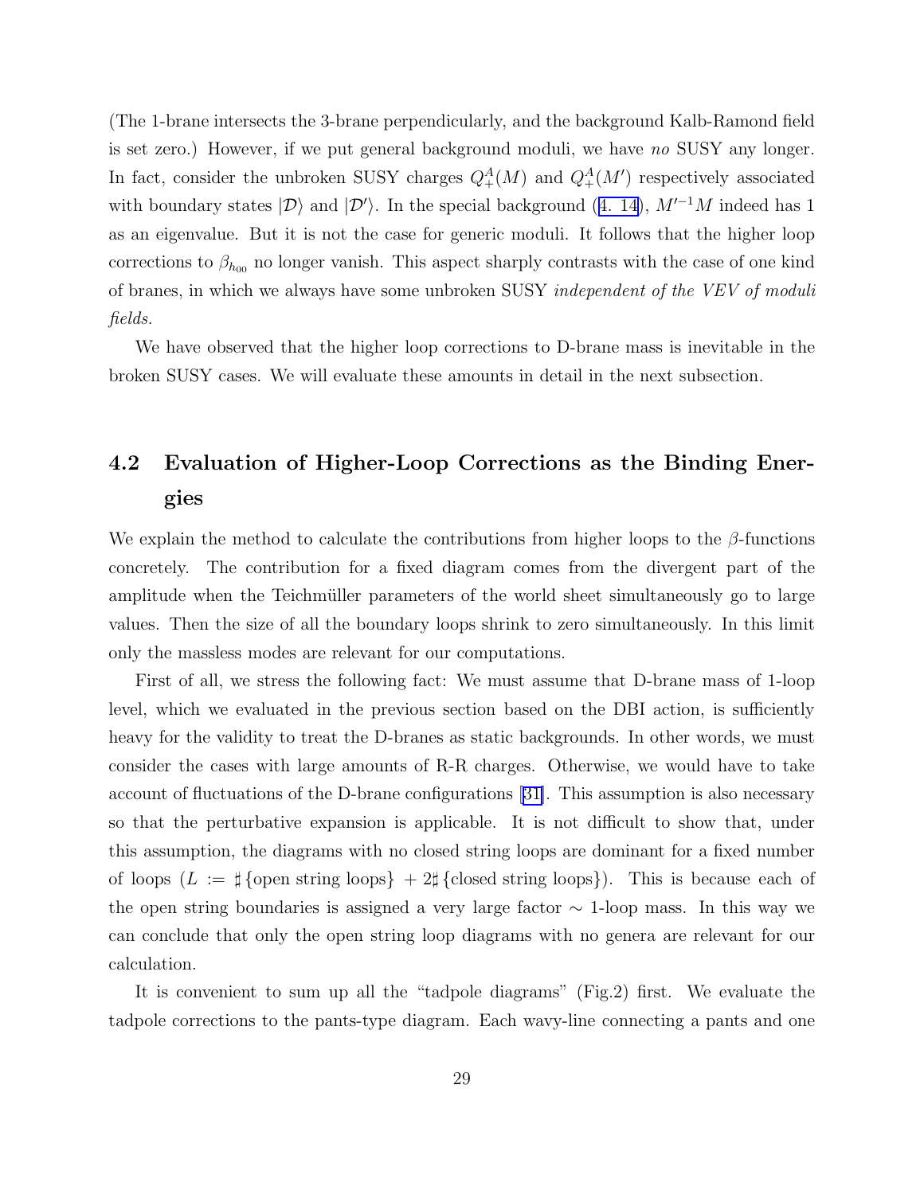(The 1-brane intersects the 3-brane perpendicularly, and the background Kalb-Ramond field is set zero.) However, if we put general background moduli, we have *no* SUSY any longer. In fact, consider the unbroken SUSY charges $Q_+^A(M)$ and $Q_+^A(M')$ respectively associated with boundary states $|\mathcal{D}\rangle$ and $|\mathcal{D}'\rangle$. In the special background (4. 14), $M'^{-1}M$ indeed has 1 as an eigenvalue. But it is not the case for generic moduli. It follows that the higher loop corrections to $\beta_{h_{00}}$ no longer vanish. This aspect sharply contrasts with the case of one kind of branes, in which we always have some unbroken SUSY *independent of the VEV of moduli fields.*

We have observed that the higher loop corrections to D-brane mass is inevitable in the broken SUSY cases. We will evaluate these amounts in detail in the next subsection.

## 4.2 Evaluation of Higher-Loop Corrections as the Binding Energies

We explain the method to calculate the contributions from higher loops to the $\beta$-functions concretely. The contribution for a fixed diagram comes from the divergent part of the amplitude when the Teichmüller parameters of the world sheet simultaneously go to large values. Then the size of all the boundary loops shrink to zero simultaneously. In this limit only the massless modes are relevant for our computations.

First of all, we stress the following fact: We must assume that D-brane mass of 1-loop level, which we evaluated in the previous section based on the DBI action, is sufficiently heavy for the validity to treat the D-branes as static backgrounds. In other words, we must consider the cases with large amounts of R-R charges. Otherwise, we would have to take account of fluctuations of the D-brane configurations [31]. This assumption is also necessary so that the perturbative expansion is applicable. It is not difficult to show that, under this assumption, the diagrams with no closed string loops are dominant for a fixed number of loops ($L := \sharp\{\text{open string loops}\} + 2\sharp\{\text{closed string loops}\}$). This is because each of the open string boundaries is assigned a very large factor $\sim$ 1-loop mass. In this way we can conclude that only the open string loop diagrams with no genera are relevant for our calculation.

It is convenient to sum up all the "tadpole diagrams" (Fig.2) first. We evaluate the tadpole corrections to the pants-type diagram. Each wavy-line connecting a pants and one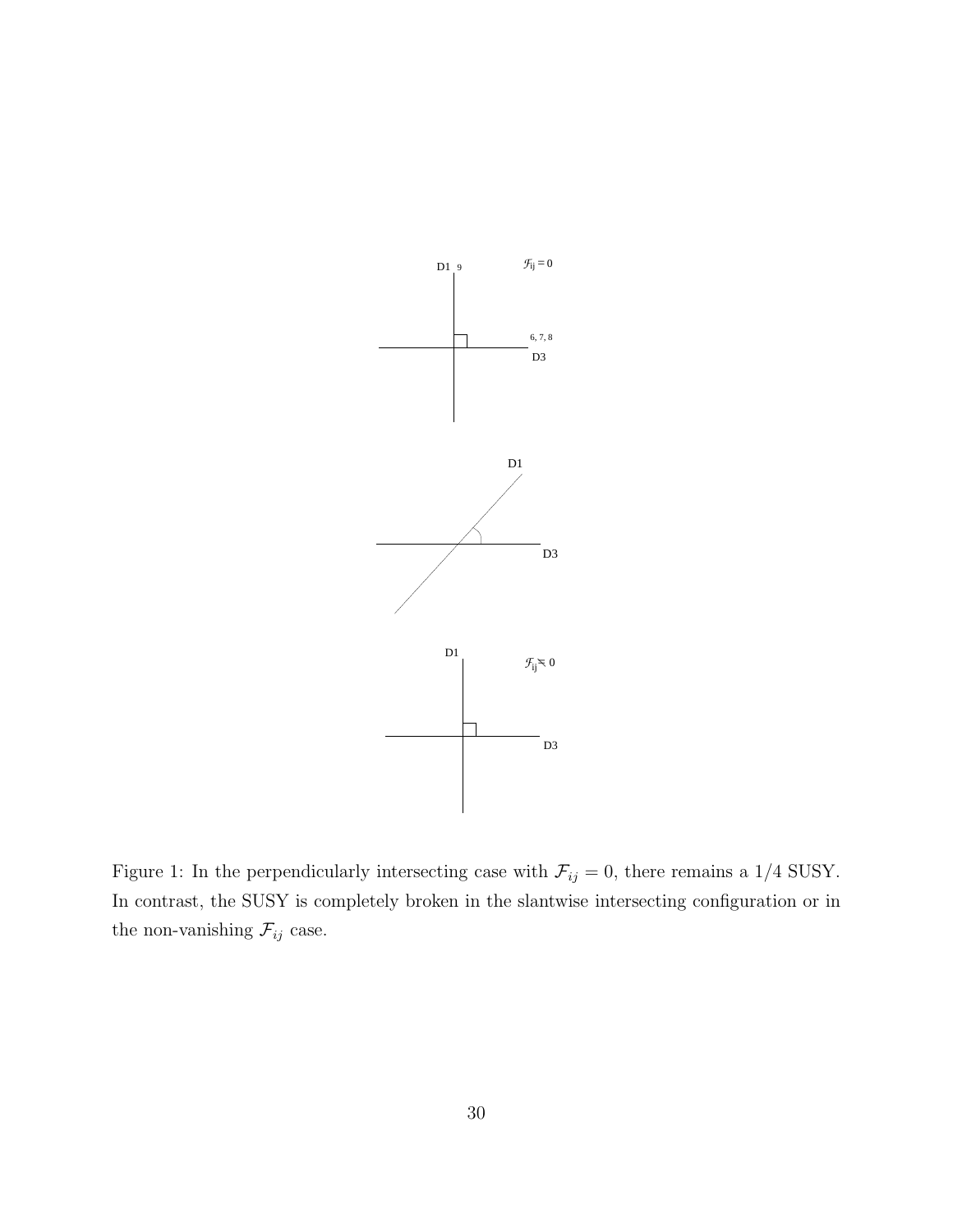Figure 1: In the perpendicularly intersecting case with $\mathcal{F}_{ij} = 0$, there remains a 1/4 SUSY. In contrast, the SUSY is completely broken in the slantwise intersecting configuration or in the non-vanishing $\mathcal{F}_{ij}$ case.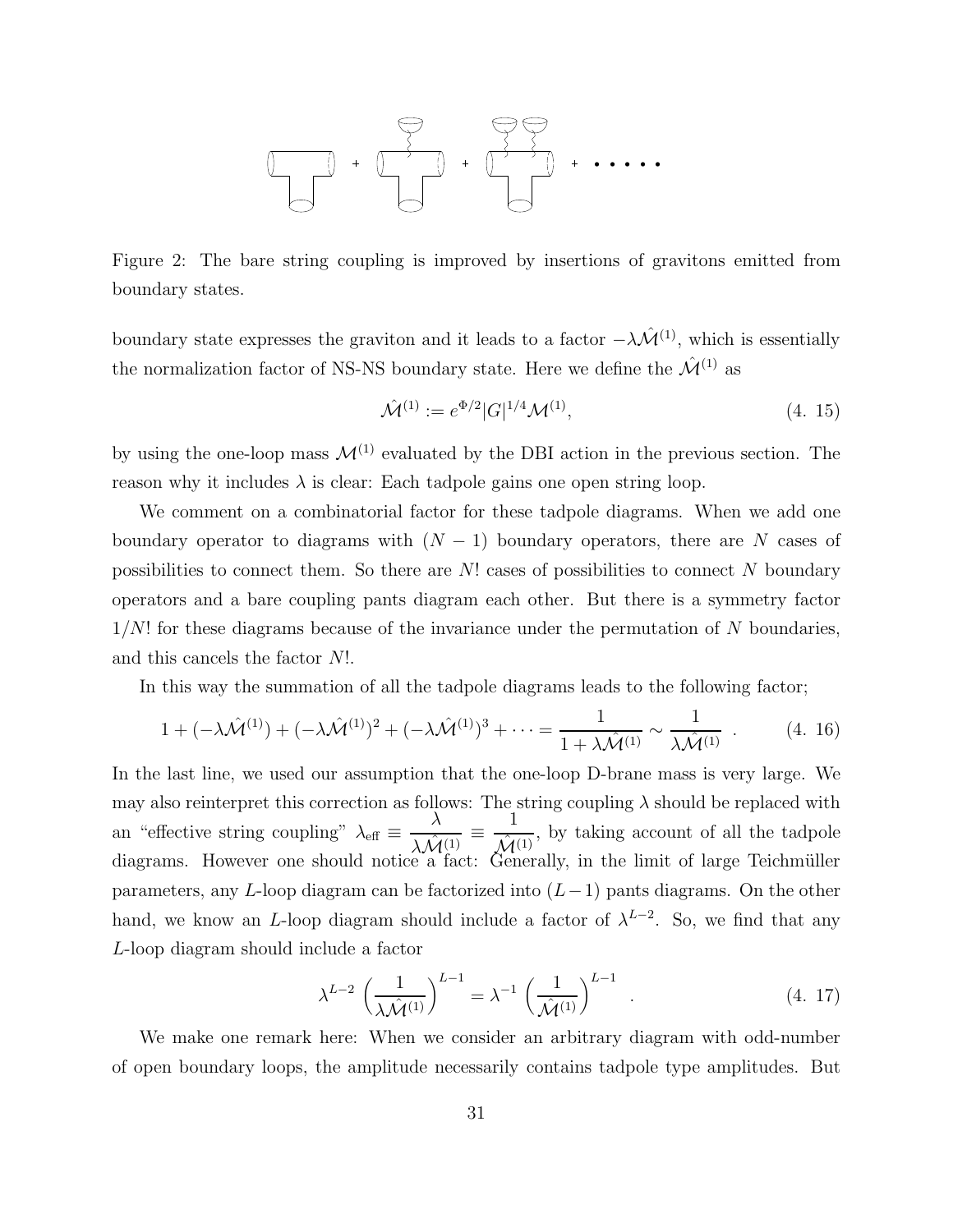Figure 2: The bare string coupling is improved by insertions of gravitons emitted from boundary states.

boundary state expresses the graviton and it leads to a factor $-\lambda\hat{\mathcal{M}}^{(1)}$, which is essentially the normalization factor of NS-NS boundary state. Here we define the $\hat{\mathcal{M}}^{(1)}$ as

$$\hat{\mathcal{M}}^{(1)} := e^{\Phi/2}|G|^{1/4}\mathcal{M}^{(1)}, \tag{4. 15}$$

by using the one-loop mass $\mathcal{M}^{(1)}$ evaluated by the DBI action in the previous section. The reason why it includes $\lambda$ is clear: Each tadpole gains one open string loop.

We comment on a combinatorial factor for these tadpole diagrams. When we add one boundary operator to diagrams with $(N-1)$ boundary operators, there are $N$ cases of possibilities to connect them. So there are $N!$ cases of possibilities to connect $N$ boundary operators and a bare coupling pants diagram each other. But there is a symmetry factor $1/N!$ for these diagrams because of the invariance under the permutation of $N$ boundaries, and this cancels the factor $N!$.

In this way the summation of all the tadpole diagrams leads to the following factor;

$$1 + (-\lambda\hat{\mathcal{M}}^{(1)}) + (-\lambda\hat{\mathcal{M}}^{(1)})^2 + (-\lambda\hat{\mathcal{M}}^{(1)})^3 + \cdots = \frac{1}{1+\lambda\hat{\mathcal{M}}^{(1)}} \sim \frac{1}{\lambda\hat{\mathcal{M}}^{(1)}} \ . \tag{4. 16}$$

In the last line, we used our assumption that the one-loop D-brane mass is very large. We may also reinterpret this correction as follows: The string coupling $\lambda$ should be replaced with an "effective string coupling" $\lambda_{\text{eff}} \equiv \dfrac{\lambda}{\lambda\hat{\mathcal{M}}^{(1)}} \equiv \dfrac{1}{\hat{\mathcal{M}}^{(1)}}$, by taking account of all the tadpole diagrams. However one should notice a fact: Generally, in the limit of large Teichmüller parameters, any $L$-loop diagram can be factorized into $(L-1)$ pants diagrams. On the other hand, we know an $L$-loop diagram should include a factor of $\lambda^{L-2}$. So, we find that any $L$-loop diagram should include a factor

$$\lambda^{L-2}\left(\frac{1}{\lambda\hat{\mathcal{M}}^{(1)}}\right)^{L-1} = \lambda^{-1}\left(\frac{1}{\hat{\mathcal{M}}^{(1)}}\right)^{L-1} \ . \tag{4. 17}$$

We make one remark here: When we consider an arbitrary diagram with odd-number of open boundary loops, the amplitude necessarily contains tadpole type amplitudes. But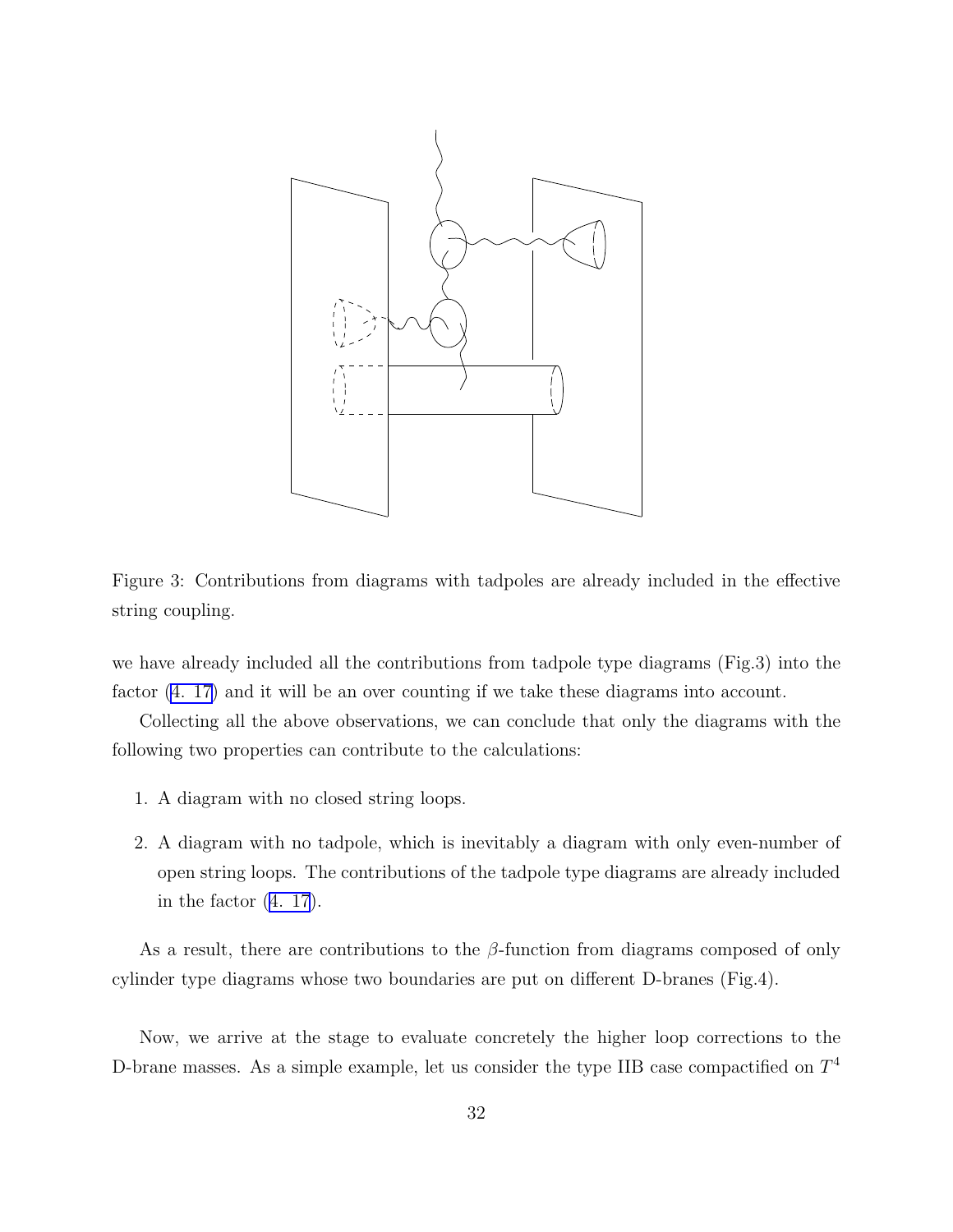Figure 3: Contributions from diagrams with tadpoles are already included in the effective string coupling.

we have already included all the contributions from tadpole type diagrams (Fig.3) into the factor (4. 17) and it will be an over counting if we take these diagrams into account.

Collecting all the above observations, we can conclude that only the diagrams with the following two properties can contribute to the calculations:

1. A diagram with no closed string loops.
2. A diagram with no tadpole, which is inevitably a diagram with only even-number of open string loops. The contributions of the tadpole type diagrams are already included in the factor (4. 17).

As a result, there are contributions to the $\beta$-function from diagrams composed of only cylinder type diagrams whose two boundaries are put on different D-branes (Fig.4).

Now, we arrive at the stage to evaluate concretely the higher loop corrections to the D-brane masses. As a simple example, let us consider the type IIB case compactified on $T^4$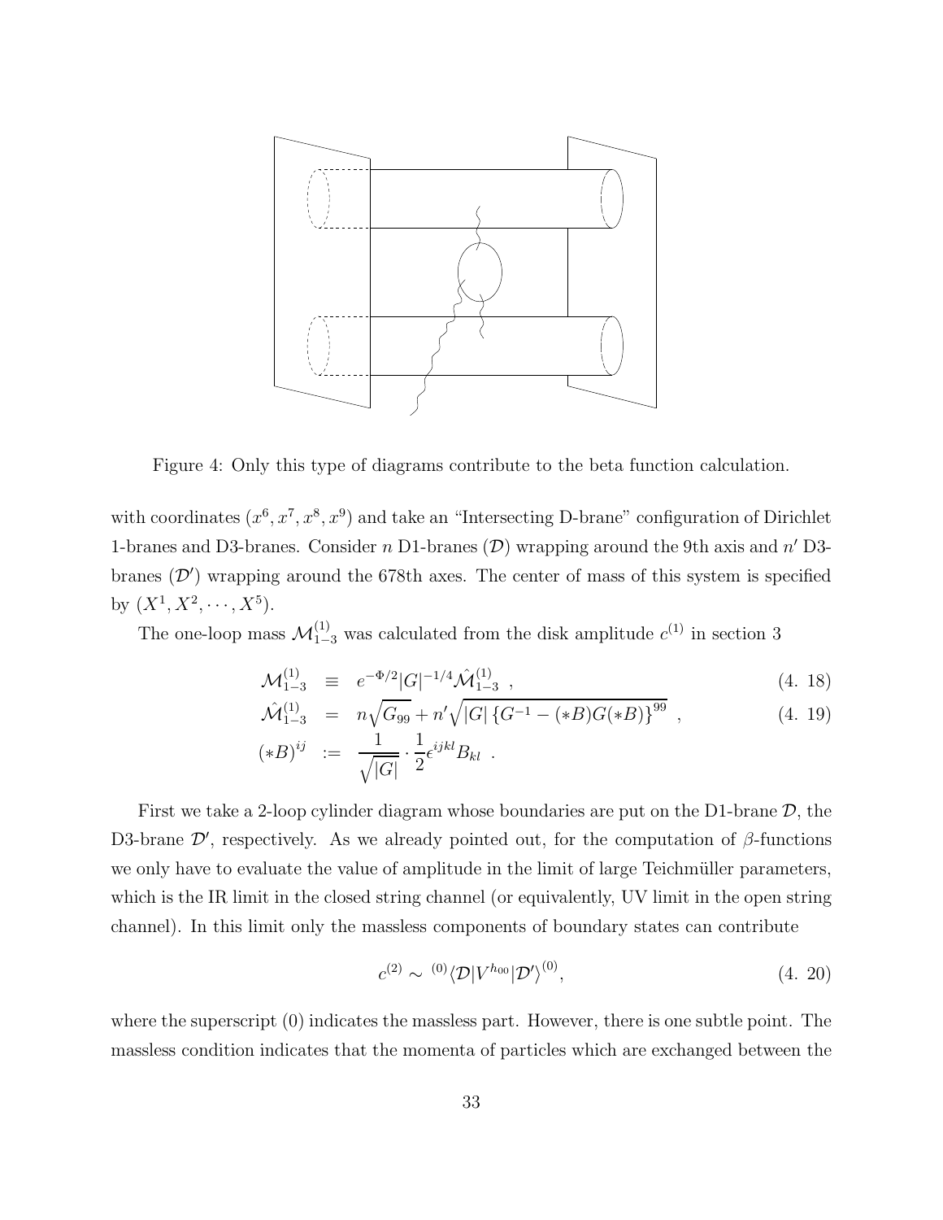Figure 4: Only this type of diagrams contribute to the beta function calculation.

with coordinates $(x^6, x^7, x^8, x^9)$ and take an "Intersecting D-brane" configuration of Dirichlet 1-branes and D3-branes. Consider $n$ D1-branes ($\mathcal{D}$) wrapping around the 9th axis and $n'$ D3-branes ($\mathcal{D}'$) wrapping around the 678th axes. The center of mass of this system is specified by $(X^1, X^2, \cdots, X^5)$.

The one-loop mass $\mathcal{M}^{(1)}_{1-3}$ was calculated from the disk amplitude $c^{(1)}$ in section 3

$$
\begin{aligned}
\mathcal{M}^{(1)}_{1-3} &\equiv e^{-\Phi/2}|G|^{-1/4}\hat{\mathcal{M}}^{(1)}_{1-3} \ , & (4.\ 18)\\
\hat{\mathcal{M}}^{(1)}_{1-3} &= n\sqrt{G_{99}} + n'\sqrt{|G|\left\{G^{-1} - (*B)G(*B)\right\}^{99}} \ , & (4.\ 19)\\
(*B)^{ij} &:= \frac{1}{\sqrt{|G|}} \cdot \frac{1}{2}\epsilon^{ijkl}B_{kl} \ .
\end{aligned}
$$

First we take a 2-loop cylinder diagram whose boundaries are put on the D1-brane $\mathcal{D}$, the D3-brane $\mathcal{D}'$, respectively. As we already pointed out, for the computation of $\beta$-functions we only have to evaluate the value of amplitude in the limit of large Teichmüller parameters, which is the IR limit in the closed string channel (or equivalently, UV limit in the open string channel). In this limit only the massless components of boundary states can contribute

$$
c^{(2)} \sim {}^{(0)}\langle \mathcal{D}|V^{h_{00}}|\mathcal{D}'\rangle^{(0)}, \qquad (4.\ 20)
$$

where the superscript (0) indicates the massless part. However, there is one subtle point. The massless condition indicates that the momenta of particles which are exchanged between the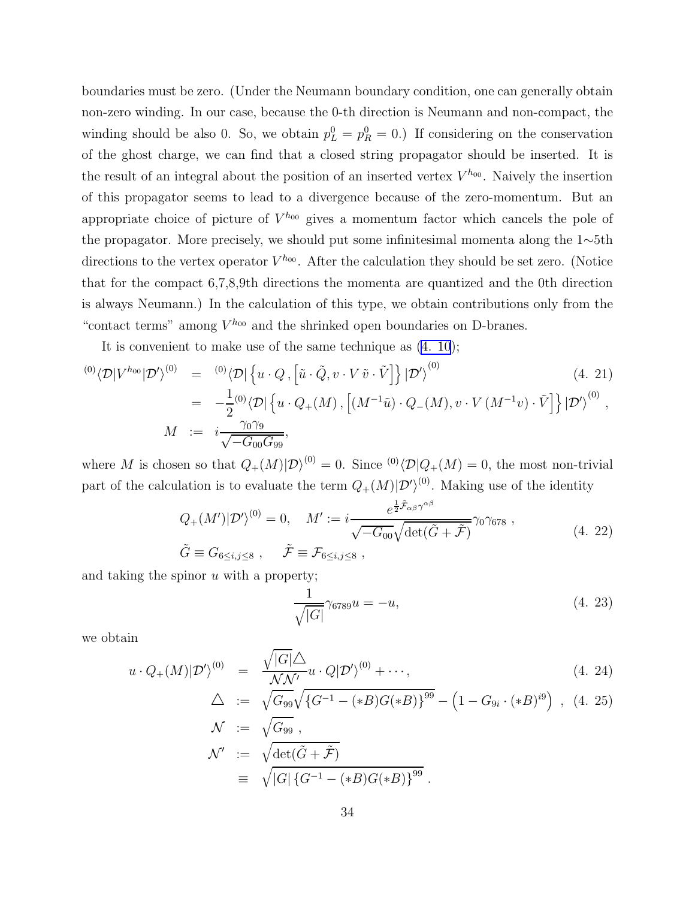boundaries must be zero. (Under the Neumann boundary condition, one can generally obtain non-zero winding. In our case, because the 0-th direction is Neumann and non-compact, the winding should be also 0. So, we obtain $p_L^0 = p_R^0 = 0$.) If considering on the conservation of the ghost charge, we can find that a closed string propagator should be inserted. It is the result of an integral about the position of an inserted vertex $V^{h_{00}}$. Naively the insertion of this propagator seems to lead to a divergence because of the zero-momentum. But an appropriate choice of picture of $V^{h_{00}}$ gives a momentum factor which cancels the pole of the propagator. More precisely, we should put some infinitesimal momenta along the 1∼5th directions to the vertex operator $V^{h_{00}}$. After the calculation they should be set zero. (Notice that for the compact 6,7,8,9th directions the momenta are quantized and the 0th direction is always Neumann.) In the calculation of this type, we obtain contributions only from the "contact terms" among $V^{h_{00}}$ and the shrinked open boundaries on D-branes.

It is convenient to make use of the same technique as (4. 10);

$$
\begin{aligned}
{}^{(0)}\langle \mathcal{D}|V^{h_{00}}|\mathcal{D}'\rangle^{(0)} &= {}^{(0)}\langle \mathcal{D}| \left\{ u \cdot Q \,, \left[ \tilde{u} \cdot \tilde{Q}, v \cdot V \, \tilde{v} \cdot \tilde{V} \right] \right\} |\mathcal{D}'\rangle^{(0)} \qquad (4.\ 21)\\
&= -\frac{1}{2} {}^{(0)}\langle \mathcal{D}| \left\{ u \cdot Q_+(M) \,, \left[ (M^{-1}\tilde{u}) \cdot Q_-(M), v \cdot V \, (M^{-1}v) \cdot \tilde{V} \right] \right\} |\mathcal{D}'\rangle^{(0)} \,, \\
M &:= i \frac{\gamma_0 \gamma_9}{\sqrt{-G_{00}G_{99}}},
\end{aligned}
$$

where $M$ is chosen so that $Q_+(M)|\mathcal{D}\rangle^{(0)} = 0$. Since ${}^{(0)}\langle \mathcal{D}|Q_+(M) = 0$, the most non-trivial part of the calculation is to evaluate the term $Q_+(M)|\mathcal{D}'\rangle^{(0)}$. Making use of the identity

$$
\begin{aligned}
& Q_+(M')|\mathcal{D}'\rangle^{(0)} = 0, \quad M' := i \frac{e^{\frac{1}{2}\tilde{\mathcal{F}}_{\alpha\beta}\gamma^{\alpha\beta}}}{\sqrt{-G_{00}}\sqrt{\det(\tilde{G}+\tilde{\mathcal{F}})}} \gamma_0 \gamma_{678} \,, \\
& \tilde{G} \equiv G_{6\le i,j \le 8} \,, \qquad \tilde{\mathcal{F}} \equiv \mathcal{F}_{6\le i,j \le 8} \,,
\end{aligned}
\qquad (4.\ 22)
$$

and taking the spinor $u$ with a property;

$$
\frac{1}{\sqrt{|G|}} \gamma_{6789} u = -u, \qquad (4.\ 23)
$$

we obtain

$$
\begin{aligned}
u \cdot Q_+(M)|\mathcal{D}'\rangle^{(0)} &= \frac{\sqrt{|G|}\triangle}{\mathcal{N}\mathcal{N}'} u \cdot Q|\mathcal{D}'\rangle^{(0)} + \cdots, \qquad (4.\ 24)\\
\triangle &:= \sqrt{G_{99}} \sqrt{\left\{G^{-1} - (*B)G(*B)\right\}^{99}} - \left(1 - G_{9i} \cdot (*B)^{i9}\right) \,, \qquad (4.\ 25)\\
\mathcal{N} &:= \sqrt{G_{99}} \,, \\
\mathcal{N}' &:= \sqrt{\det(\tilde{G}+\tilde{\mathcal{F}})} \\
&\equiv \sqrt{|G| \left\{G^{-1} - (*B)G(*B)\right\}^{99}} \,.
\end{aligned}
$$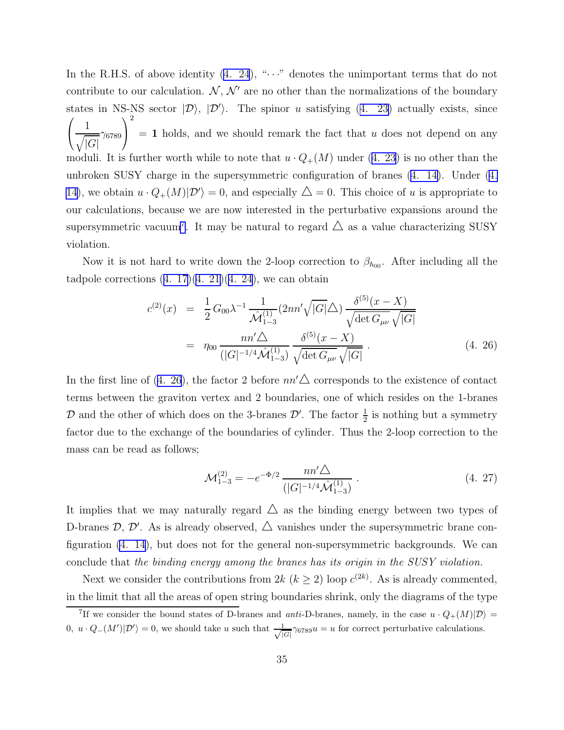In the R.H.S. of above identity (4. 24), "$\cdots$" denotes the unimportant terms that do not contribute to our calculation. $\mathcal{N}$, $\mathcal{N}'$ are no other than the normalizations of the boundary states in NS-NS sector $|\mathcal{D}\rangle$, $|\mathcal{D}'\rangle$. The spinor $u$ satisfying (4. 23) actually exists, since $\left(\frac{1}{\sqrt{|G|}}\gamma_{6789}\right)^2 = \mathbf{1}$ holds, and we should remark the fact that $u$ does not depend on any moduli. It is further worth while to note that $u \cdot Q_+(M)$ under (4. 23) is no other than the unbroken SUSY charge in the supersymmetric configuration of branes (4. 14). Under (4. 14), we obtain $u \cdot Q_+(M)|\mathcal{D}'\rangle = 0$, and especially $\triangle = 0$. This choice of $u$ is appropriate to our calculations, because we are now interested in the perturbative expansions around the supersymmetric vacuum[7]. It may be natural to regard $\triangle$ as a value characterizing SUSY violation.

Now it is not hard to write down the 2-loop correction to $\beta_{h_{00}}$. After including all the tadpole corrections (4. 17)(4. 21)(4. 24), we can obtain

$$
\begin{aligned}
c^{(2)}(x) &= \frac{1}{2}\, G_{00}\lambda^{-1}\, \frac{1}{\hat{\mathcal{M}}^{(1)}_{1-3}} (2nn'\sqrt{|G|}\triangle)\, \frac{\delta^{(5)}(x-X)}{\sqrt{\det G_{\mu\nu}}\,\sqrt{|G|}} \\
&= \eta_{00}\, \frac{nn'\triangle}{(|G|^{-1/4}\hat{\mathcal{M}}^{(1)}_{1-3})}\, \frac{\delta^{(5)}(x-X)}{\sqrt{\det G_{\mu\nu}}\,\sqrt{|G|}}\ . \qquad (4.\ 26)
\end{aligned}
$$

In the first line of (4. 26), the factor 2 before $nn'\triangle$ corresponds to the existence of contact terms between the graviton vertex and 2 boundaries, one of which resides on the 1-branes $\mathcal{D}$ and the other of which does on the 3-branes $\mathcal{D}'$. The factor $\frac{1}{2}$ is nothing but a symmetry factor due to the exchange of the boundaries of cylinder. Thus the 2-loop correction to the mass can be read as follows;

$$
\mathcal{M}^{(2)}_{1-3} = -e^{-\Phi/2}\, \frac{nn'\triangle}{(|G|^{-1/4}\hat{\mathcal{M}}^{(1)}_{1-3})}\ . \qquad (4.\ 27)
$$

It implies that we may naturally regard $\triangle$ as the binding energy between two types of D-branes $\mathcal{D}$, $\mathcal{D}'$. As is already observed, $\triangle$ vanishes under the supersymmetric brane configuration (4. 14), but does not for the general non-supersymmetric backgrounds. We can conclude that *the binding energy among the branes has its origin in the SUSY violation.*

Next we consider the contributions from $2k$ ($k \geq 2$) loop $c^{(2k)}$. As is already commented, in the limit that all the areas of open string boundaries shrink, only the diagrams of the type

[7] If we consider the bound states of D-branes and *anti*-D-branes, namely, in the case $u \cdot Q_+(M)|\mathcal{D}\rangle = 0$, $u \cdot Q_-(M')|\mathcal{D}'\rangle = 0$, we should take $u$ such that $\frac{1}{\sqrt{|G|}}\gamma_{6789}u = u$ for correct perturbative calculations.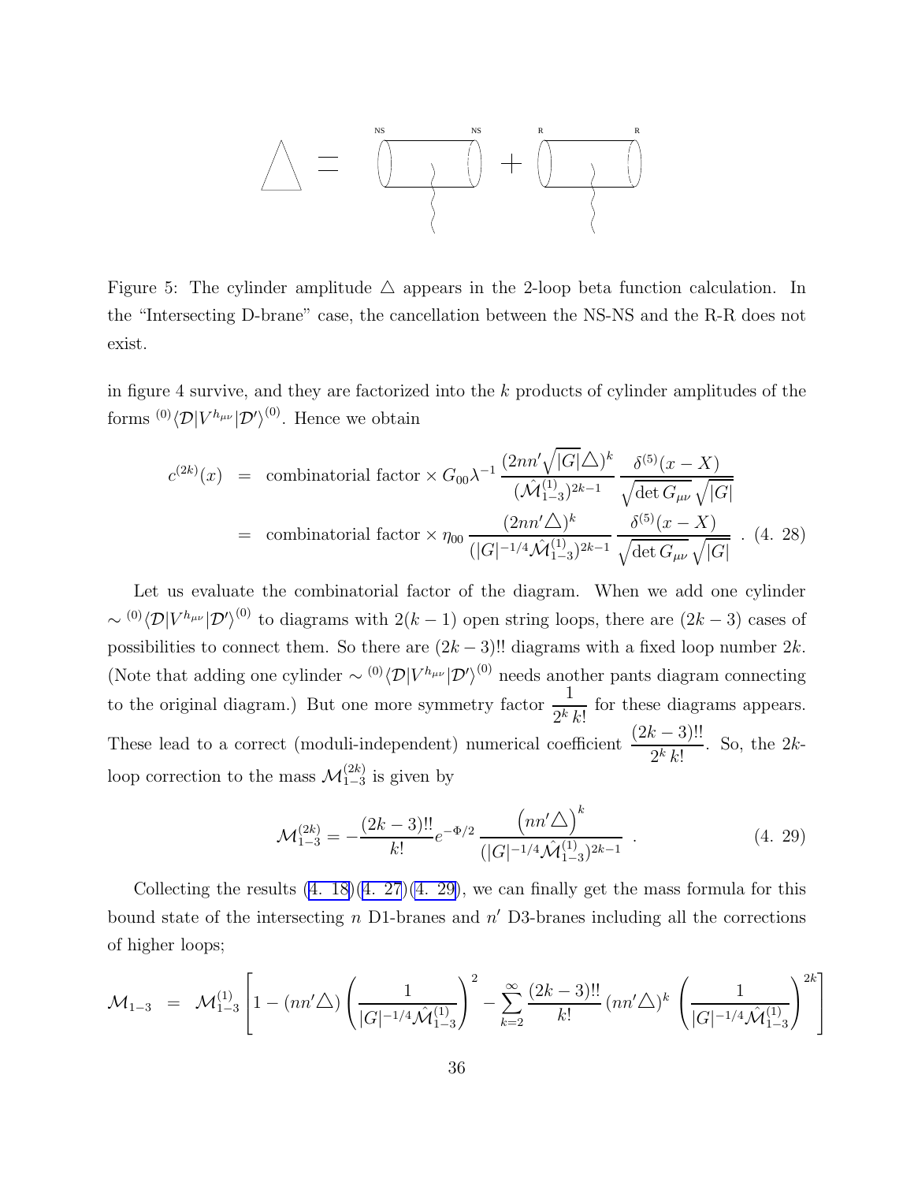Figure 5: The cylinder amplitude $\triangle$ appears in the 2-loop beta function calculation. In the "Intersecting D-brane" case, the cancellation between the NS-NS and the R-R does not exist.

in figure 4 survive, and they are factorized into the $k$ products of cylinder amplitudes of the forms ${}^{(0)}\langle\mathcal{D}|V^{h_{\mu\nu}}|\mathcal{D}'\rangle^{(0)}$. Hence we obtain

$$
\begin{aligned}
c^{(2k)}(x) &= \text{combinatorial factor} \times G_{00}\lambda^{-1}\,\frac{(2nn'\sqrt{|G|}\triangle)^k}{(\hat{\mathcal{M}}^{(1)}_{1-3})^{2k-1}}\,\frac{\delta^{(5)}(x-X)}{\sqrt{\det G_{\mu\nu}}\,\sqrt{|G|}} \\
&= \text{combinatorial factor} \times \eta_{00}\,\frac{(2nn'\triangle)^k}{(|G|^{-1/4}\hat{\mathcal{M}}^{(1)}_{1-3})^{2k-1}}\,\frac{\delta^{(5)}(x-X)}{\sqrt{\det G_{\mu\nu}}\,\sqrt{|G|}}\ . \quad (4.\ 28)
\end{aligned}
$$

Let us evaluate the combinatorial factor of the diagram. When we add one cylinder $\sim {}^{(0)}\langle\mathcal{D}|V^{h_{\mu\nu}}|\mathcal{D}'\rangle^{(0)}$ to diagrams with $2(k-1)$ open string loops, there are $(2k-3)$ cases of possibilities to connect them. So there are $(2k-3)!!$ diagrams with a fixed loop number $2k$. (Note that adding one cylinder $\sim {}^{(0)}\langle\mathcal{D}|V^{h_{\mu\nu}}|\mathcal{D}'\rangle^{(0)}$ needs another pants diagram connecting to the original diagram.) But one more symmetry factor $\frac{1}{2^k\,k!}$ for these diagrams appears. These lead to a correct (moduli-independent) numerical coefficient $\frac{(2k-3)!!}{2^k\,k!}$. So, the $2k$-loop correction to the mass $\mathcal{M}^{(2k)}_{1-3}$ is given by

$$
\mathcal{M}^{(2k)}_{1-3} = -\frac{(2k-3)!!}{k!}e^{-\Phi/2}\,\frac{\left(nn'\triangle\right)^k}{(|G|^{-1/4}\hat{\mathcal{M}}^{(1)}_{1-3})^{2k-1}}\ . \quad (4.\ 29)
$$

Collecting the results (4. 18)(4. 27)(4. 29), we can finally get the mass formula for this bound state of the intersecting $n$ D1-branes and $n'$ D3-branes including all the corrections of higher loops;

$$
\mathcal{M}_{1-3} = \mathcal{M}^{(1)}_{1-3}\left[1-(nn'\triangle)\left(\frac{1}{|G|^{-1/4}\hat{\mathcal{M}}^{(1)}_{1-3}}\right)^2-\sum_{k=2}^{\infty}\frac{(2k-3)!!}{k!}\,(nn'\triangle)^k\,\left(\frac{1}{|G|^{-1/4}\hat{\mathcal{M}}^{(1)}_{1-3}}\right)^{2k}\right]
$$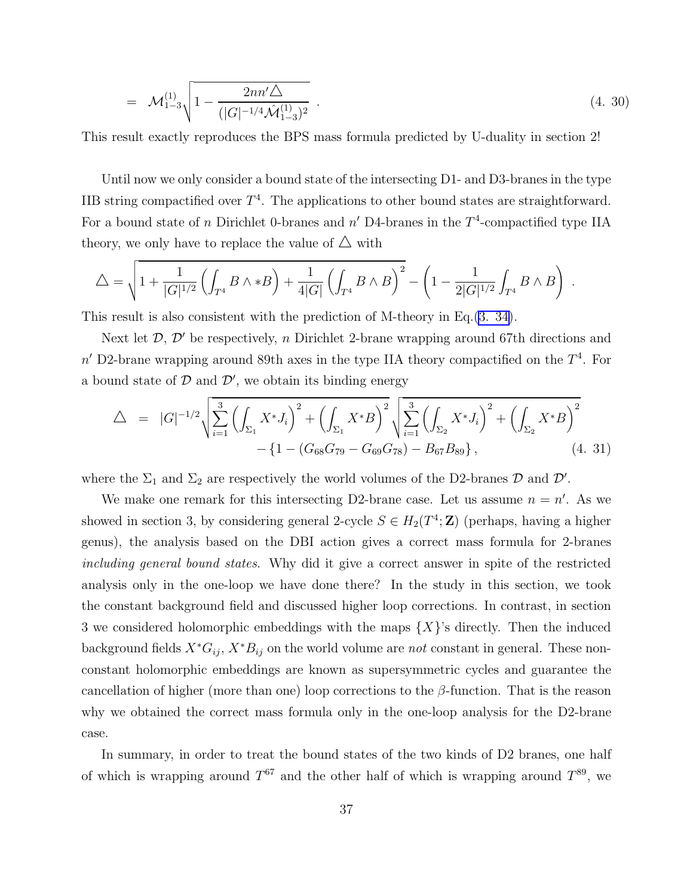$$= \mathcal{M}^{(1)}_{1-3}\sqrt{1 - \frac{2nn'\triangle}{(|G|^{-1/4}\hat{\mathcal{M}}^{(1)}_{1-3})^2}} \ . \tag{4. 30}$$

This result exactly reproduces the BPS mass formula predicted by U-duality in section 2!

Until now we only consider a bound state of the intersecting D1- and D3-branes in the type IIB string compactified over $T^4$. The applications to other bound states are straightforward. For a bound state of $n$ Dirichlet 0-branes and $n'$ D4-branes in the $T^4$-compactified type IIA theory, we only have to replace the value of $\triangle$ with

$$\triangle = \sqrt{1 + \frac{1}{|G|^{1/2}}\left(\int_{T^4} B \wedge *B\right) + \frac{1}{4|G|}\left(\int_{T^4} B \wedge B\right)^2} - \left(1 - \frac{1}{2|G|^{1/2}}\int_{T^4} B \wedge B\right) .$$

This result is also consistent with the prediction of M-theory in Eq.(3. 34).

Next let $\mathcal{D}$, $\mathcal{D}'$ be respectively, $n$ Dirichlet 2-brane wrapping around 67th directions and $n'$ D2-brane wrapping around 89th axes in the type IIA theory compactified on the $T^4$. For a bound state of $\mathcal{D}$ and $\mathcal{D}'$, we obtain its binding energy

$$\begin{aligned}\triangle &= |G|^{-1/2}\sqrt{\sum_{i=1}^{3}\left(\int_{\Sigma_1} X^*J_i\right)^2 + \left(\int_{\Sigma_1} X^*B\right)^2}\sqrt{\sum_{i=1}^{3}\left(\int_{\Sigma_2} X^*J_i\right)^2 + \left(\int_{\Sigma_2} X^*B\right)^2} \\ &\quad - \{1 - (G_{68}G_{79} - G_{69}G_{78}) - B_{67}B_{89}\} ,\end{aligned} \tag{4. 31}$$

where the $\Sigma_1$ and $\Sigma_2$ are respectively the world volumes of the D2-branes $\mathcal{D}$ and $\mathcal{D}'$.

We make one remark for this intersecting D2-brane case. Let us assume $n = n'$. As we showed in section 3, by considering general 2-cycle $S \in H_2(T^4; \mathbf{Z})$ (perhaps, having a higher genus), the analysis based on the DBI action gives a correct mass formula for 2-branes *including general bound states*. Why did it give a correct answer in spite of the restricted analysis only in the one-loop we have done there? In the study in this section, we took the constant background field and discussed higher loop corrections. In contrast, in section 3 we considered holomorphic embeddings with the maps $\{X\}$'s directly. Then the induced background fields $X^*G_{ij}$, $X^*B_{ij}$ on the world volume are *not* constant in general. These non-constant holomorphic embeddings are known as supersymmetric cycles and guarantee the cancellation of higher (more than one) loop corrections to the $\beta$-function. That is the reason why we obtained the correct mass formula only in the one-loop analysis for the D2-brane case.

In summary, in order to treat the bound states of the two kinds of D2 branes, one half of which is wrapping around $T^{67}$ and the other half of which is wrapping around $T^{89}$, we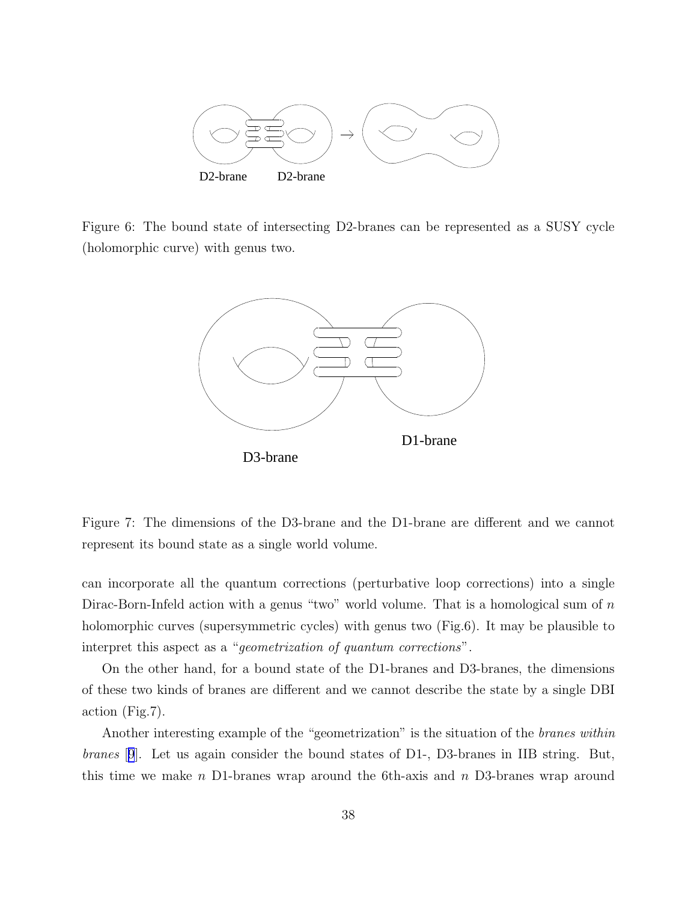Figure 6: The bound state of intersecting D2-branes can be represented as a SUSY cycle (holomorphic curve) with genus two.

Figure 7: The dimensions of the D3-brane and the D1-brane are different and we cannot represent its bound state as a single world volume.

can incorporate all the quantum corrections (perturbative loop corrections) into a single Dirac-Born-Infeld action with a genus "two" world volume. That is a homological sum of $n$ holomorphic curves (supersymmetric cycles) with genus two (Fig.6). It may be plausible to interpret this aspect as a "*geometrization of quantum corrections*".

On the other hand, for a bound state of the D1-branes and D3-branes, the dimensions of these two kinds of branes are different and we cannot describe the state by a single DBI action (Fig.7).

Another interesting example of the "geometrization" is the situation of the *branes within branes* [9]. Let us again consider the bound states of D1-, D3-branes in IIB string. But, this time we make $n$ D1-branes wrap around the 6th-axis and $n$ D3-branes wrap around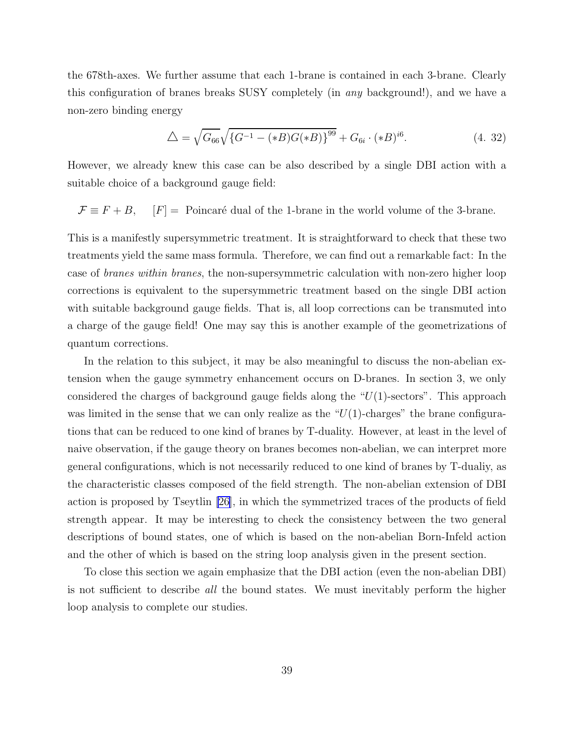the 678th-axes. We further assume that each 1-brane is contained in each 3-brane. Clearly this configuration of branes breaks SUSY completely (in *any* background!), and we have a non-zero binding energy

$$\triangle = \sqrt{G_{66}}\sqrt{\{G^{-1} - (*B)G(*B)\}^{99}} + G_{6i} \cdot (*B)^{i6}. \tag{4. 32}$$

However, we already knew this case can be also described by a single DBI action with a suitable choice of a background gauge field:

$\mathcal{F} \equiv F + B, \quad [F] =$ Poincaré dual of the 1-brane in the world volume of the 3-brane.

This is a manifestly supersymmetric treatment. It is straightforward to check that these two treatments yield the same mass formula. Therefore, we can find out a remarkable fact: In the case of *branes within branes*, the non-supersymmetric calculation with non-zero higher loop corrections is equivalent to the supersymmetric treatment based on the single DBI action with suitable background gauge fields. That is, all loop corrections can be transmuted into a charge of the gauge field! One may say this is another example of the geometrizations of quantum corrections.

In the relation to this subject, it may be also meaningful to discuss the non-abelian extension when the gauge symmetry enhancement occurs on D-branes. In section 3, we only considered the charges of background gauge fields along the "$U(1)$-sectors". This approach was limited in the sense that we can only realize as the "$U(1)$-charges" the brane configurations that can be reduced to one kind of branes by T-duality. However, at least in the level of naive observation, if the gauge theory on branes becomes non-abelian, we can interpret more general configurations, which is not necessarily reduced to one kind of branes by T-dualiy, as the characteristic classes composed of the field strength. The non-abelian extension of DBI action is proposed by Tseytlin [26], in which the symmetrized traces of the products of field strength appear. It may be interesting to check the consistency between the two general descriptions of bound states, one of which is based on the non-abelian Born-Infeld action and the other of which is based on the string loop analysis given in the present section.

To close this section we again emphasize that the DBI action (even the non-abelian DBI) is not sufficient to describe *all* the bound states. We must inevitably perform the higher loop analysis to complete our studies.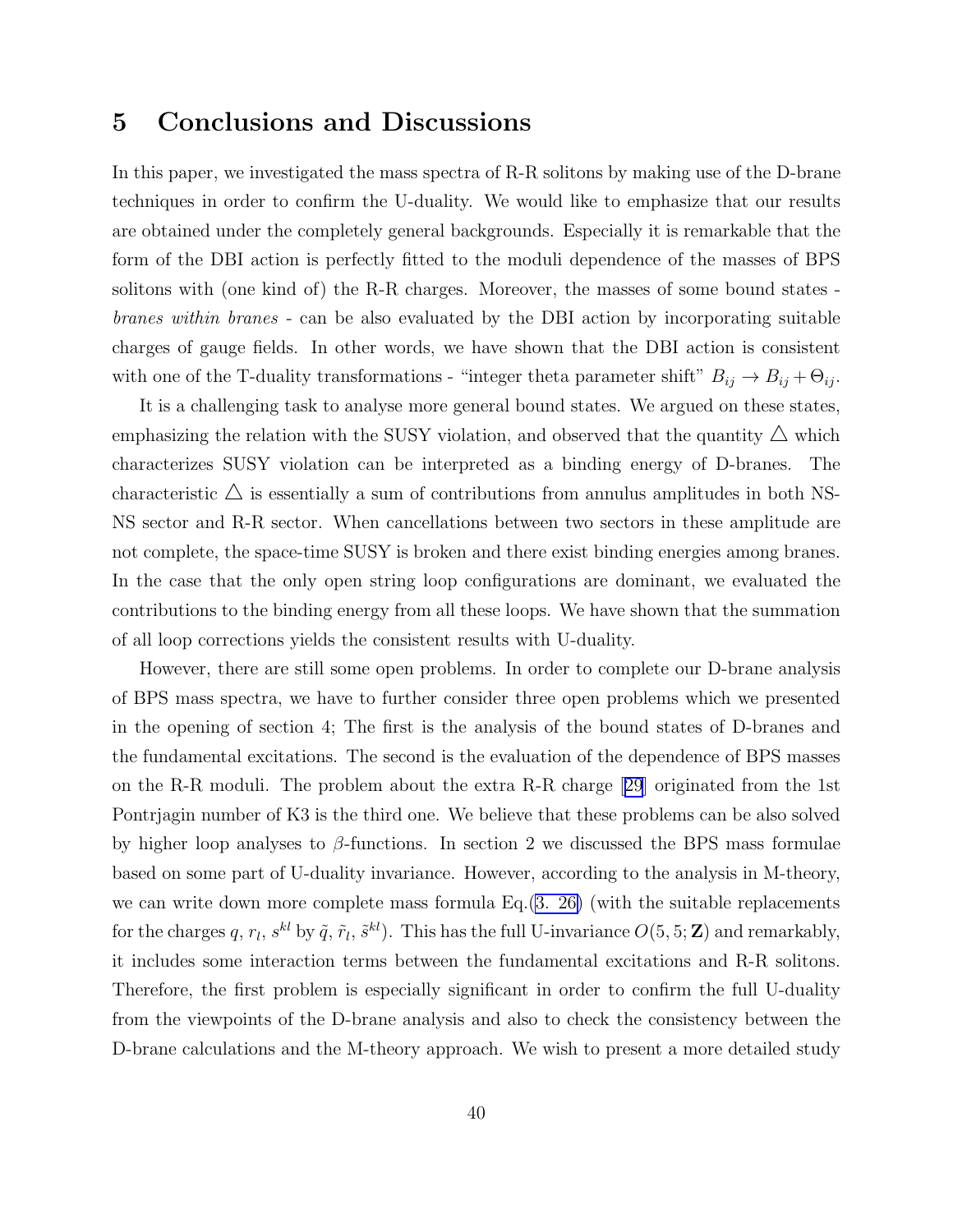# 5 Conclusions and Discussions

In this paper, we investigated the mass spectra of R-R solitons by making use of the D-brane techniques in order to confirm the U-duality. We would like to emphasize that our results are obtained under the completely general backgrounds. Especially it is remarkable that the form of the DBI action is perfectly fitted to the moduli dependence of the masses of BPS solitons with (one kind of) the R-R charges. Moreover, the masses of some bound states - *branes within branes* - can be also evaluated by the DBI action by incorporating suitable charges of gauge fields. In other words, we have shown that the DBI action is consistent with one of the T-duality transformations - "integer theta parameter shift" $B_{ij} \to B_{ij} + \Theta_{ij}$.

It is a challenging task to analyse more general bound states. We argued on these states, emphasizing the relation with the SUSY violation, and observed that the quantity $\triangle$ which characterizes SUSY violation can be interpreted as a binding energy of D-branes. The characteristic $\triangle$ is essentially a sum of contributions from annulus amplitudes in both NS-NS sector and R-R sector. When cancellations between two sectors in these amplitude are not complete, the space-time SUSY is broken and there exist binding energies among branes. In the case that the only open string loop configurations are dominant, we evaluated the contributions to the binding energy from all these loops. We have shown that the summation of all loop corrections yields the consistent results with U-duality.

However, there are still some open problems. In order to complete our D-brane analysis of BPS mass spectra, we have to further consider three open problems which we presented in the opening of section 4; The first is the analysis of the bound states of D-branes and the fundamental excitations. The second is the evaluation of the dependence of BPS masses on the R-R moduli. The problem about the extra R-R charge [29] originated from the 1st Pontrjagin number of K3 is the third one. We believe that these problems can be also solved by higher loop analyses to $\beta$-functions. In section 2 we discussed the BPS mass formulae based on some part of U-duality invariance. However, according to the analysis in M-theory, we can write down more complete mass formula Eq.(3. 26) (with the suitable replacements for the charges $q$, $r_l$, $s^{kl}$ by $\tilde{q}$, $\tilde{r}_l$, $\tilde{s}^{kl}$). This has the full U-invariance $O(5,5;\mathbf{Z})$ and remarkably, it includes some interaction terms between the fundamental excitations and R-R solitons. Therefore, the first problem is especially significant in order to confirm the full U-duality from the viewpoints of the D-brane analysis and also to check the consistency between the D-brane calculations and the M-theory approach. We wish to present a more detailed study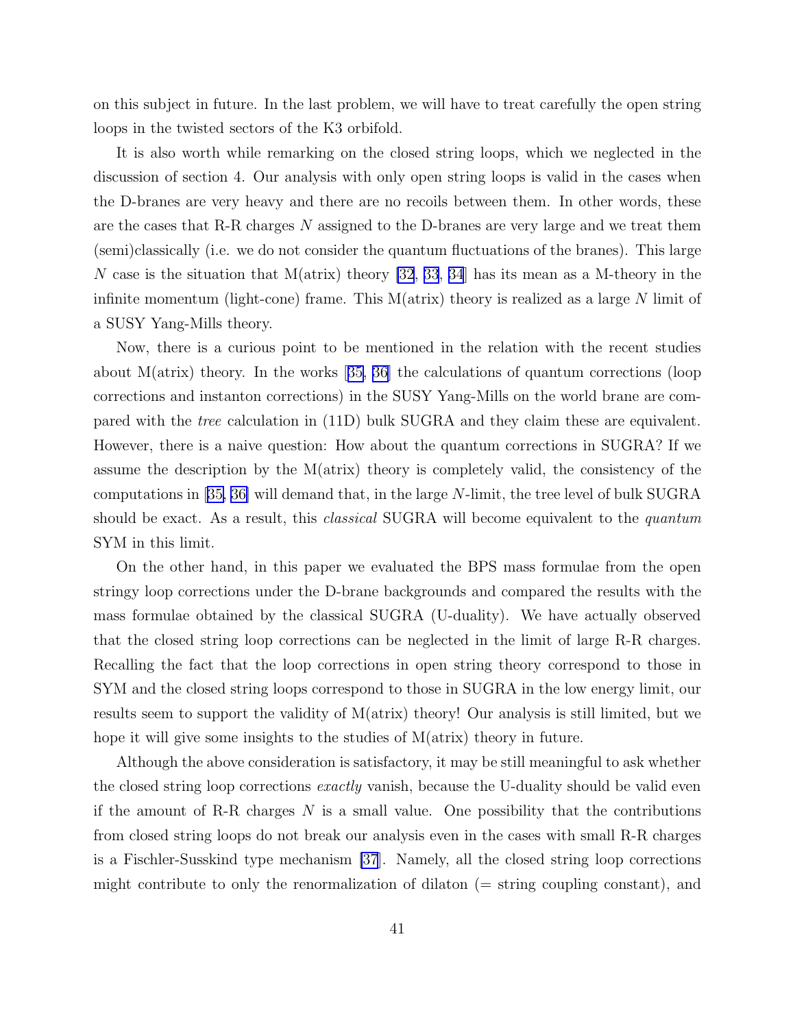on this subject in future. In the last problem, we will have to treat carefully the open string loops in the twisted sectors of the K3 orbifold.

It is also worth while remarking on the closed string loops, which we neglected in the discussion of section 4. Our analysis with only open string loops is valid in the cases when the D-branes are very heavy and there are no recoils between them. In other words, these are the cases that R-R charges $N$ assigned to the D-branes are very large and we treat them (semi)classically (i.e. we do not consider the quantum fluctuations of the branes). This large $N$ case is the situation that M(atrix) theory [32, 33, 34] has its mean as a M-theory in the infinite momentum (light-cone) frame. This M(atrix) theory is realized as a large $N$ limit of a SUSY Yang-Mills theory.

Now, there is a curious point to be mentioned in the relation with the recent studies about M(atrix) theory. In the works [35, 36] the calculations of quantum corrections (loop corrections and instanton corrections) in the SUSY Yang-Mills on the world brane are compared with the *tree* calculation in (11D) bulk SUGRA and they claim these are equivalent. However, there is a naive question: How about the quantum corrections in SUGRA? If we assume the description by the M(atrix) theory is completely valid, the consistency of the computations in [35, 36] will demand that, in the large $N$-limit, the tree level of bulk SUGRA should be exact. As a result, this *classical* SUGRA will become equivalent to the *quantum* SYM in this limit.

On the other hand, in this paper we evaluated the BPS mass formulae from the open stringy loop corrections under the D-brane backgrounds and compared the results with the mass formulae obtained by the classical SUGRA (U-duality). We have actually observed that the closed string loop corrections can be neglected in the limit of large R-R charges. Recalling the fact that the loop corrections in open string theory correspond to those in SYM and the closed string loops correspond to those in SUGRA in the low energy limit, our results seem to support the validity of M(atrix) theory! Our analysis is still limited, but we hope it will give some insights to the studies of M(atrix) theory in future.

Although the above consideration is satisfactory, it may be still meaningful to ask whether the closed string loop corrections *exactly* vanish, because the U-duality should be valid even if the amount of R-R charges $N$ is a small value. One possibility that the contributions from closed string loops do not break our analysis even in the cases with small R-R charges is a Fischler-Susskind type mechanism [37]. Namely, all the closed string loop corrections might contribute to only the renormalization of dilaton (= string coupling constant), and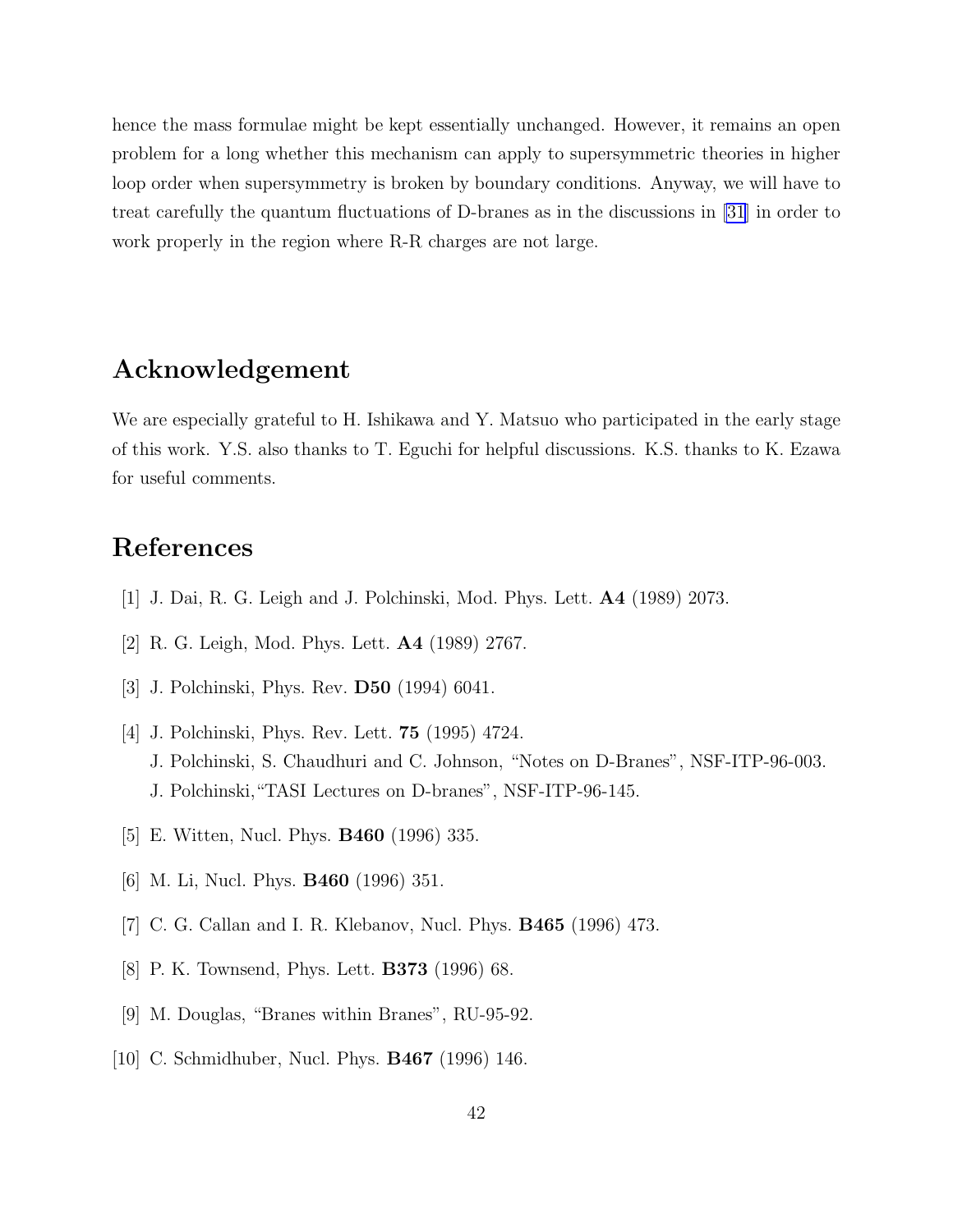hence the mass formulae might be kept essentially unchanged. However, it remains an open problem for a long whether this mechanism can apply to supersymmetric theories in higher loop order when supersymmetry is broken by boundary conditions. Anyway, we will have to treat carefully the quantum fluctuations of D-branes as in the discussions in [31] in order to work properly in the region where R-R charges are not large.

## Acknowledgement

We are especially grateful to H. Ishikawa and Y. Matsuo who participated in the early stage of this work. Y.S. also thanks to T. Eguchi for helpful discussions. K.S. thanks to K. Ezawa for useful comments.

## References

[1] J. Dai, R. G. Leigh and J. Polchinski, Mod. Phys. Lett. **A4** (1989) 2073.

[2] R. G. Leigh, Mod. Phys. Lett. **A4** (1989) 2767.

[3] J. Polchinski, Phys. Rev. **D50** (1994) 6041.

[4] J. Polchinski, Phys. Rev. Lett. **75** (1995) 4724.
J. Polchinski, S. Chaudhuri and C. Johnson, "Notes on D-Branes", NSF-ITP-96-003.
J. Polchinski,"TASI Lectures on D-branes", NSF-ITP-96-145.

[5] E. Witten, Nucl. Phys. **B460** (1996) 335.

[6] M. Li, Nucl. Phys. **B460** (1996) 351.

[7] C. G. Callan and I. R. Klebanov, Nucl. Phys. **B465** (1996) 473.

[8] P. K. Townsend, Phys. Lett. **B373** (1996) 68.

[9] M. Douglas, "Branes within Branes", RU-95-92.

[10] C. Schmidhuber, Nucl. Phys. **B467** (1996) 146.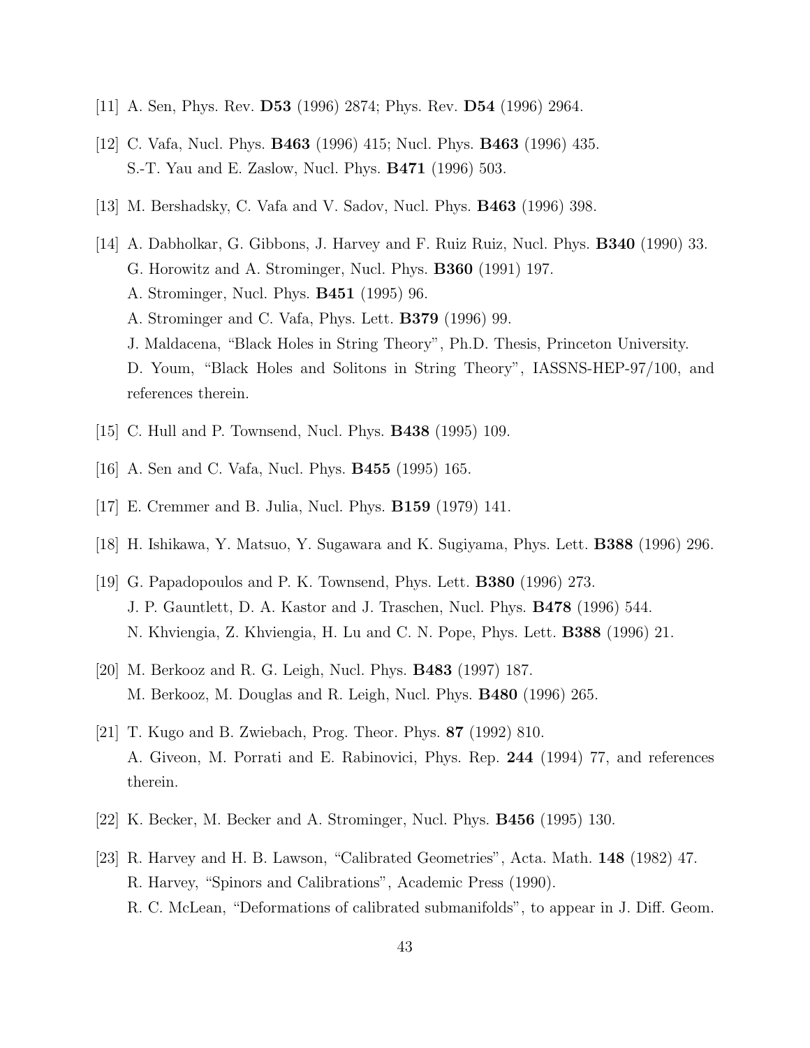[11] A. Sen, Phys. Rev. **D53** (1996) 2874; Phys. Rev. **D54** (1996) 2964.

[12] C. Vafa, Nucl. Phys. **B463** (1996) 415; Nucl. Phys. **B463** (1996) 435.
S.-T. Yau and E. Zaslow, Nucl. Phys. **B471** (1996) 503.

[13] M. Bershadsky, C. Vafa and V. Sadov, Nucl. Phys. **B463** (1996) 398.

[14] A. Dabholkar, G. Gibbons, J. Harvey and F. Ruiz Ruiz, Nucl. Phys. **B340** (1990) 33.
G. Horowitz and A. Strominger, Nucl. Phys. **B360** (1991) 197.
A. Strominger, Nucl. Phys. **B451** (1995) 96.
A. Strominger and C. Vafa, Phys. Lett. **B379** (1996) 99.
J. Maldacena, "Black Holes in String Theory", Ph.D. Thesis, Princeton University.
D. Youm, "Black Holes and Solitons in String Theory", IASSNS-HEP-97/100, and references therein.

[15] C. Hull and P. Townsend, Nucl. Phys. **B438** (1995) 109.

[16] A. Sen and C. Vafa, Nucl. Phys. **B455** (1995) 165.

[17] E. Cremmer and B. Julia, Nucl. Phys. **B159** (1979) 141.

[18] H. Ishikawa, Y. Matsuo, Y. Sugawara and K. Sugiyama, Phys. Lett. **B388** (1996) 296.

[19] G. Papadopoulos and P. K. Townsend, Phys. Lett. **B380** (1996) 273.
J. P. Gauntlett, D. A. Kastor and J. Traschen, Nucl. Phys. **B478** (1996) 544.
N. Khviengia, Z. Khviengia, H. Lu and C. N. Pope, Phys. Lett. **B388** (1996) 21.

[20] M. Berkooz and R. G. Leigh, Nucl. Phys. **B483** (1997) 187.
M. Berkooz, M. Douglas and R. Leigh, Nucl. Phys. **B480** (1996) 265.

[21] T. Kugo and B. Zwiebach, Prog. Theor. Phys. **87** (1992) 810.
A. Giveon, M. Porrati and E. Rabinovici, Phys. Rep. **244** (1994) 77, and references therein.

[22] K. Becker, M. Becker and A. Strominger, Nucl. Phys. **B456** (1995) 130.

[23] R. Harvey and H. B. Lawson, "Calibrated Geometries", Acta. Math. **148** (1982) 47.
R. Harvey, "Spinors and Calibrations", Academic Press (1990).
R. C. McLean, "Deformations of calibrated submanifolds", to appear in J. Diff. Geom.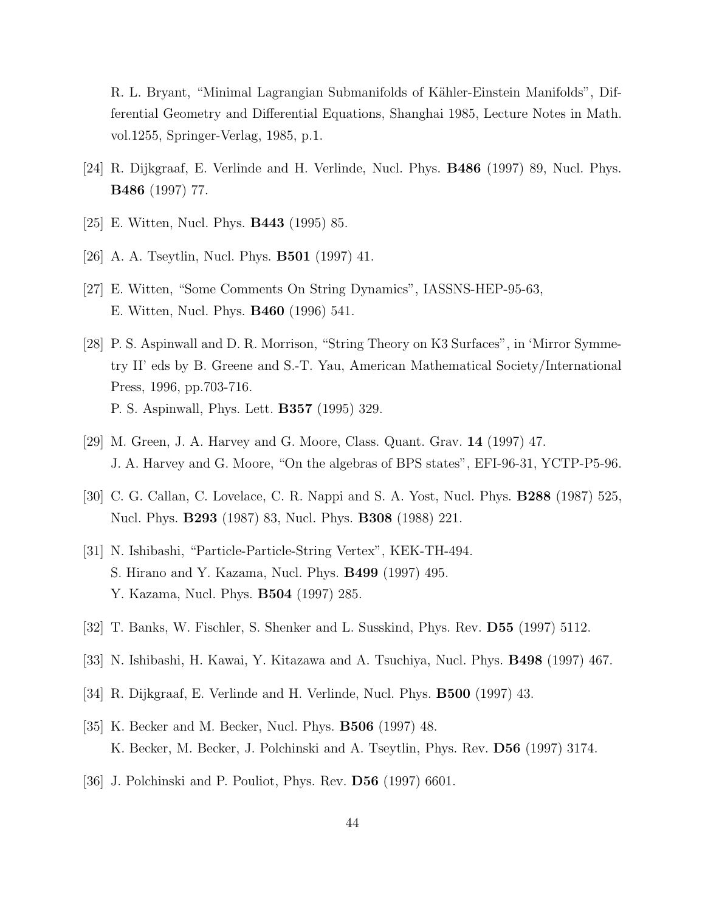R. L. Bryant, "Minimal Lagrangian Submanifolds of Kähler-Einstein Manifolds", Differential Geometry and Differential Equations, Shanghai 1985, Lecture Notes in Math. vol.1255, Springer-Verlag, 1985, p.1.

[24] R. Dijkgraaf, E. Verlinde and H. Verlinde, Nucl. Phys. **B486** (1997) 89, Nucl. Phys. **B486** (1997) 77.

[25] E. Witten, Nucl. Phys. **B443** (1995) 85.

[26] A. A. Tseytlin, Nucl. Phys. **B501** (1997) 41.

[27] E. Witten, "Some Comments On String Dynamics", IASSNS-HEP-95-63,
E. Witten, Nucl. Phys. **B460** (1996) 541.

[28] P. S. Aspinwall and D. R. Morrison, "String Theory on K3 Surfaces", in 'Mirror Symmetry II' eds by B. Greene and S.-T. Yau, American Mathematical Society/International Press, 1996, pp.703-716.
P. S. Aspinwall, Phys. Lett. **B357** (1995) 329.

[29] M. Green, J. A. Harvey and G. Moore, Class. Quant. Grav. **14** (1997) 47.
J. A. Harvey and G. Moore, "On the algebras of BPS states", EFI-96-31, YCTP-P5-96.

[30] C. G. Callan, C. Lovelace, C. R. Nappi and S. A. Yost, Nucl. Phys. **B288** (1987) 525, Nucl. Phys. **B293** (1987) 83, Nucl. Phys. **B308** (1988) 221.

[31] N. Ishibashi, "Particle-Particle-String Vertex", KEK-TH-494.
S. Hirano and Y. Kazama, Nucl. Phys. **B499** (1997) 495.
Y. Kazama, Nucl. Phys. **B504** (1997) 285.

[32] T. Banks, W. Fischler, S. Shenker and L. Susskind, Phys. Rev. **D55** (1997) 5112.

[33] N. Ishibashi, H. Kawai, Y. Kitazawa and A. Tsuchiya, Nucl. Phys. **B498** (1997) 467.

[34] R. Dijkgraaf, E. Verlinde and H. Verlinde, Nucl. Phys. **B500** (1997) 43.

[35] K. Becker and M. Becker, Nucl. Phys. **B506** (1997) 48.
K. Becker, M. Becker, J. Polchinski and A. Tseytlin, Phys. Rev. **D56** (1997) 3174.

[36] J. Polchinski and P. Pouliot, Phys. Rev. **D56** (1997) 6601.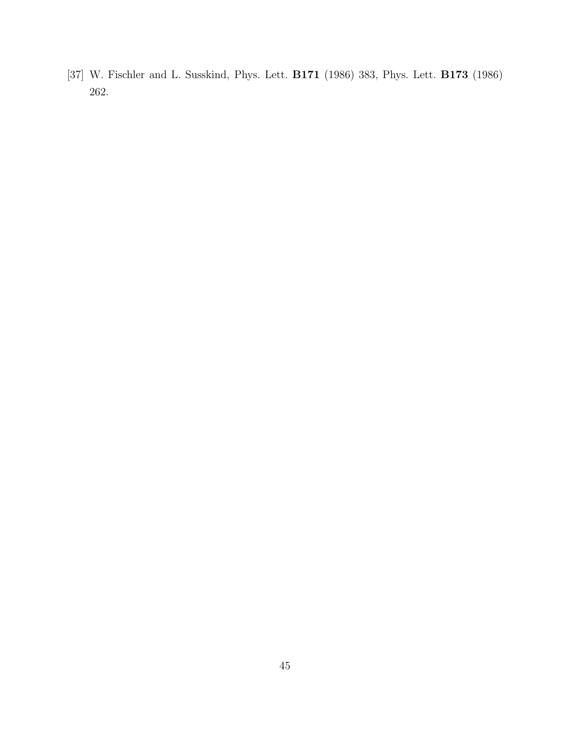[37] W. Fischler and L. Susskind, Phys. Lett. **B171** (1986) 383, Phys. Lett. **B173** (1986) 262.